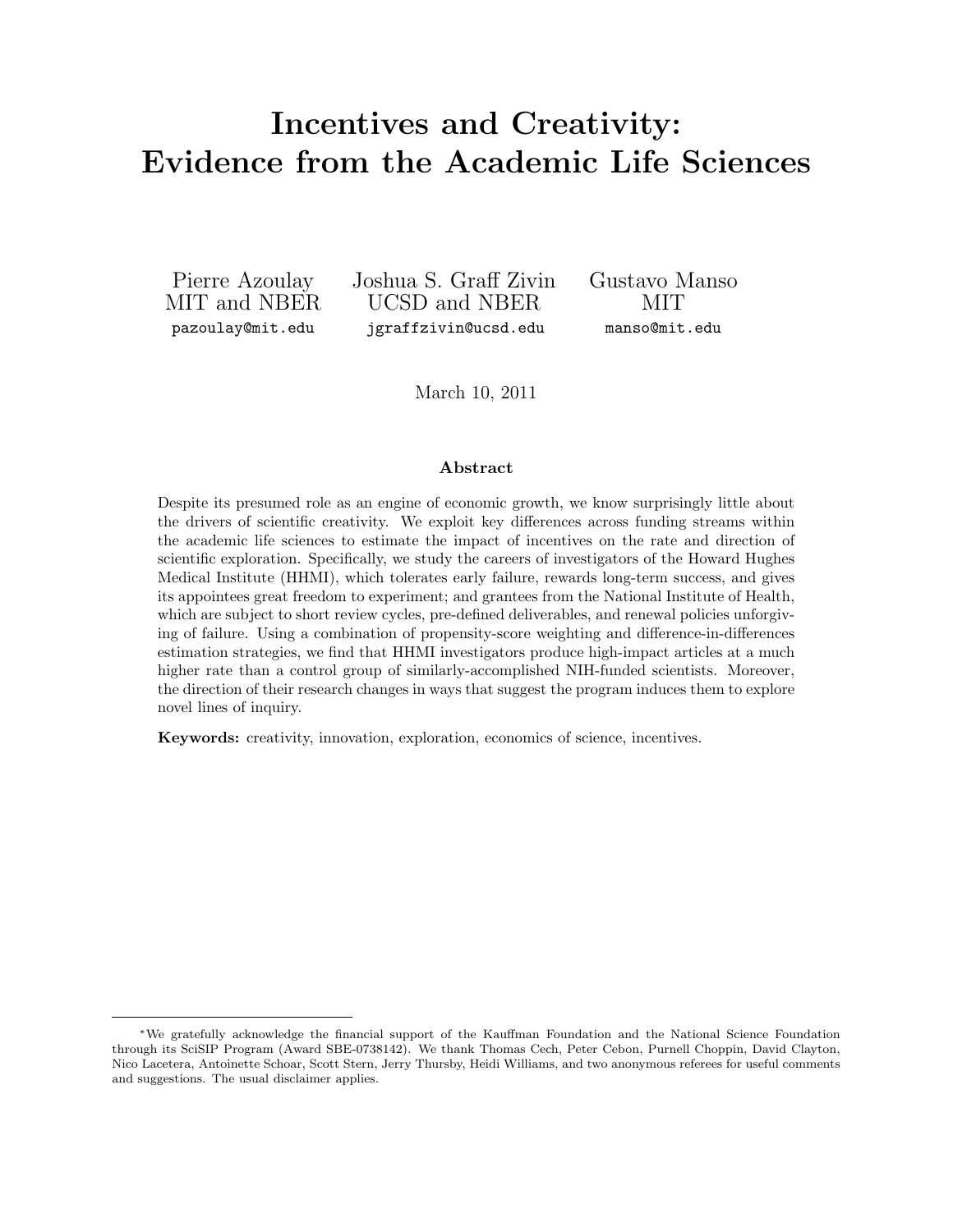# Incentives and Creativity: Evidence from the Academic Life Sciences

Pierre Azoulay
MIT and NBER
pazoulay@mit.edu

Joshua S. Graff Zivin
UCSD and NBER
jgraffzivin@ucsd.edu

Gustavo Manso
MIT
manso@mit.edu

March 10, 2011

### Abstract

Despite its presumed role as an engine of economic growth, we know surprisingly little about the drivers of scientific creativity. We exploit key differences across funding streams within the academic life sciences to estimate the impact of incentives on the rate and direction of scientific exploration. Specifically, we study the careers of investigators of the Howard Hughes Medical Institute (HHMI), which tolerates early failure, rewards long-term success, and gives its appointees great freedom to experiment; and grantees from the National Institute of Health, which are subject to short review cycles, pre-defined deliverables, and renewal policies unforgiving of failure. Using a combination of propensity-score weighting and difference-in-differences estimation strategies, we find that HHMI investigators produce high-impact articles at a much higher rate than a control group of similarly-accomplished NIH-funded scientists. Moreover, the direction of their research changes in ways that suggest the program induces them to explore novel lines of inquiry.

**Keywords:** creativity, innovation, exploration, economics of science, incentives.

---

*We gratefully acknowledge the financial support of the Kauffman Foundation and the National Science Foundation through its SciSIP Program (Award SBE-0738142). We thank Thomas Cech, Peter Cebon, Purnell Choppin, David Clayton, Nico Lacetera, Antoinette Schoar, Scott Stern, Jerry Thursby, Heidi Williams, and two anonymous referees for useful comments and suggestions. The usual disclaimer applies.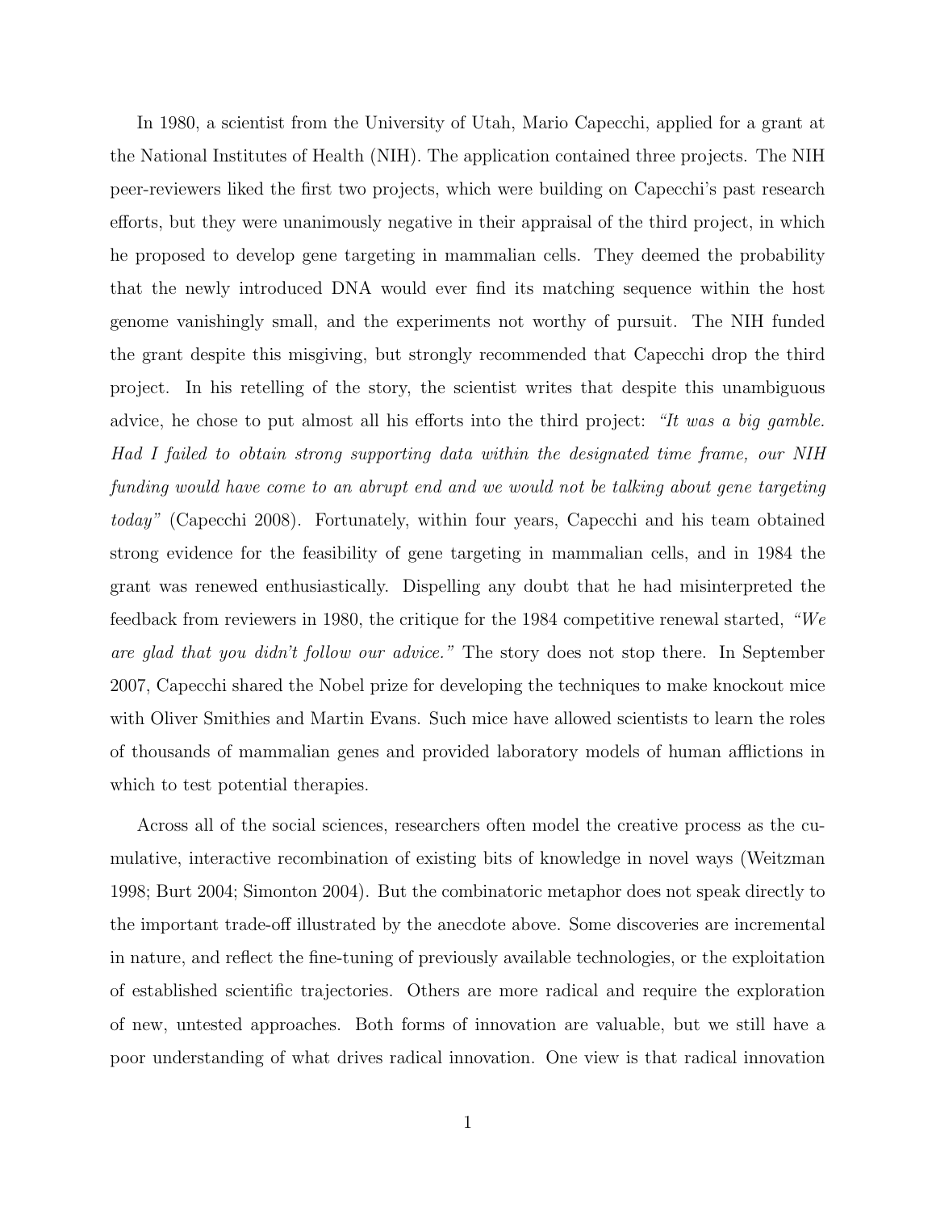In 1980, a scientist from the University of Utah, Mario Capecchi, applied for a grant at the National Institutes of Health (NIH). The application contained three projects. The NIH peer-reviewers liked the first two projects, which were building on Capecchi's past research efforts, but they were unanimously negative in their appraisal of the third project, in which he proposed to develop gene targeting in mammalian cells. They deemed the probability that the newly introduced DNA would ever find its matching sequence within the host genome vanishingly small, and the experiments not worthy of pursuit. The NIH funded the grant despite this misgiving, but strongly recommended that Capecchi drop the third project. In his retelling of the story, the scientist writes that despite this unambiguous advice, he chose to put almost all his efforts into the third project: *"It was a big gamble. Had I failed to obtain strong supporting data within the designated time frame, our NIH funding would have come to an abrupt end and we would not be talking about gene targeting today"* (Capecchi 2008). Fortunately, within four years, Capecchi and his team obtained strong evidence for the feasibility of gene targeting in mammalian cells, and in 1984 the grant was renewed enthusiastically. Dispelling any doubt that he had misinterpreted the feedback from reviewers in 1980, the critique for the 1984 competitive renewal started, *"We are glad that you didn't follow our advice."* The story does not stop there. In September 2007, Capecchi shared the Nobel prize for developing the techniques to make knockout mice with Oliver Smithies and Martin Evans. Such mice have allowed scientists to learn the roles of thousands of mammalian genes and provided laboratory models of human afflictions in which to test potential therapies.

Across all of the social sciences, researchers often model the creative process as the cumulative, interactive recombination of existing bits of knowledge in novel ways (Weitzman 1998; Burt 2004; Simonton 2004). But the combinatoric metaphor does not speak directly to the important trade-off illustrated by the anecdote above. Some discoveries are incremental in nature, and reflect the fine-tuning of previously available technologies, or the exploitation of established scientific trajectories. Others are more radical and require the exploration of new, untested approaches. Both forms of innovation are valuable, but we still have a poor understanding of what drives radical innovation. One view is that radical innovation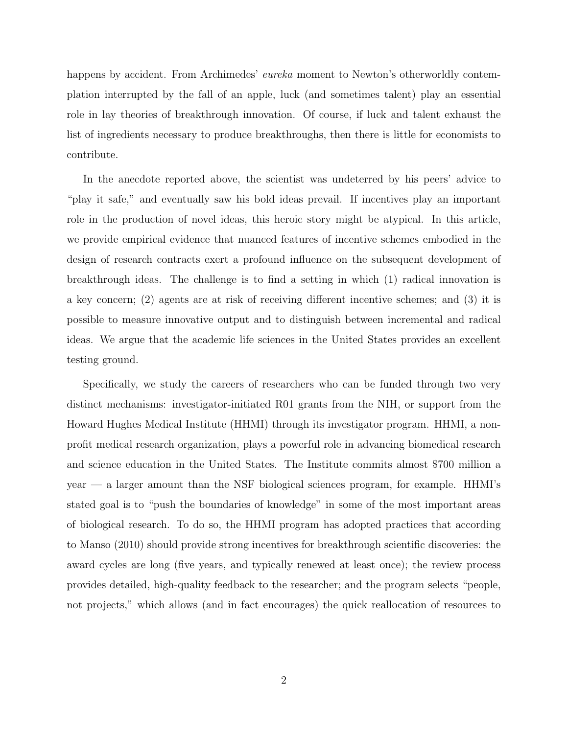happens by accident. From Archimedes' *eureka* moment to Newton's otherworldly contemplation interrupted by the fall of an apple, luck (and sometimes talent) play an essential role in lay theories of breakthrough innovation. Of course, if luck and talent exhaust the list of ingredients necessary to produce breakthroughs, then there is little for economists to contribute.

In the anecdote reported above, the scientist was undeterred by his peers' advice to "play it safe," and eventually saw his bold ideas prevail. If incentives play an important role in the production of novel ideas, this heroic story might be atypical. In this article, we provide empirical evidence that nuanced features of incentive schemes embodied in the design of research contracts exert a profound influence on the subsequent development of breakthrough ideas. The challenge is to find a setting in which (1) radical innovation is a key concern; (2) agents are at risk of receiving different incentive schemes; and (3) it is possible to measure innovative output and to distinguish between incremental and radical ideas. We argue that the academic life sciences in the United States provides an excellent testing ground.

Specifically, we study the careers of researchers who can be funded through two very distinct mechanisms: investigator-initiated R01 grants from the NIH, or support from the Howard Hughes Medical Institute (HHMI) through its investigator program. HHMI, a non-profit medical research organization, plays a powerful role in advancing biomedical research and science education in the United States. The Institute commits almost $700 million a year — a larger amount than the NSF biological sciences program, for example. HHMI's stated goal is to "push the boundaries of knowledge" in some of the most important areas of biological research. To do so, the HHMI program has adopted practices that according to Manso (2010) should provide strong incentives for breakthrough scientific discoveries: the award cycles are long (five years, and typically renewed at least once); the review process provides detailed, high-quality feedback to the researcher; and the program selects "people, not projects," which allows (and in fact encourages) the quick reallocation of resources to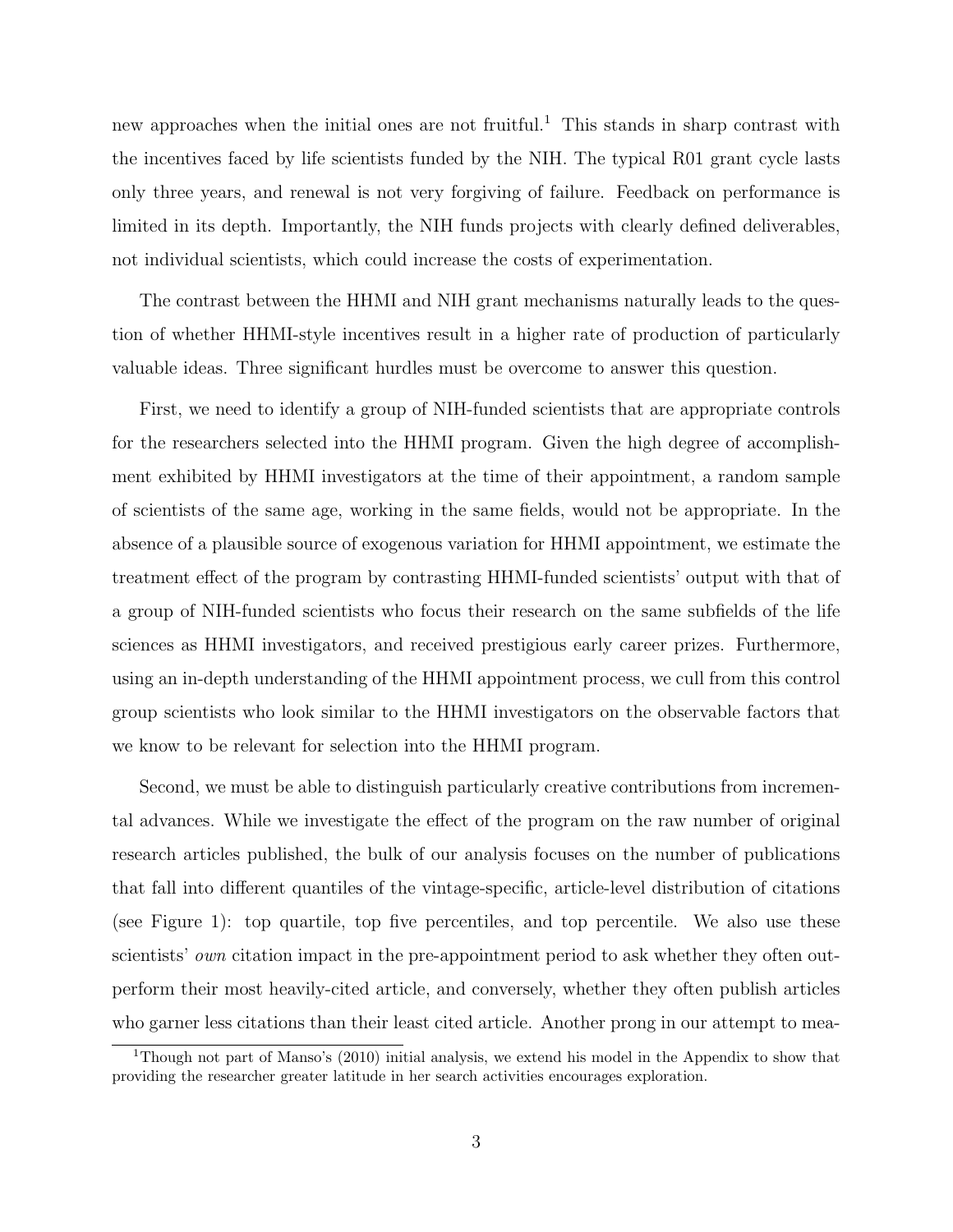new approaches when the initial ones are not fruitful.[1] This stands in sharp contrast with the incentives faced by life scientists funded by the NIH. The typical R01 grant cycle lasts only three years, and renewal is not very forgiving of failure. Feedback on performance is limited in its depth. Importantly, the NIH funds projects with clearly defined deliverables, not individual scientists, which could increase the costs of experimentation.

The contrast between the HHMI and NIH grant mechanisms naturally leads to the question of whether HHMI-style incentives result in a higher rate of production of particularly valuable ideas. Three significant hurdles must be overcome to answer this question.

First, we need to identify a group of NIH-funded scientists that are appropriate controls for the researchers selected into the HHMI program. Given the high degree of accomplishment exhibited by HHMI investigators at the time of their appointment, a random sample of scientists of the same age, working in the same fields, would not be appropriate. In the absence of a plausible source of exogenous variation for HHMI appointment, we estimate the treatment effect of the program by contrasting HHMI-funded scientists' output with that of a group of NIH-funded scientists who focus their research on the same subfields of the life sciences as HHMI investigators, and received prestigious early career prizes. Furthermore, using an in-depth understanding of the HHMI appointment process, we cull from this control group scientists who look similar to the HHMI investigators on the observable factors that we know to be relevant for selection into the HHMI program.

Second, we must be able to distinguish particularly creative contributions from incremental advances. While we investigate the effect of the program on the raw number of original research articles published, the bulk of our analysis focuses on the number of publications that fall into different quantiles of the vintage-specific, article-level distribution of citations (see Figure 1): top quartile, top five percentiles, and top percentile. We also use these scientists' *own* citation impact in the pre-appointment period to ask whether they often outperform their most heavily-cited article, and conversely, whether they often publish articles who garner less citations than their least cited article. Another prong in our attempt to mea-

[1] Though not part of Manso's (2010) initial analysis, we extend his model in the Appendix to show that providing the researcher greater latitude in her search activities encourages exploration.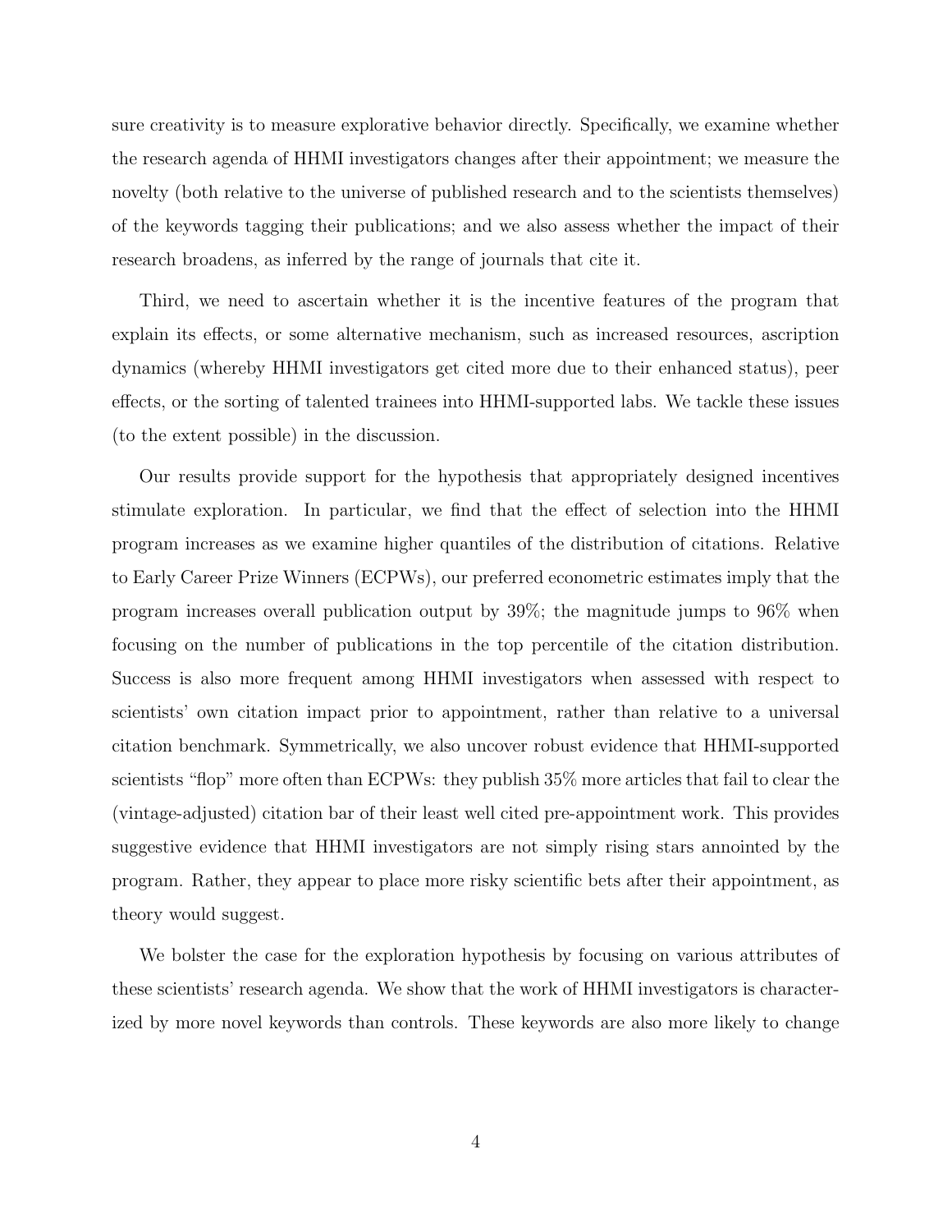sure creativity is to measure explorative behavior directly. Specifically, we examine whether the research agenda of HHMI investigators changes after their appointment; we measure the novelty (both relative to the universe of published research and to the scientists themselves) of the keywords tagging their publications; and we also assess whether the impact of their research broadens, as inferred by the range of journals that cite it.

Third, we need to ascertain whether it is the incentive features of the program that explain its effects, or some alternative mechanism, such as increased resources, ascription dynamics (whereby HHMI investigators get cited more due to their enhanced status), peer effects, or the sorting of talented trainees into HHMI-supported labs. We tackle these issues (to the extent possible) in the discussion.

Our results provide support for the hypothesis that appropriately designed incentives stimulate exploration. In particular, we find that the effect of selection into the HHMI program increases as we examine higher quantiles of the distribution of citations. Relative to Early Career Prize Winners (ECPWs), our preferred econometric estimates imply that the program increases overall publication output by 39%; the magnitude jumps to 96% when focusing on the number of publications in the top percentile of the citation distribution. Success is also more frequent among HHMI investigators when assessed with respect to scientists' own citation impact prior to appointment, rather than relative to a universal citation benchmark. Symmetrically, we also uncover robust evidence that HHMI-supported scientists "flop" more often than ECPWs: they publish 35% more articles that fail to clear the (vintage-adjusted) citation bar of their least well cited pre-appointment work. This provides suggestive evidence that HHMI investigators are not simply rising stars annointed by the program. Rather, they appear to place more risky scientific bets after their appointment, as theory would suggest.

We bolster the case for the exploration hypothesis by focusing on various attributes of these scientists' research agenda. We show that the work of HHMI investigators is characterized by more novel keywords than controls. These keywords are also more likely to change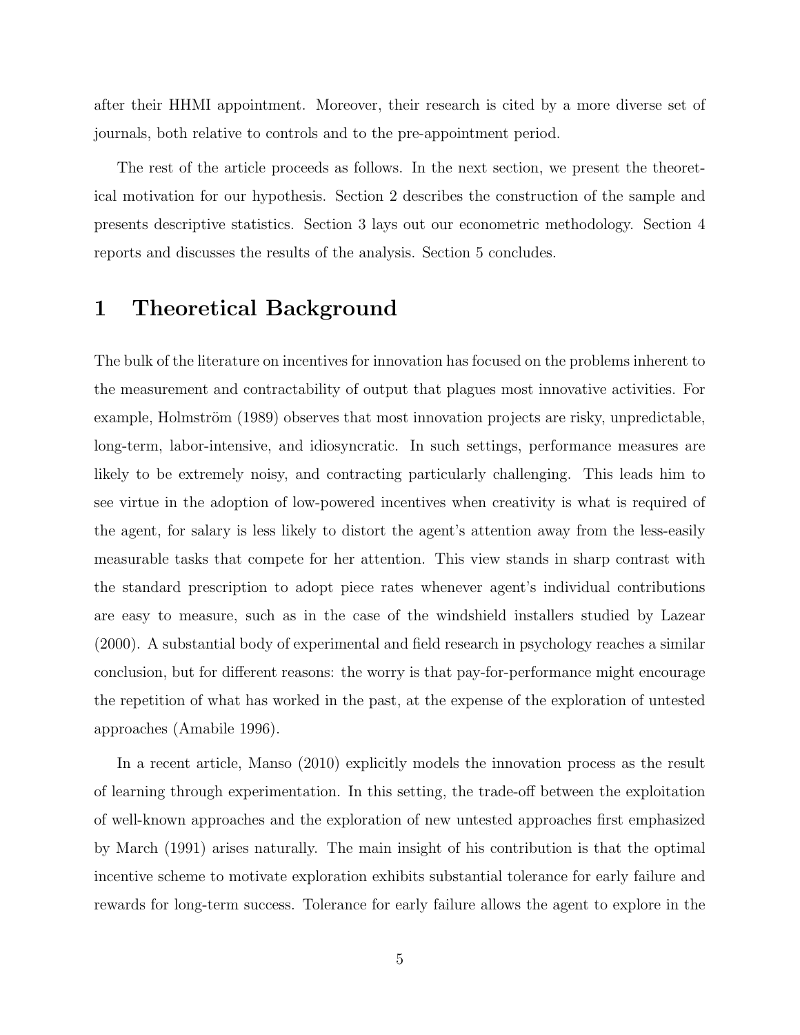after their HHMI appointment. Moreover, their research is cited by a more diverse set of journals, both relative to controls and to the pre-appointment period.

The rest of the article proceeds as follows. In the next section, we present the theoretical motivation for our hypothesis. Section 2 describes the construction of the sample and presents descriptive statistics. Section 3 lays out our econometric methodology. Section 4 reports and discusses the results of the analysis. Section 5 concludes.

# 1 Theoretical Background

The bulk of the literature on incentives for innovation has focused on the problems inherent to the measurement and contractability of output that plagues most innovative activities. For example, Holmström (1989) observes that most innovation projects are risky, unpredictable, long-term, labor-intensive, and idiosyncratic. In such settings, performance measures are likely to be extremely noisy, and contracting particularly challenging. This leads him to see virtue in the adoption of low-powered incentives when creativity is what is required of the agent, for salary is less likely to distort the agent's attention away from the less-easily measurable tasks that compete for her attention. This view stands in sharp contrast with the standard prescription to adopt piece rates whenever agent's individual contributions are easy to measure, such as in the case of the windshield installers studied by Lazear (2000). A substantial body of experimental and field research in psychology reaches a similar conclusion, but for different reasons: the worry is that pay-for-performance might encourage the repetition of what has worked in the past, at the expense of the exploration of untested approaches (Amabile 1996).

In a recent article, Manso (2010) explicitly models the innovation process as the result of learning through experimentation. In this setting, the trade-off between the exploitation of well-known approaches and the exploration of new untested approaches first emphasized by March (1991) arises naturally. The main insight of his contribution is that the optimal incentive scheme to motivate exploration exhibits substantial tolerance for early failure and rewards for long-term success. Tolerance for early failure allows the agent to explore in the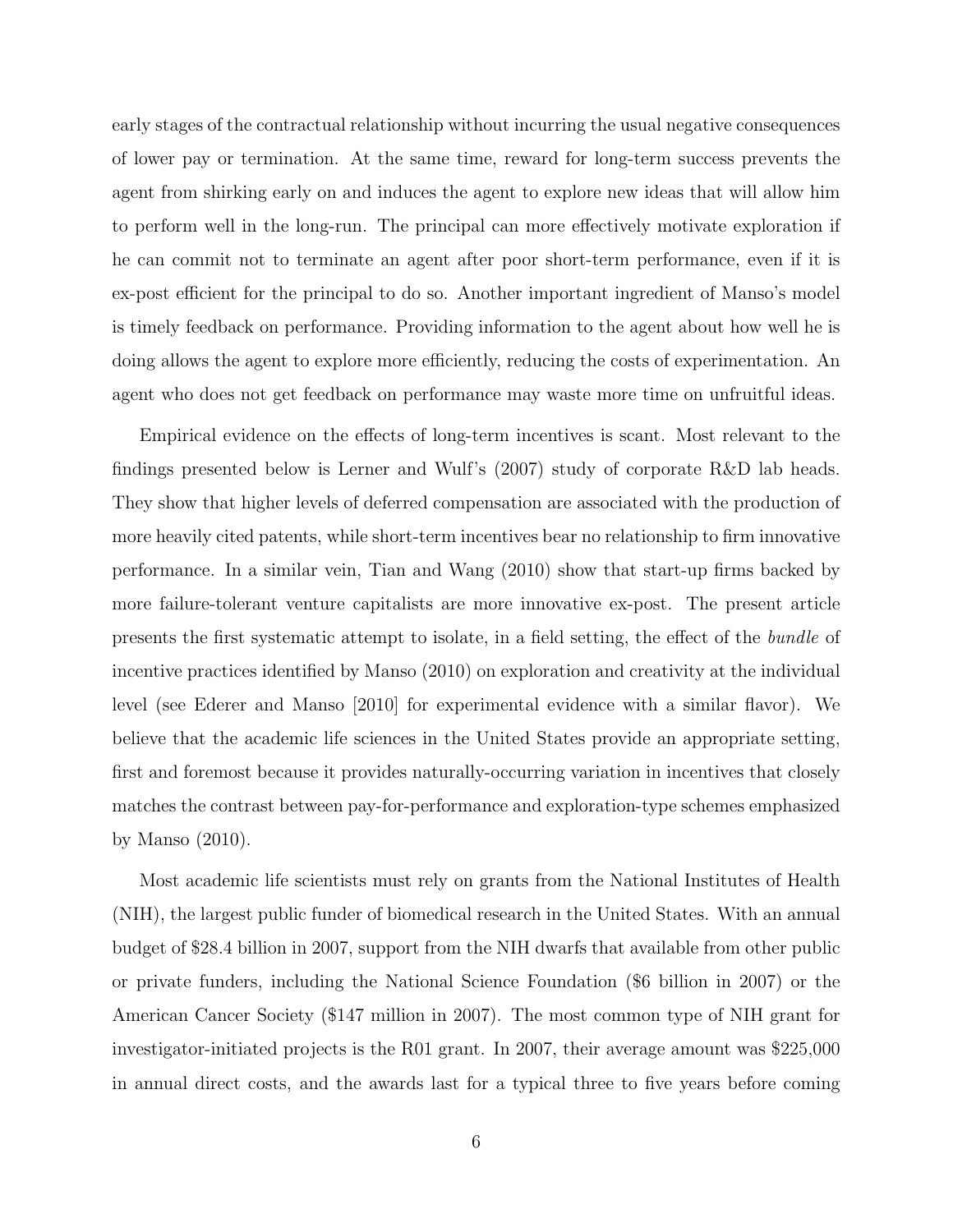early stages of the contractual relationship without incurring the usual negative consequences of lower pay or termination. At the same time, reward for long-term success prevents the agent from shirking early on and induces the agent to explore new ideas that will allow him to perform well in the long-run. The principal can more effectively motivate exploration if he can commit not to terminate an agent after poor short-term performance, even if it is ex-post efficient for the principal to do so. Another important ingredient of Manso's model is timely feedback on performance. Providing information to the agent about how well he is doing allows the agent to explore more efficiently, reducing the costs of experimentation. An agent who does not get feedback on performance may waste more time on unfruitful ideas.

Empirical evidence on the effects of long-term incentives is scant. Most relevant to the findings presented below is Lerner and Wulf's (2007) study of corporate R&D lab heads. They show that higher levels of deferred compensation are associated with the production of more heavily cited patents, while short-term incentives bear no relationship to firm innovative performance. In a similar vein, Tian and Wang (2010) show that start-up firms backed by more failure-tolerant venture capitalists are more innovative ex-post. The present article presents the first systematic attempt to isolate, in a field setting, the effect of the *bundle* of incentive practices identified by Manso (2010) on exploration and creativity at the individual level (see Ederer and Manso [2010] for experimental evidence with a similar flavor). We believe that the academic life sciences in the United States provide an appropriate setting, first and foremost because it provides naturally-occurring variation in incentives that closely matches the contrast between pay-for-performance and exploration-type schemes emphasized by Manso (2010).

Most academic life scientists must rely on grants from the National Institutes of Health (NIH), the largest public funder of biomedical research in the United States. With an annual budget of $28.4 billion in 2007, support from the NIH dwarfs that available from other public or private funders, including the National Science Foundation ($6 billion in 2007) or the American Cancer Society ($147 million in 2007). The most common type of NIH grant for investigator-initiated projects is the R01 grant. In 2007, their average amount was $225,000 in annual direct costs, and the awards last for a typical three to five years before coming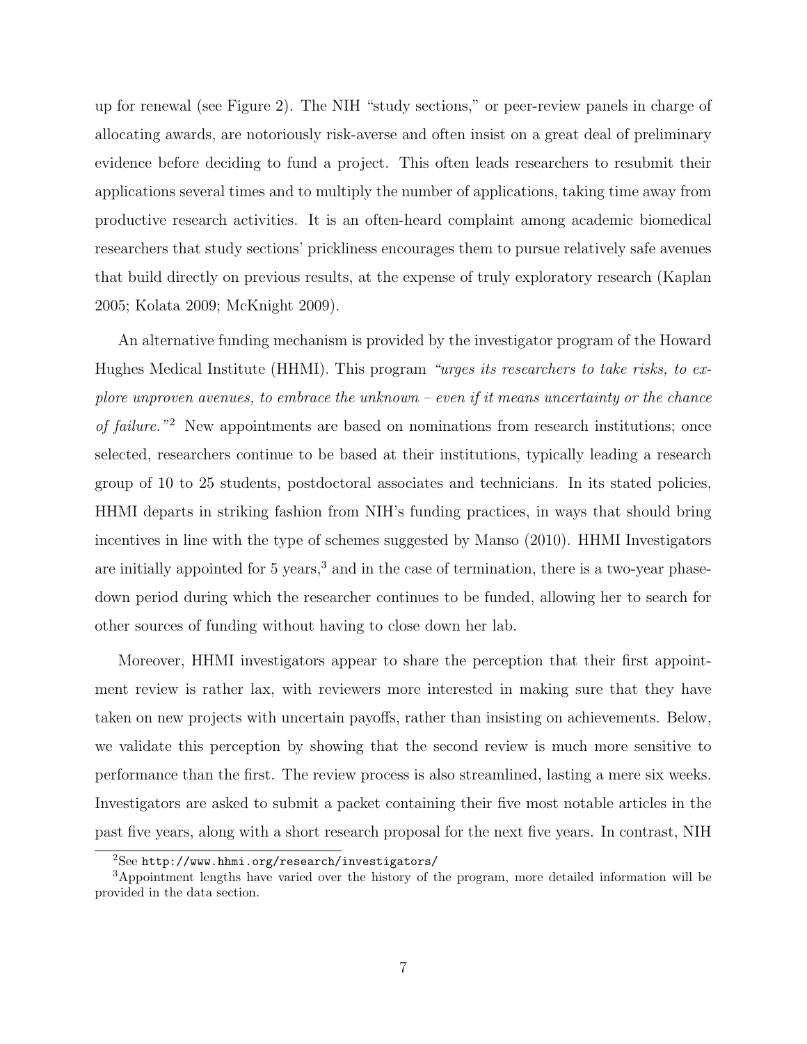up for renewal (see Figure 2). The NIH "study sections," or peer-review panels in charge of allocating awards, are notoriously risk-averse and often insist on a great deal of preliminary evidence before deciding to fund a project. This often leads researchers to resubmit their applications several times and to multiply the number of applications, taking time away from productive research activities. It is an often-heard complaint among academic biomedical researchers that study sections' prickliness encourages them to pursue relatively safe avenues that build directly on previous results, at the expense of truly exploratory research (Kaplan 2005; Kolata 2009; McKnight 2009).

An alternative funding mechanism is provided by the investigator program of the Howard Hughes Medical Institute (HHMI). This program *"urges its researchers to take risks, to explore unproven avenues, to embrace the unknown – even if it means uncertainty or the chance of failure."*[2] New appointments are based on nominations from research institutions; once selected, researchers continue to be based at their institutions, typically leading a research group of 10 to 25 students, postdoctoral associates and technicians. In its stated policies, HHMI departs in striking fashion from NIH's funding practices, in ways that should bring incentives in line with the type of schemes suggested by Manso (2010). HHMI Investigators are initially appointed for 5 years,[3] and in the case of termination, there is a two-year phase-down period during which the researcher continues to be funded, allowing her to search for other sources of funding without having to close down her lab.

Moreover, HHMI investigators appear to share the perception that their first appointment review is rather lax, with reviewers more interested in making sure that they have taken on new projects with uncertain payoffs, rather than insisting on achievements. Below, we validate this perception by showing that the second review is much more sensitive to performance than the first. The review process is also streamlined, lasting a mere six weeks. Investigators are asked to submit a packet containing their five most notable articles in the past five years, along with a short research proposal for the next five years. In contrast, NIH

[2] See http://www.hhmi.org/research/investigators/

[3] Appointment lengths have varied over the history of the program, more detailed information will be provided in the data section.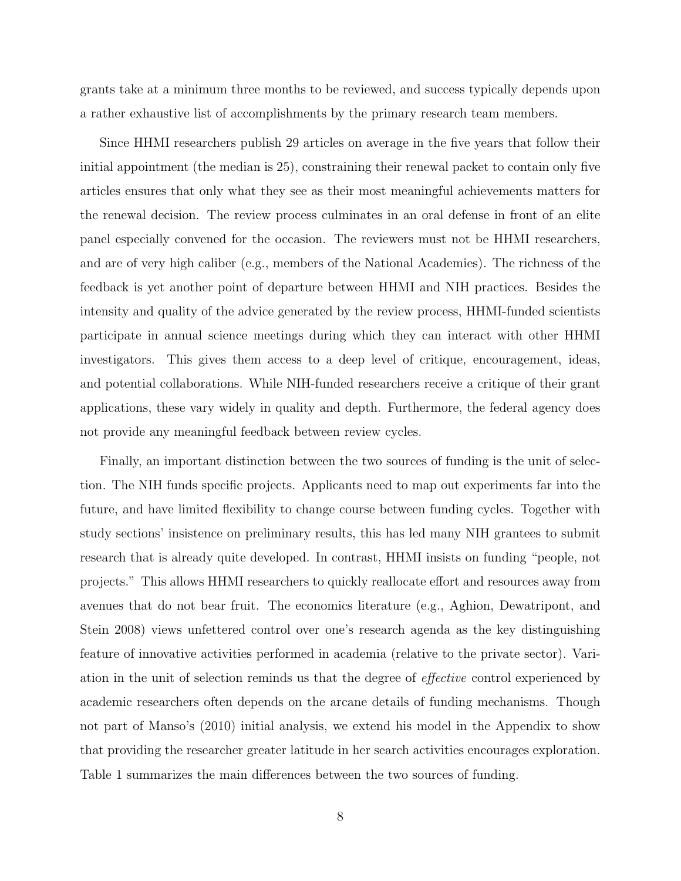grants take at a minimum three months to be reviewed, and success typically depends upon a rather exhaustive list of accomplishments by the primary research team members.

Since HHMI researchers publish 29 articles on average in the five years that follow their initial appointment (the median is 25), constraining their renewal packet to contain only five articles ensures that only what they see as their most meaningful achievements matters for the renewal decision. The review process culminates in an oral defense in front of an elite panel especially convened for the occasion. The reviewers must not be HHMI researchers, and are of very high caliber (e.g., members of the National Academies). The richness of the feedback is yet another point of departure between HHMI and NIH practices. Besides the intensity and quality of the advice generated by the review process, HHMI-funded scientists participate in annual science meetings during which they can interact with other HHMI investigators. This gives them access to a deep level of critique, encouragement, ideas, and potential collaborations. While NIH-funded researchers receive a critique of their grant applications, these vary widely in quality and depth. Furthermore, the federal agency does not provide any meaningful feedback between review cycles.

Finally, an important distinction between the two sources of funding is the unit of selection. The NIH funds specific projects. Applicants need to map out experiments far into the future, and have limited flexibility to change course between funding cycles. Together with study sections' insistence on preliminary results, this has led many NIH grantees to submit research that is already quite developed. In contrast, HHMI insists on funding "people, not projects." This allows HHMI researchers to quickly reallocate effort and resources away from avenues that do not bear fruit. The economics literature (e.g., Aghion, Dewatripont, and Stein 2008) views unfettered control over one's research agenda as the key distinguishing feature of innovative activities performed in academia (relative to the private sector). Variation in the unit of selection reminds us that the degree of *effective* control experienced by academic researchers often depends on the arcane details of funding mechanisms. Though not part of Manso's (2010) initial analysis, we extend his model in the Appendix to show that providing the researcher greater latitude in her search activities encourages exploration. Table 1 summarizes the main differences between the two sources of funding.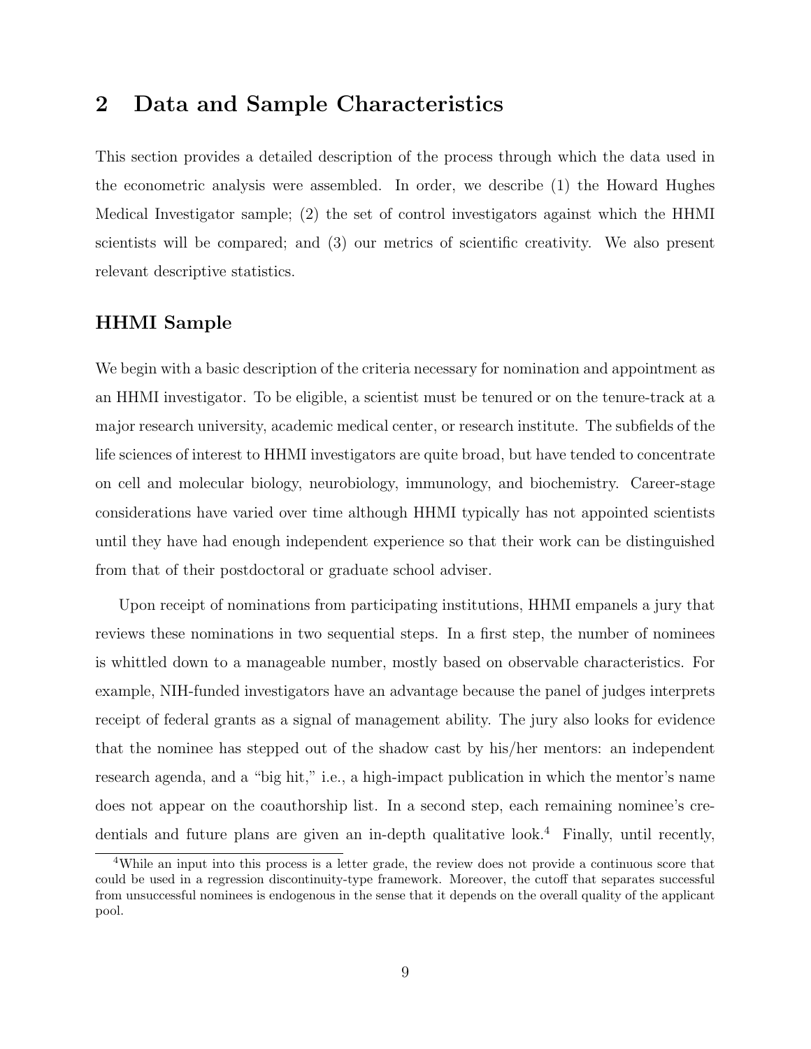## 2 Data and Sample Characteristics

This section provides a detailed description of the process through which the data used in the econometric analysis were assembled. In order, we describe (1) the Howard Hughes Medical Investigator sample; (2) the set of control investigators against which the HHMI scientists will be compared; and (3) our metrics of scientific creativity. We also present relevant descriptive statistics.

### HHMI Sample

We begin with a basic description of the criteria necessary for nomination and appointment as an HHMI investigator. To be eligible, a scientist must be tenured or on the tenure-track at a major research university, academic medical center, or research institute. The subfields of the life sciences of interest to HHMI investigators are quite broad, but have tended to concentrate on cell and molecular biology, neurobiology, immunology, and biochemistry. Career-stage considerations have varied over time although HHMI typically has not appointed scientists until they have had enough independent experience so that their work can be distinguished from that of their postdoctoral or graduate school adviser.

Upon receipt of nominations from participating institutions, HHMI empanels a jury that reviews these nominations in two sequential steps. In a first step, the number of nominees is whittled down to a manageable number, mostly based on observable characteristics. For example, NIH-funded investigators have an advantage because the panel of judges interprets receipt of federal grants as a signal of management ability. The jury also looks for evidence that the nominee has stepped out of the shadow cast by his/her mentors: an independent research agenda, and a "big hit," i.e., a high-impact publication in which the mentor's name does not appear on the coauthorship list. In a second step, each remaining nominee's credentials and future plans are given an in-depth qualitative look.[4] Finally, until recently,

[4]While an input into this process is a letter grade, the review does not provide a continuous score that could be used in a regression discontinuity-type framework. Moreover, the cutoff that separates successful from unsuccessful nominees is endogenous in the sense that it depends on the overall quality of the applicant pool.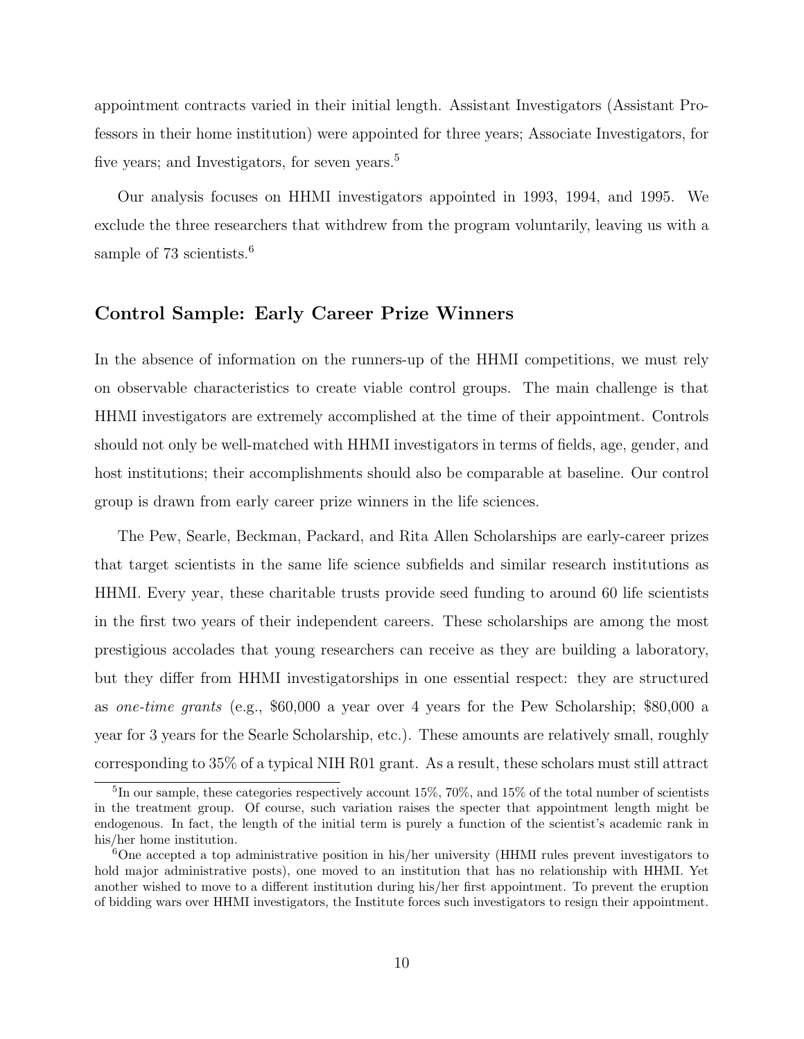appointment contracts varied in their initial length. Assistant Investigators (Assistant Professors in their home institution) were appointed for three years; Associate Investigators, for five years; and Investigators, for seven years.[5]

Our analysis focuses on HHMI investigators appointed in 1993, 1994, and 1995. We exclude the three researchers that withdrew from the program voluntarily, leaving us with a sample of 73 scientists.[6]

### Control Sample: Early Career Prize Winners

In the absence of information on the runners-up of the HHMI competitions, we must rely on observable characteristics to create viable control groups. The main challenge is that HHMI investigators are extremely accomplished at the time of their appointment. Controls should not only be well-matched with HHMI investigators in terms of fields, age, gender, and host institutions; their accomplishments should also be comparable at baseline. Our control group is drawn from early career prize winners in the life sciences.

The Pew, Searle, Beckman, Packard, and Rita Allen Scholarships are early-career prizes that target scientists in the same life science subfields and similar research institutions as HHMI. Every year, these charitable trusts provide seed funding to around 60 life scientists in the first two years of their independent careers. These scholarships are among the most prestigious accolades that young researchers can receive as they are building a laboratory, but they differ from HHMI investigatorships in one essential respect: they are structured as *one-time grants* (e.g., \$60,000 a year over 4 years for the Pew Scholarship; \$80,000 a year for 3 years for the Searle Scholarship, etc.). These amounts are relatively small, roughly corresponding to 35% of a typical NIH R01 grant. As a result, these scholars must still attract

[5] In our sample, these categories respectively account 15%, 70%, and 15% of the total number of scientists in the treatment group. Of course, such variation raises the specter that appointment length might be endogenous. In fact, the length of the initial term is purely a function of the scientist's academic rank in his/her home institution.

[6] One accepted a top administrative position in his/her university (HHMI rules prevent investigators to hold major administrative posts), one moved to an institution that has no relationship with HHMI. Yet another wished to move to a different institution during his/her first appointment. To prevent the eruption of bidding wars over HHMI investigators, the Institute forces such investigators to resign their appointment.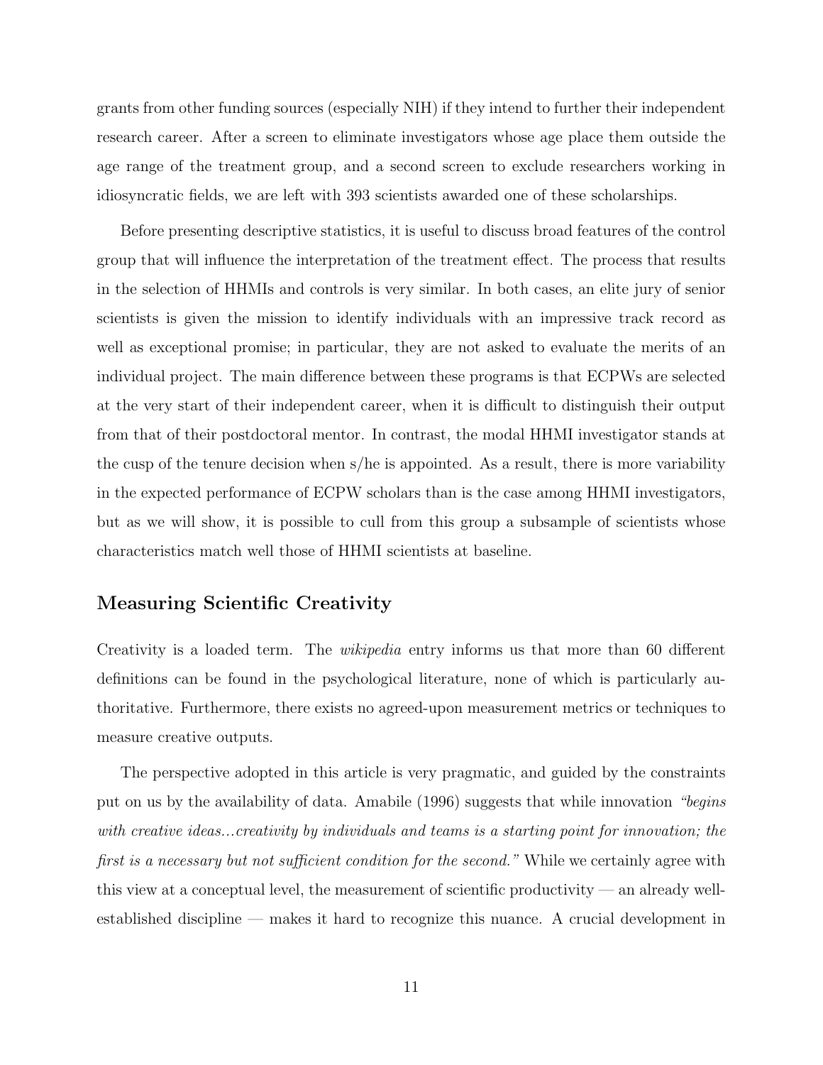grants from other funding sources (especially NIH) if they intend to further their independent research career. After a screen to eliminate investigators whose age place them outside the age range of the treatment group, and a second screen to exclude researchers working in idiosyncratic fields, we are left with 393 scientists awarded one of these scholarships.

Before presenting descriptive statistics, it is useful to discuss broad features of the control group that will influence the interpretation of the treatment effect. The process that results in the selection of HHMIs and controls is very similar. In both cases, an elite jury of senior scientists is given the mission to identify individuals with an impressive track record as well as exceptional promise; in particular, they are not asked to evaluate the merits of an individual project. The main difference between these programs is that ECPWs are selected at the very start of their independent career, when it is difficult to distinguish their output from that of their postdoctoral mentor. In contrast, the modal HHMI investigator stands at the cusp of the tenure decision when s/he is appointed. As a result, there is more variability in the expected performance of ECPW scholars than is the case among HHMI investigators, but as we will show, it is possible to cull from this group a subsample of scientists whose characteristics match well those of HHMI scientists at baseline.

## Measuring Scientific Creativity

Creativity is a loaded term. The *wikipedia* entry informs us that more than 60 different definitions can be found in the psychological literature, none of which is particularly authoritative. Furthermore, there exists no agreed-upon measurement metrics or techniques to measure creative outputs.

The perspective adopted in this article is very pragmatic, and guided by the constraints put on us by the availability of data. Amabile (1996) suggests that while innovation *"begins with creative ideas...creativity by individuals and teams is a starting point for innovation; the first is a necessary but not sufficient condition for the second."* While we certainly agree with this view at a conceptual level, the measurement of scientific productivity — an already well-established discipline — makes it hard to recognize this nuance. A crucial development in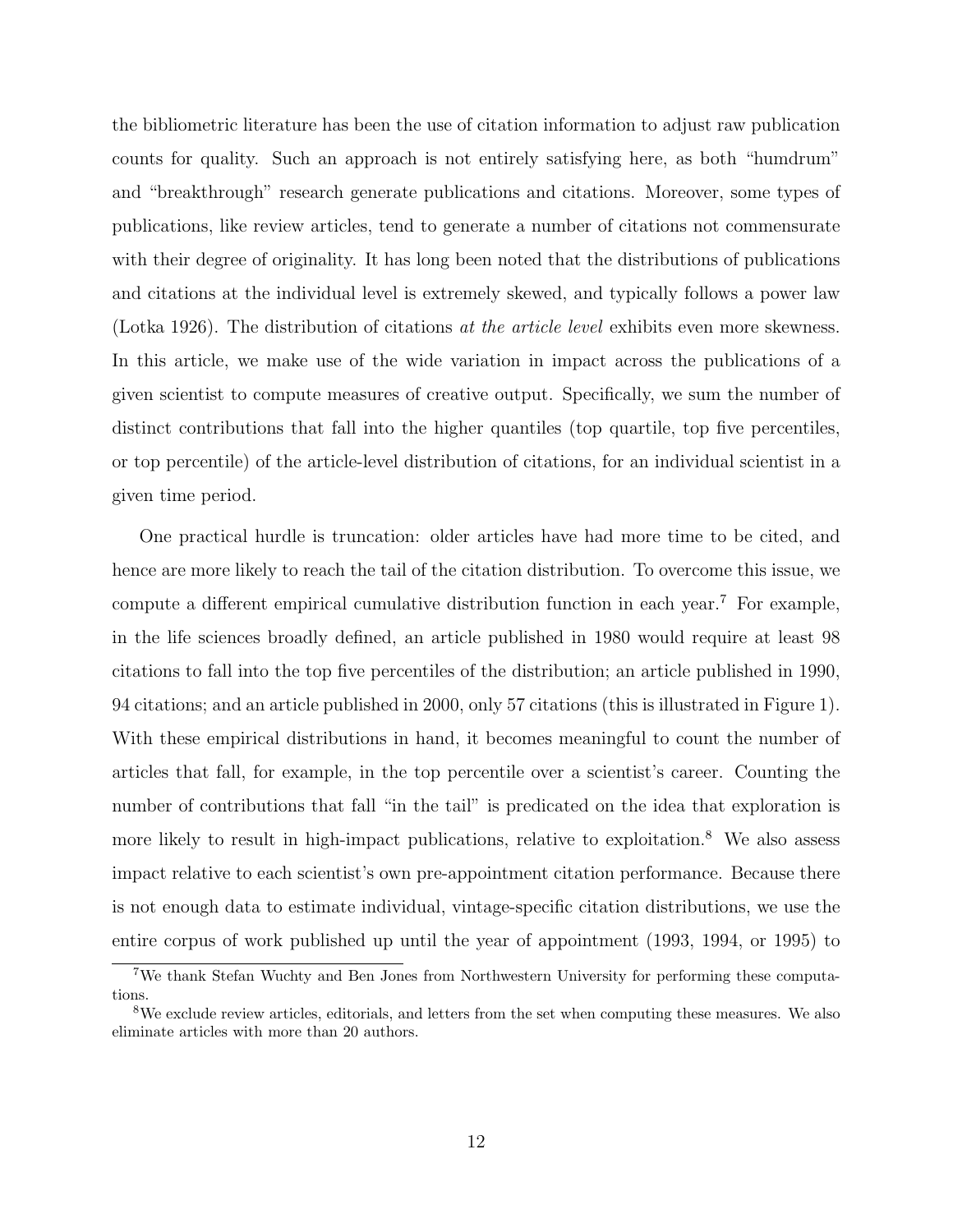the bibliometric literature has been the use of citation information to adjust raw publication counts for quality. Such an approach is not entirely satisfying here, as both "humdrum" and "breakthrough" research generate publications and citations. Moreover, some types of publications, like review articles, tend to generate a number of citations not commensurate with their degree of originality. It has long been noted that the distributions of publications and citations at the individual level is extremely skewed, and typically follows a power law (Lotka 1926). The distribution of citations *at the article level* exhibits even more skewness. In this article, we make use of the wide variation in impact across the publications of a given scientist to compute measures of creative output. Specifically, we sum the number of distinct contributions that fall into the higher quantiles (top quartile, top five percentiles, or top percentile) of the article-level distribution of citations, for an individual scientist in a given time period.

One practical hurdle is truncation: older articles have had more time to be cited, and hence are more likely to reach the tail of the citation distribution. To overcome this issue, we compute a different empirical cumulative distribution function in each year.[7] For example, in the life sciences broadly defined, an article published in 1980 would require at least 98 citations to fall into the top five percentiles of the distribution; an article published in 1990, 94 citations; and an article published in 2000, only 57 citations (this is illustrated in Figure 1). With these empirical distributions in hand, it becomes meaningful to count the number of articles that fall, for example, in the top percentile over a scientist's career. Counting the number of contributions that fall "in the tail" is predicated on the idea that exploration is more likely to result in high-impact publications, relative to exploitation.[8] We also assess impact relative to each scientist's own pre-appointment citation performance. Because there is not enough data to estimate individual, vintage-specific citation distributions, we use the entire corpus of work published up until the year of appointment (1993, 1994, or 1995) to

[7] We thank Stefan Wuchty and Ben Jones from Northwestern University for performing these computations.

[8] We exclude review articles, editorials, and letters from the set when computing these measures. We also eliminate articles with more than 20 authors.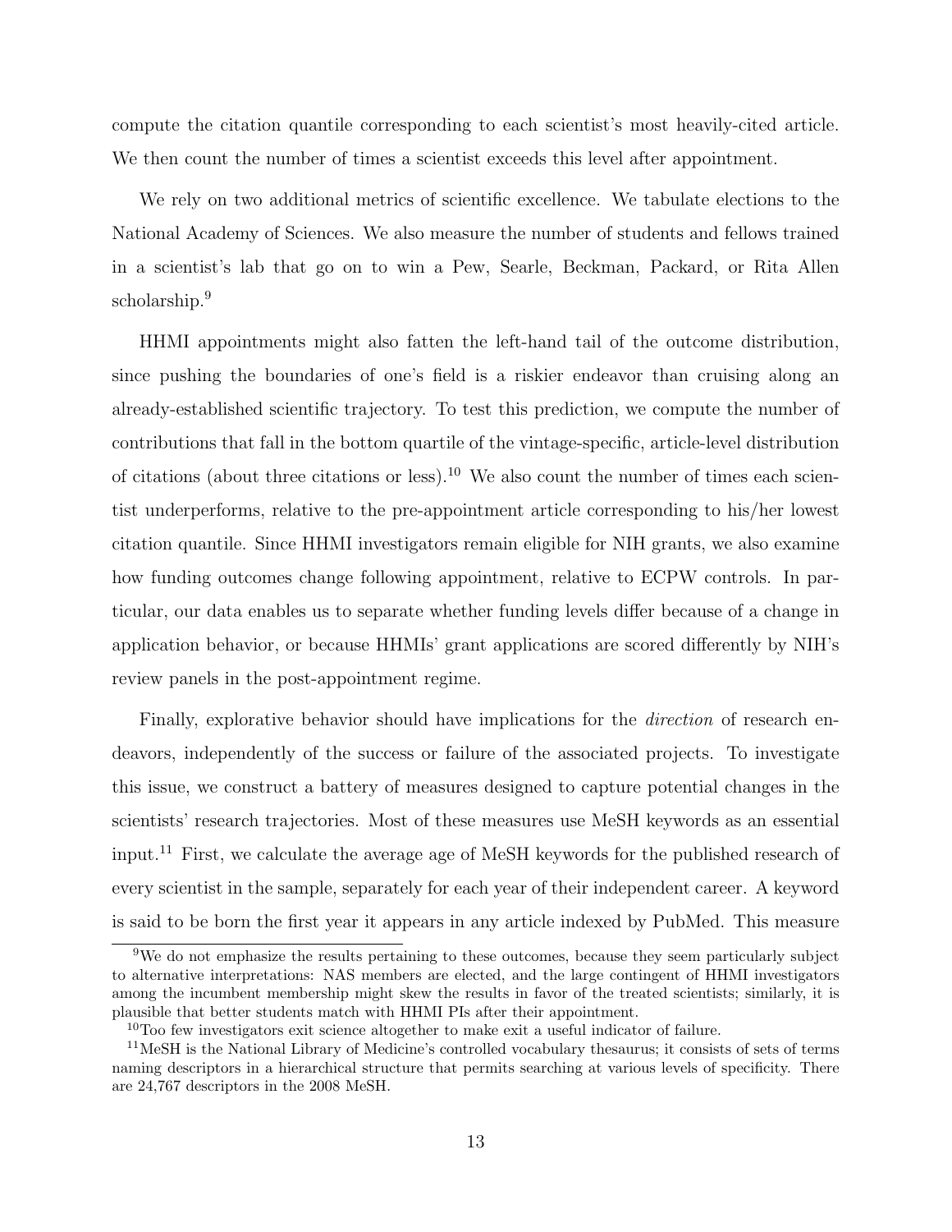compute the citation quantile corresponding to each scientist's most heavily-cited article. We then count the number of times a scientist exceeds this level after appointment.

We rely on two additional metrics of scientific excellence. We tabulate elections to the National Academy of Sciences. We also measure the number of students and fellows trained in a scientist's lab that go on to win a Pew, Searle, Beckman, Packard, or Rita Allen scholarship.[9]

HHMI appointments might also fatten the left-hand tail of the outcome distribution, since pushing the boundaries of one's field is a riskier endeavor than cruising along an already-established scientific trajectory. To test this prediction, we compute the number of contributions that fall in the bottom quartile of the vintage-specific, article-level distribution of citations (about three citations or less).[10] We also count the number of times each scientist underperforms, relative to the pre-appointment article corresponding to his/her lowest citation quantile. Since HHMI investigators remain eligible for NIH grants, we also examine how funding outcomes change following appointment, relative to ECPW controls. In particular, our data enables us to separate whether funding levels differ because of a change in application behavior, or because HHMIs' grant applications are scored differently by NIH's review panels in the post-appointment regime.

Finally, explorative behavior should have implications for the *direction* of research endeavors, independently of the success or failure of the associated projects. To investigate this issue, we construct a battery of measures designed to capture potential changes in the scientists' research trajectories. Most of these measures use MeSH keywords as an essential input.[11] First, we calculate the average age of MeSH keywords for the published research of every scientist in the sample, separately for each year of their independent career. A keyword is said to be born the first year it appears in any article indexed by PubMed. This measure

[9] We do not emphasize the results pertaining to these outcomes, because they seem particularly subject to alternative interpretations: NAS members are elected, and the large contingent of HHMI investigators among the incumbent membership might skew the results in favor of the treated scientists; similarly, it is plausible that better students match with HHMI PIs after their appointment.

[10] Too few investigators exit science altogether to make exit a useful indicator of failure.

[11] MeSH is the National Library of Medicine's controlled vocabulary thesaurus; it consists of sets of terms naming descriptors in a hierarchical structure that permits searching at various levels of specificity. There are 24,767 descriptors in the 2008 MeSH.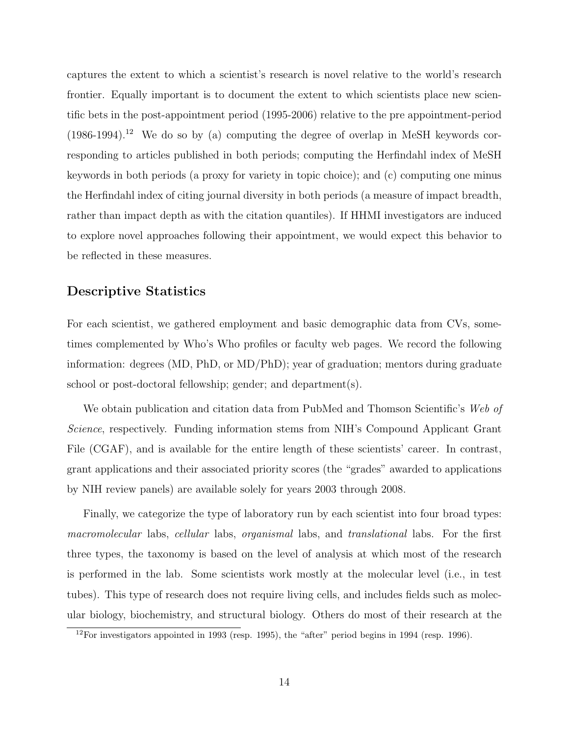captures the extent to which a scientist's research is novel relative to the world's research frontier. Equally important is to document the extent to which scientists place new scientific bets in the post-appointment period (1995-2006) relative to the pre appointment-period (1986-1994).[12] We do so by (a) computing the degree of overlap in MeSH keywords corresponding to articles published in both periods; computing the Herfindahl index of MeSH keywords in both periods (a proxy for variety in topic choice); and (c) computing one minus the Herfindahl index of citing journal diversity in both periods (a measure of impact breadth, rather than impact depth as with the citation quantiles). If HHMI investigators are induced to explore novel approaches following their appointment, we would expect this behavior to be reflected in these measures.

## Descriptive Statistics

For each scientist, we gathered employment and basic demographic data from CVs, sometimes complemented by Who's Who profiles or faculty web pages. We record the following information: degrees (MD, PhD, or MD/PhD); year of graduation; mentors during graduate school or post-doctoral fellowship; gender; and department(s).

We obtain publication and citation data from PubMed and Thomson Scientific's *Web of Science*, respectively. Funding information stems from NIH's Compound Applicant Grant File (CGAF), and is available for the entire length of these scientists' career. In contrast, grant applications and their associated priority scores (the "grades" awarded to applications by NIH review panels) are available solely for years 2003 through 2008.

Finally, we categorize the type of laboratory run by each scientist into four broad types: *macromolecular* labs, *cellular* labs, *organismal* labs, and *translational* labs. For the first three types, the taxonomy is based on the level of analysis at which most of the research is performed in the lab. Some scientists work mostly at the molecular level (i.e., in test tubes). This type of research does not require living cells, and includes fields such as molecular biology, biochemistry, and structural biology. Others do most of their research at the

[12] For investigators appointed in 1993 (resp. 1995), the "after" period begins in 1994 (resp. 1996).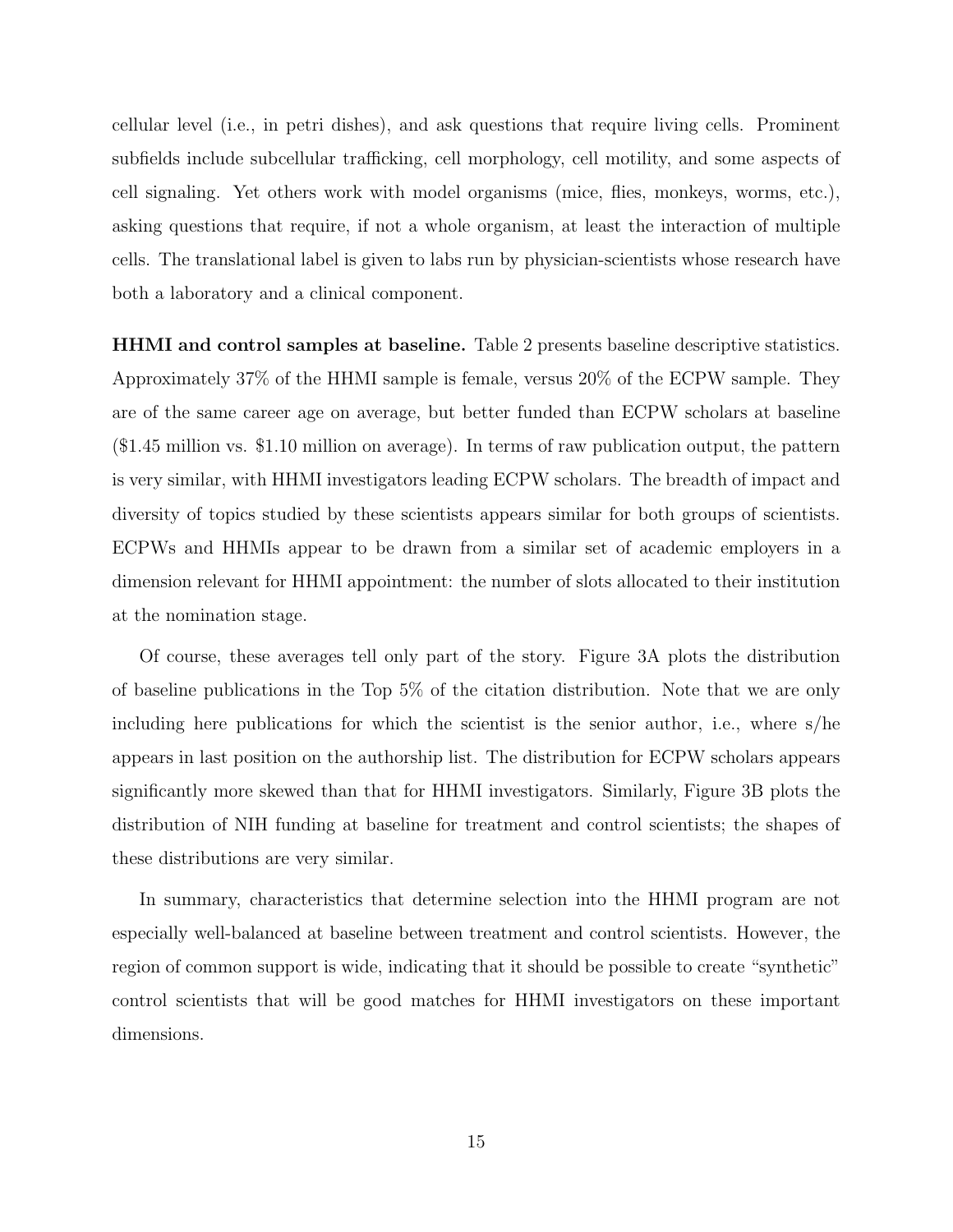cellular level (i.e., in petri dishes), and ask questions that require living cells. Prominent subfields include subcellular trafficking, cell morphology, cell motility, and some aspects of cell signaling. Yet others work with model organisms (mice, flies, monkeys, worms, etc.), asking questions that require, if not a whole organism, at least the interaction of multiple cells. The translational label is given to labs run by physician-scientists whose research have both a laboratory and a clinical component.

**HHMI and control samples at baseline.** Table 2 presents baseline descriptive statistics. Approximately 37% of the HHMI sample is female, versus 20% of the ECPW sample. They are of the same career age on average, but better funded than ECPW scholars at baseline ($1.45 million vs. $1.10 million on average). In terms of raw publication output, the pattern is very similar, with HHMI investigators leading ECPW scholars. The breadth of impact and diversity of topics studied by these scientists appears similar for both groups of scientists. ECPWs and HHMIs appear to be drawn from a similar set of academic employers in a dimension relevant for HHMI appointment: the number of slots allocated to their institution at the nomination stage.

Of course, these averages tell only part of the story. Figure 3A plots the distribution of baseline publications in the Top 5% of the citation distribution. Note that we are only including here publications for which the scientist is the senior author, i.e., where s/he appears in last position on the authorship list. The distribution for ECPW scholars appears significantly more skewed than that for HHMI investigators. Similarly, Figure 3B plots the distribution of NIH funding at baseline for treatment and control scientists; the shapes of these distributions are very similar.

In summary, characteristics that determine selection into the HHMI program are not especially well-balanced at baseline between treatment and control scientists. However, the region of common support is wide, indicating that it should be possible to create "synthetic" control scientists that will be good matches for HHMI investigators on these important dimensions.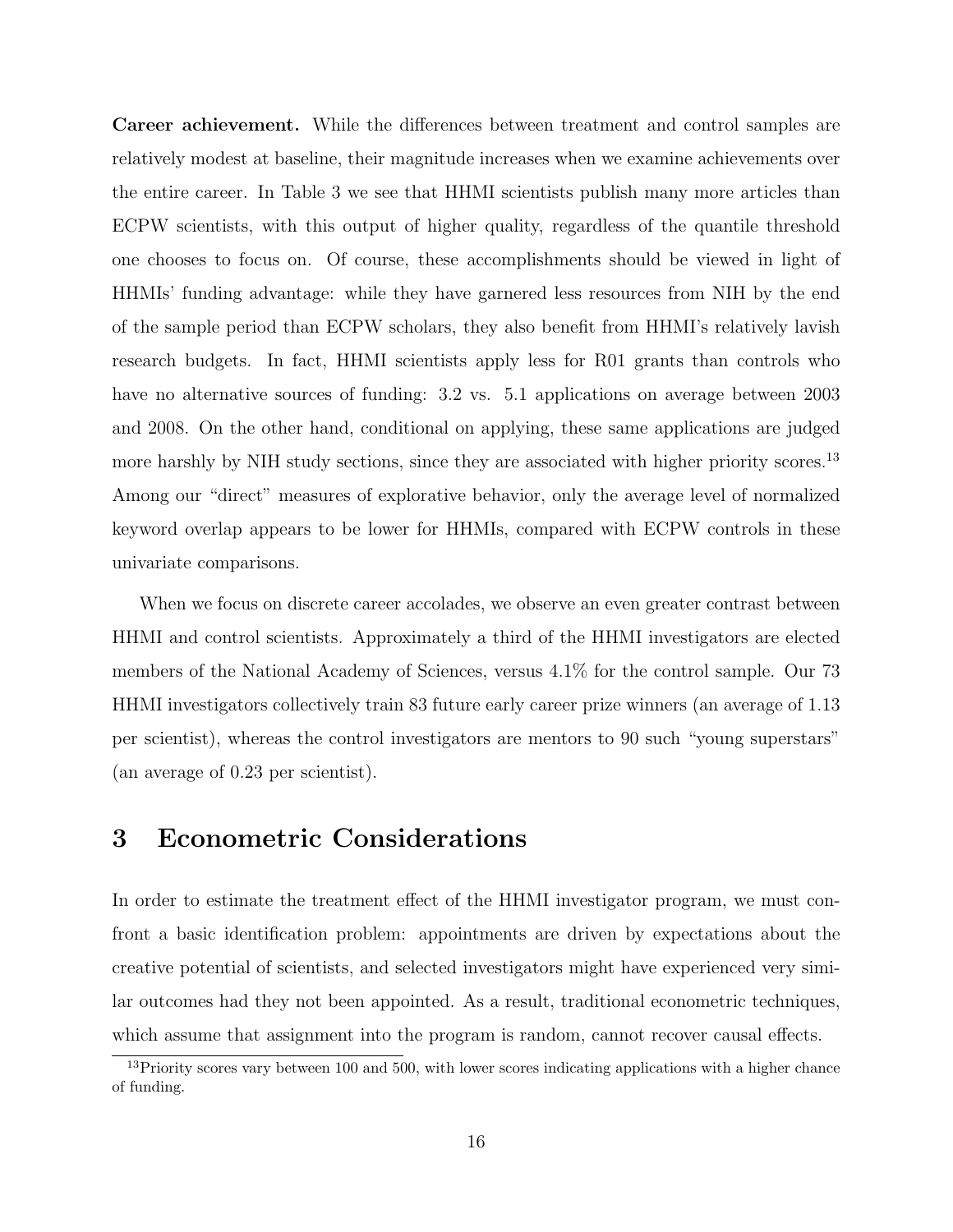**Career achievement.** While the differences between treatment and control samples are relatively modest at baseline, their magnitude increases when we examine achievements over the entire career. In Table 3 we see that HHMI scientists publish many more articles than ECPW scientists, with this output of higher quality, regardless of the quantile threshold one chooses to focus on. Of course, these accomplishments should be viewed in light of HHMIs' funding advantage: while they have garnered less resources from NIH by the end of the sample period than ECPW scholars, they also benefit from HHMI's relatively lavish research budgets. In fact, HHMI scientists apply less for R01 grants than controls who have no alternative sources of funding: 3.2 vs. 5.1 applications on average between 2003 and 2008. On the other hand, conditional on applying, these same applications are judged more harshly by NIH study sections, since they are associated with higher priority scores.[13] Among our "direct" measures of explorative behavior, only the average level of normalized keyword overlap appears to be lower for HHMIs, compared with ECPW controls in these univariate comparisons.

When we focus on discrete career accolades, we observe an even greater contrast between HHMI and control scientists. Approximately a third of the HHMI investigators are elected members of the National Academy of Sciences, versus 4.1% for the control sample. Our 73 HHMI investigators collectively train 83 future early career prize winners (an average of 1.13 per scientist), whereas the control investigators are mentors to 90 such "young superstars" (an average of 0.23 per scientist).

# 3 Econometric Considerations

In order to estimate the treatment effect of the HHMI investigator program, we must confront a basic identification problem: appointments are driven by expectations about the creative potential of scientists, and selected investigators might have experienced very similar outcomes had they not been appointed. As a result, traditional econometric techniques, which assume that assignment into the program is random, cannot recover causal effects.

[13] Priority scores vary between 100 and 500, with lower scores indicating applications with a higher chance of funding.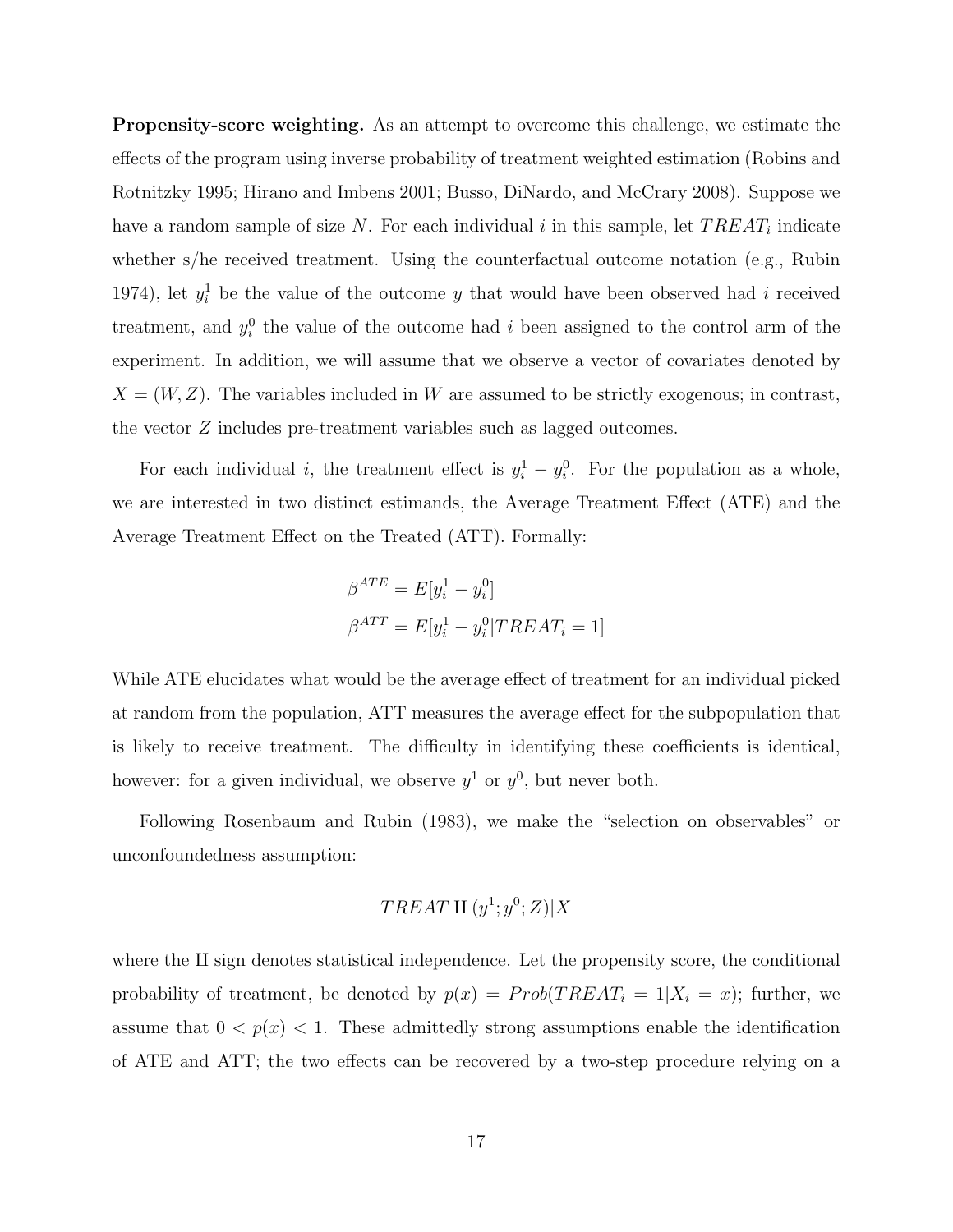**Propensity-score weighting.** As an attempt to overcome this challenge, we estimate the effects of the program using inverse probability of treatment weighted estimation (Robins and Rotnitzky 1995; Hirano and Imbens 2001; Busso, DiNardo, and McCrary 2008). Suppose we have a random sample of size $N$. For each individual $i$ in this sample, let $TREAT_i$ indicate whether s/he received treatment. Using the counterfactual outcome notation (e.g., Rubin 1974), let $y_i^1$ be the value of the outcome $y$ that would have been observed had $i$ received treatment, and $y_i^0$ the value of the outcome had $i$ been assigned to the control arm of the experiment. In addition, we will assume that we observe a vector of covariates denoted by $X = (W, Z)$. The variables included in $W$ are assumed to be strictly exogenous; in contrast, the vector $Z$ includes pre-treatment variables such as lagged outcomes.

For each individual $i$, the treatment effect is $y_i^1 - y_i^0$. For the population as a whole, we are interested in two distinct estimands, the Average Treatment Effect (ATE) and the Average Treatment Effect on the Treated (ATT). Formally:

$$\beta^{ATE} = E[y_i^1 - y_i^0]$$

$$\beta^{ATT} = E[y_i^1 - y_i^0 | TREAT_i = 1]$$

While ATE elucidates what would be the average effect of treatment for an individual picked at random from the population, ATT measures the average effect for the subpopulation that is likely to receive treatment. The difficulty in identifying these coefficients is identical, however: for a given individual, we observe $y^1$ or $y^0$, but never both.

Following Rosenbaum and Rubin (1983), we make the "selection on observables" or unconfoundedness assumption:

$$TREAT \amalg (y^1; y^0; Z)|X$$

where the $\amalg$ sign denotes statistical independence. Let the propensity score, the conditional probability of treatment, be denoted by $p(x) = Prob(TREAT_i = 1|X_i = x)$; further, we assume that $0 < p(x) < 1$. These admittedly strong assumptions enable the identification of ATE and ATT; the two effects can be recovered by a two-step procedure relying on a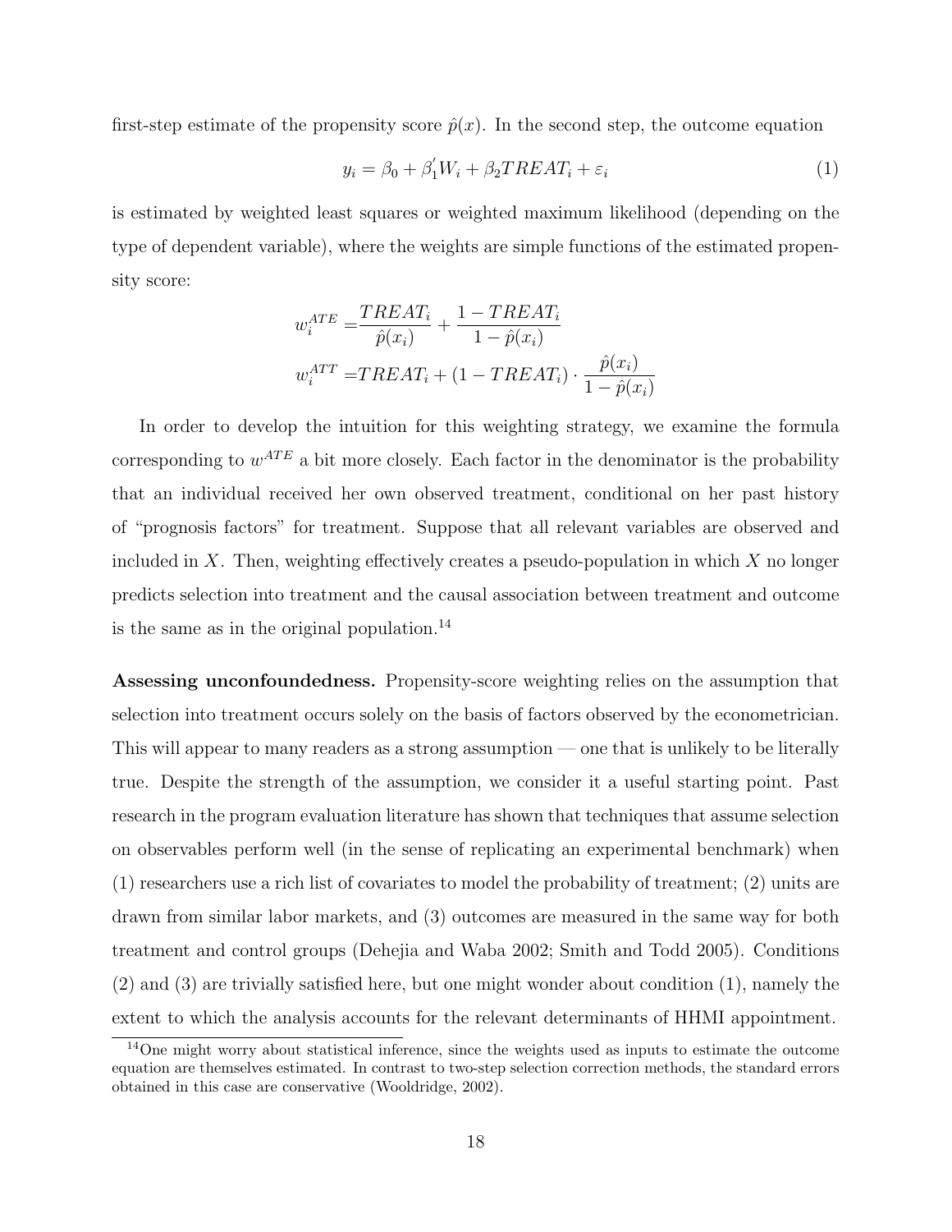first-step estimate of the propensity score $\hat{p}(x)$. In the second step, the outcome equation

$$y_i = \beta_0 + \beta_1^{'} W_i + \beta_2 TREAT_i + \varepsilon_i \tag{1}$$

is estimated by weighted least squares or weighted maximum likelihood (depending on the type of dependent variable), where the weights are simple functions of the estimated propensity score:

$$w_i^{ATE} = \frac{TREAT_i}{\hat{p}(x_i)} + \frac{1 - TREAT_i}{1 - \hat{p}(x_i)}$$

$$w_i^{ATT} = TREAT_i + (1 - TREAT_i) \cdot \frac{\hat{p}(x_i)}{1 - \hat{p}(x_i)}$$

In order to develop the intuition for this weighting strategy, we examine the formula corresponding to $w^{ATE}$ a bit more closely. Each factor in the denominator is the probability that an individual received her own observed treatment, conditional on her past history of "prognosis factors" for treatment. Suppose that all relevant variables are observed and included in $X$. Then, weighting effectively creates a pseudo-population in which $X$ no longer predicts selection into treatment and the causal association between treatment and outcome is the same as in the original population.[14]

**Assessing unconfoundedness.** Propensity-score weighting relies on the assumption that selection into treatment occurs solely on the basis of factors observed by the econometrician. This will appear to many readers as a strong assumption — one that is unlikely to be literally true. Despite the strength of the assumption, we consider it a useful starting point. Past research in the program evaluation literature has shown that techniques that assume selection on observables perform well (in the sense of replicating an experimental benchmark) when (1) researchers use a rich list of covariates to model the probability of treatment; (2) units are drawn from similar labor markets, and (3) outcomes are measured in the same way for both treatment and control groups (Dehejia and Waba 2002; Smith and Todd 2005). Conditions (2) and (3) are trivially satisfied here, but one might wonder about condition (1), namely the extent to which the analysis accounts for the relevant determinants of HHMI appointment.

[14]One might worry about statistical inference, since the weights used as inputs to estimate the outcome equation are themselves estimated. In contrast to two-step selection correction methods, the standard errors obtained in this case are conservative (Wooldridge, 2002).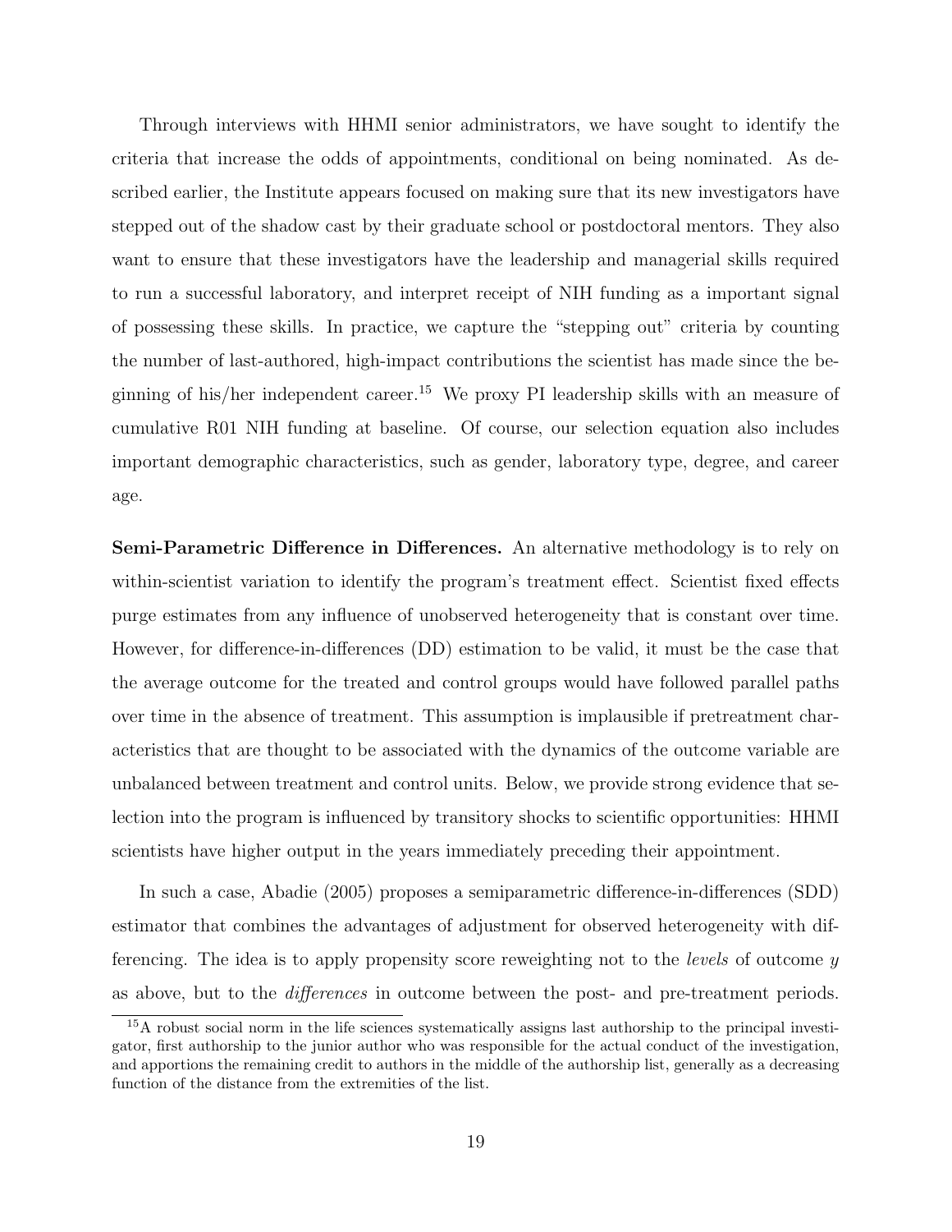Through interviews with HHMI senior administrators, we have sought to identify the criteria that increase the odds of appointments, conditional on being nominated. As described earlier, the Institute appears focused on making sure that its new investigators have stepped out of the shadow cast by their graduate school or postdoctoral mentors. They also want to ensure that these investigators have the leadership and managerial skills required to run a successful laboratory, and interpret receipt of NIH funding as a important signal of possessing these skills. In practice, we capture the "stepping out" criteria by counting the number of last-authored, high-impact contributions the scientist has made since the beginning of his/her independent career.[15] We proxy PI leadership skills with an measure of cumulative R01 NIH funding at baseline. Of course, our selection equation also includes important demographic characteristics, such as gender, laboratory type, degree, and career age.

**Semi-Parametric Difference in Differences.** An alternative methodology is to rely on within-scientist variation to identify the program's treatment effect. Scientist fixed effects purge estimates from any influence of unobserved heterogeneity that is constant over time. However, for difference-in-differences (DD) estimation to be valid, it must be the case that the average outcome for the treated and control groups would have followed parallel paths over time in the absence of treatment. This assumption is implausible if pretreatment characteristics that are thought to be associated with the dynamics of the outcome variable are unbalanced between treatment and control units. Below, we provide strong evidence that selection into the program is influenced by transitory shocks to scientific opportunities: HHMI scientists have higher output in the years immediately preceding their appointment.

In such a case, Abadie (2005) proposes a semiparametric difference-in-differences (SDD) estimator that combines the advantages of adjustment for observed heterogeneity with differencing. The idea is to apply propensity score reweighting not to the *levels* of outcome $y$ as above, but to the *differences* in outcome between the post- and pre-treatment periods.

[15] A robust social norm in the life sciences systematically assigns last authorship to the principal investigator, first authorship to the junior author who was responsible for the actual conduct of the investigation, and apportions the remaining credit to authors in the middle of the authorship list, generally as a decreasing function of the distance from the extremities of the list.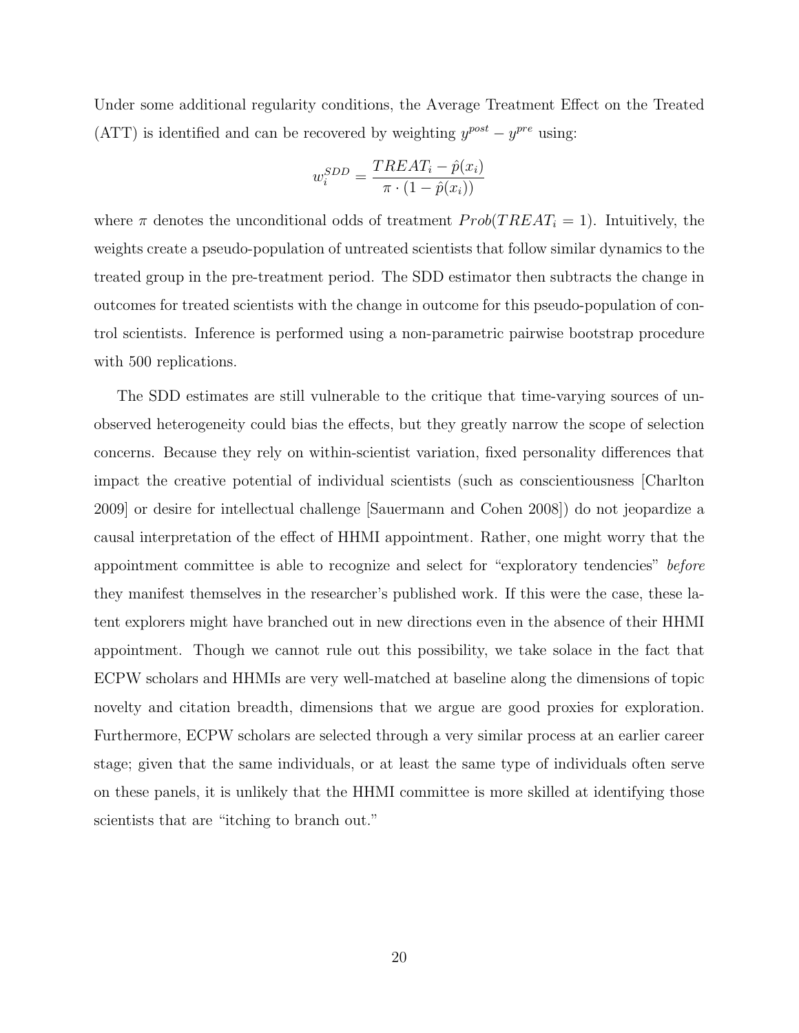Under some additional regularity conditions, the Average Treatment Effect on the Treated (ATT) is identified and can be recovered by weighting $y^{post} - y^{pre}$ using:

$$w_i^{SDD} = \frac{TREAT_i - \hat{p}(x_i)}{\pi \cdot (1 - \hat{p}(x_i))}$$

where $\pi$ denotes the unconditional odds of treatment $Prob(TREAT_i = 1)$. Intuitively, the weights create a pseudo-population of untreated scientists that follow similar dynamics to the treated group in the pre-treatment period. The SDD estimator then subtracts the change in outcomes for treated scientists with the change in outcome for this pseudo-population of control scientists. Inference is performed using a non-parametric pairwise bootstrap procedure with 500 replications.

The SDD estimates are still vulnerable to the critique that time-varying sources of unobserved heterogeneity could bias the effects, but they greatly narrow the scope of selection concerns. Because they rely on within-scientist variation, fixed personality differences that impact the creative potential of individual scientists (such as conscientiousness [Charlton 2009] or desire for intellectual challenge [Sauermann and Cohen 2008]) do not jeopardize a causal interpretation of the effect of HHMI appointment. Rather, one might worry that the appointment committee is able to recognize and select for "exploratory tendencies" *before* they manifest themselves in the researcher's published work. If this were the case, these latent explorers might have branched out in new directions even in the absence of their HHMI appointment. Though we cannot rule out this possibility, we take solace in the fact that ECPW scholars and HHMIs are very well-matched at baseline along the dimensions of topic novelty and citation breadth, dimensions that we argue are good proxies for exploration. Furthermore, ECPW scholars are selected through a very similar process at an earlier career stage; given that the same individuals, or at least the same type of individuals often serve on these panels, it is unlikely that the HHMI committee is more skilled at identifying those scientists that are "itching to branch out."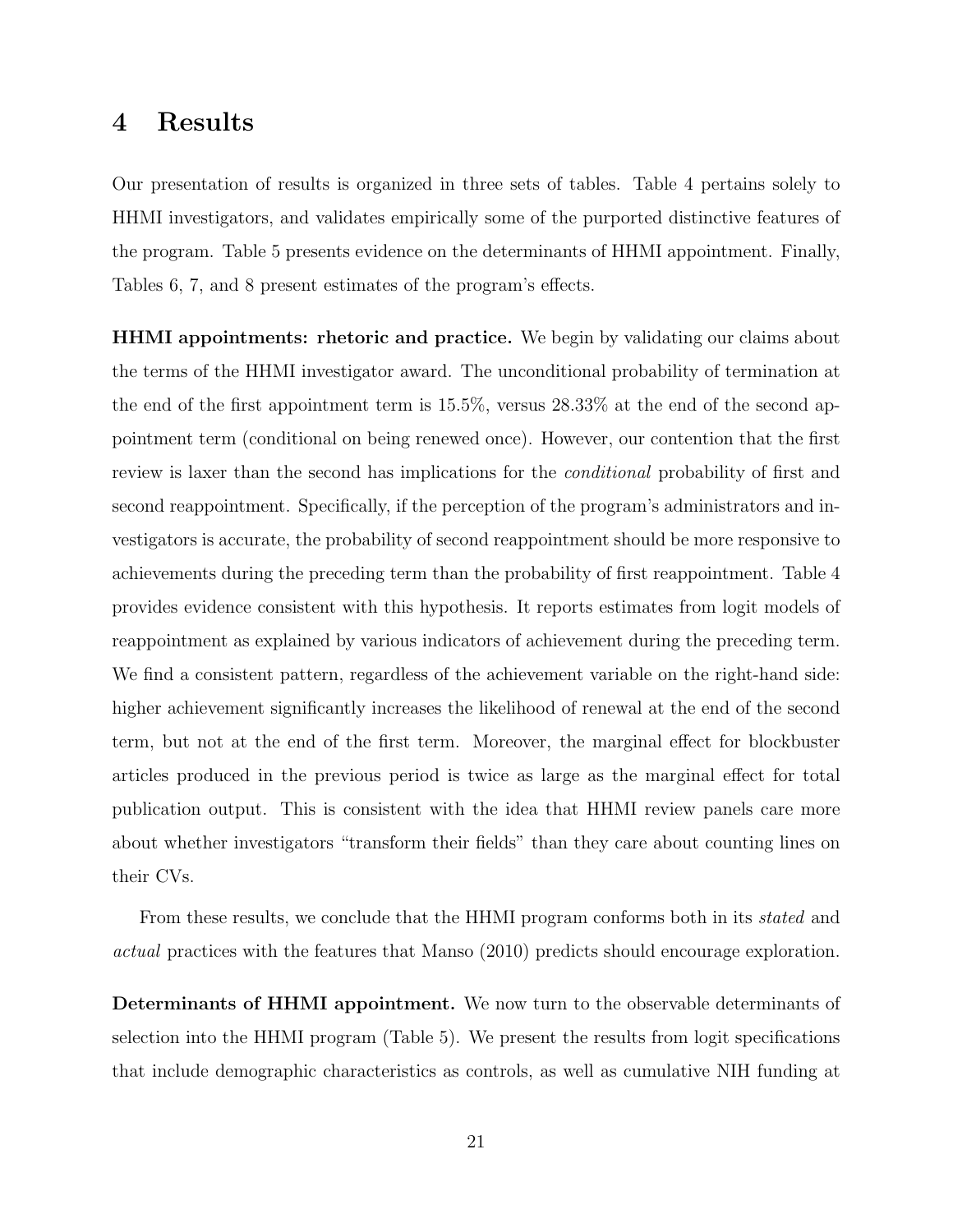# 4 Results

Our presentation of results is organized in three sets of tables. Table 4 pertains solely to HHMI investigators, and validates empirically some of the purported distinctive features of the program. Table 5 presents evidence on the determinants of HHMI appointment. Finally, Tables 6, 7, and 8 present estimates of the program's effects.

**HHMI appointments: rhetoric and practice.** We begin by validating our claims about the terms of the HHMI investigator award. The unconditional probability of termination at the end of the first appointment term is 15.5%, versus 28.33% at the end of the second appointment term (conditional on being renewed once). However, our contention that the first review is laxer than the second has implications for the *conditional* probability of first and second reappointment. Specifically, if the perception of the program's administrators and investigators is accurate, the probability of second reappointment should be more responsive to achievements during the preceding term than the probability of first reappointment. Table 4 provides evidence consistent with this hypothesis. It reports estimates from logit models of reappointment as explained by various indicators of achievement during the preceding term. We find a consistent pattern, regardless of the achievement variable on the right-hand side: higher achievement significantly increases the likelihood of renewal at the end of the second term, but not at the end of the first term. Moreover, the marginal effect for blockbuster articles produced in the previous period is twice as large as the marginal effect for total publication output. This is consistent with the idea that HHMI review panels care more about whether investigators "transform their fields" than they care about counting lines on their CVs.

From these results, we conclude that the HHMI program conforms both in its *stated* and *actual* practices with the features that Manso (2010) predicts should encourage exploration.

**Determinants of HHMI appointment.** We now turn to the observable determinants of selection into the HHMI program (Table 5). We present the results from logit specifications that include demographic characteristics as controls, as well as cumulative NIH funding at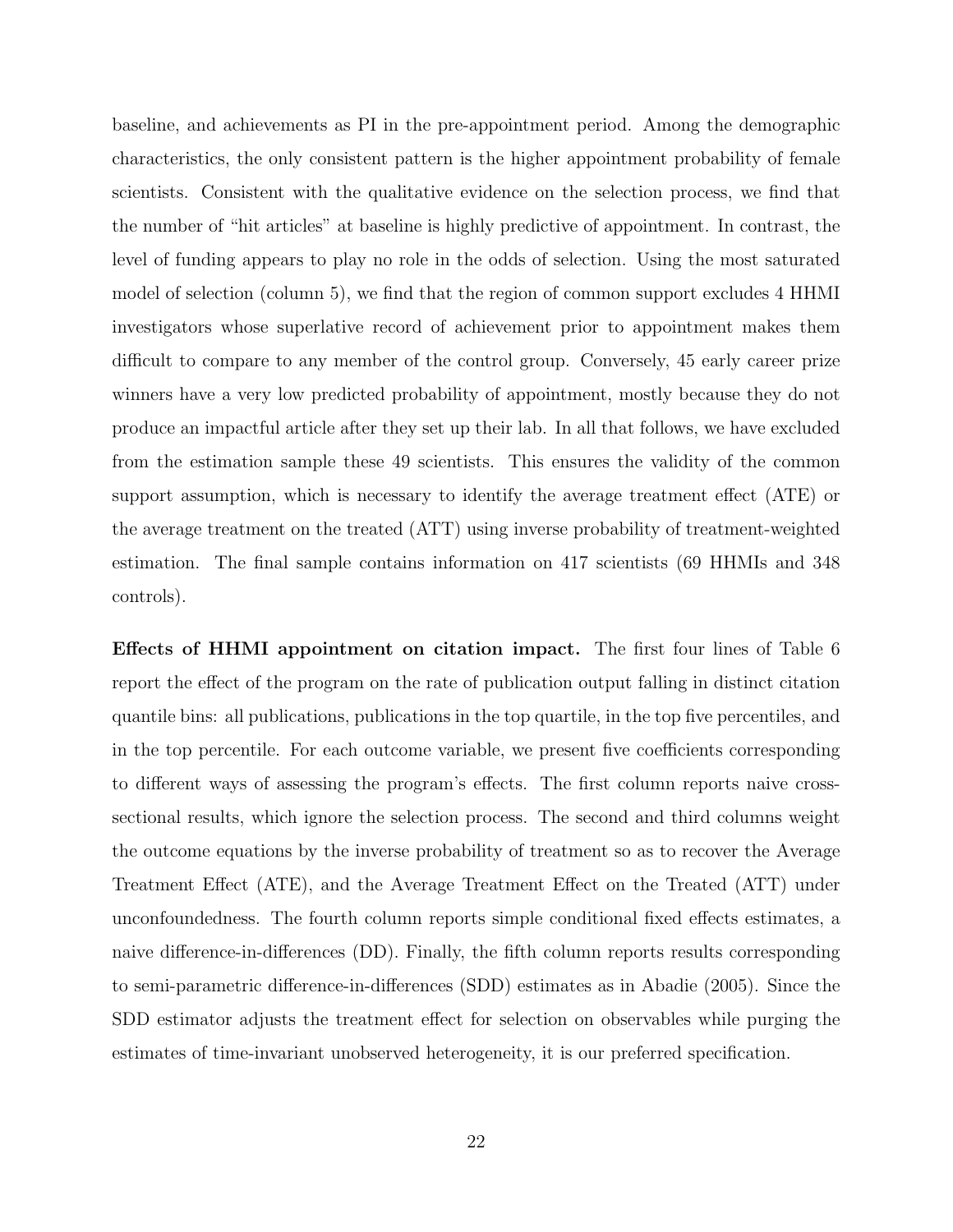baseline, and achievements as PI in the pre-appointment period. Among the demographic characteristics, the only consistent pattern is the higher appointment probability of female scientists. Consistent with the qualitative evidence on the selection process, we find that the number of "hit articles" at baseline is highly predictive of appointment. In contrast, the level of funding appears to play no role in the odds of selection. Using the most saturated model of selection (column 5), we find that the region of common support excludes 4 HHMI investigators whose superlative record of achievement prior to appointment makes them difficult to compare to any member of the control group. Conversely, 45 early career prize winners have a very low predicted probability of appointment, mostly because they do not produce an impactful article after they set up their lab. In all that follows, we have excluded from the estimation sample these 49 scientists. This ensures the validity of the common support assumption, which is necessary to identify the average treatment effect (ATE) or the average treatment on the treated (ATT) using inverse probability of treatment-weighted estimation. The final sample contains information on 417 scientists (69 HHMIs and 348 controls).

**Effects of HHMI appointment on citation impact.** The first four lines of Table 6 report the effect of the program on the rate of publication output falling in distinct citation quantile bins: all publications, publications in the top quartile, in the top five percentiles, and in the top percentile. For each outcome variable, we present five coefficients corresponding to different ways of assessing the program's effects. The first column reports naive cross-sectional results, which ignore the selection process. The second and third columns weight the outcome equations by the inverse probability of treatment so as to recover the Average Treatment Effect (ATE), and the Average Treatment Effect on the Treated (ATT) under unconfoundedness. The fourth column reports simple conditional fixed effects estimates, a naive difference-in-differences (DD). Finally, the fifth column reports results corresponding to semi-parametric difference-in-differences (SDD) estimates as in Abadie (2005). Since the SDD estimator adjusts the treatment effect for selection on observables while purging the estimates of time-invariant unobserved heterogeneity, it is our preferred specification.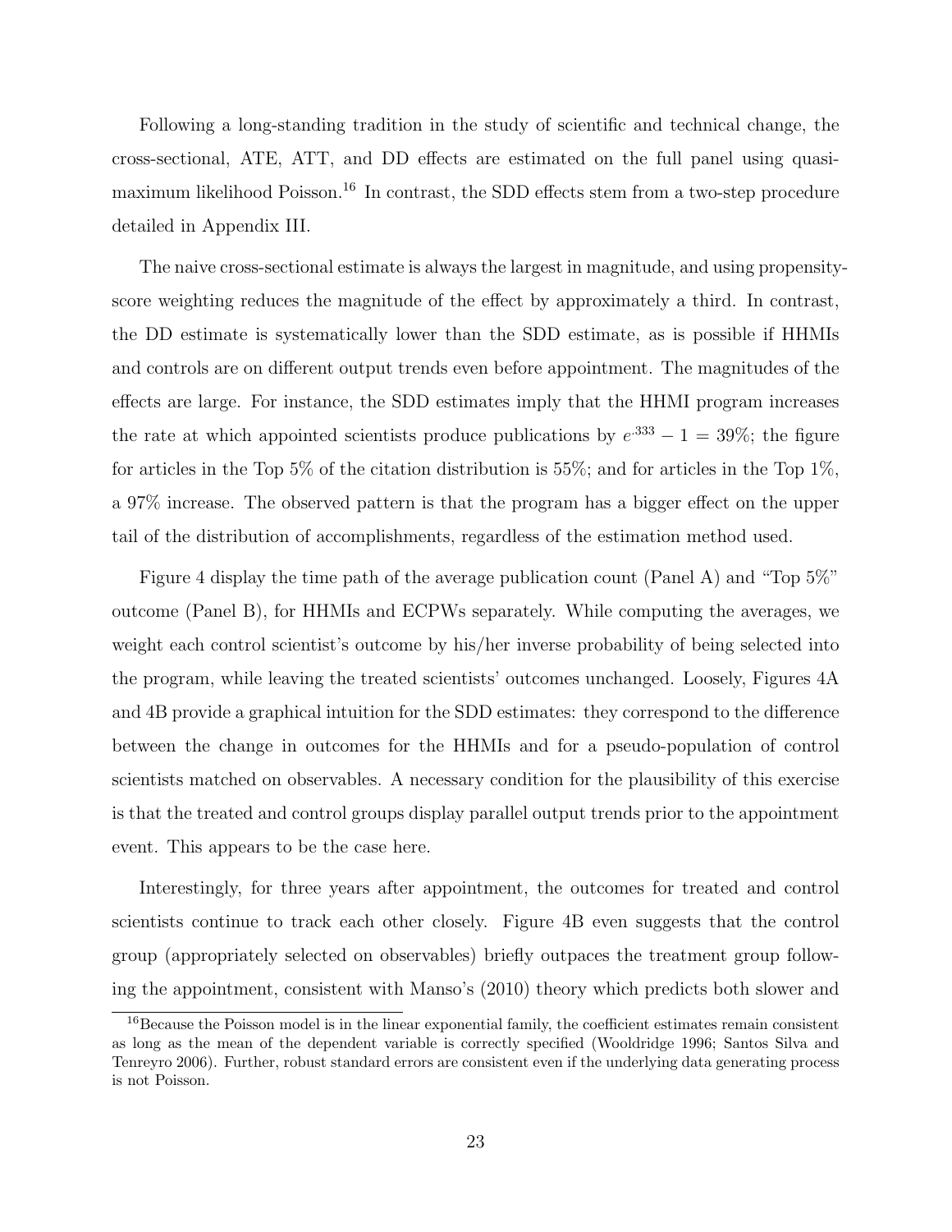Following a long-standing tradition in the study of scientific and technical change, the cross-sectional, ATE, ATT, and DD effects are estimated on the full panel using quasi-maximum likelihood Poisson.[16] In contrast, the SDD effects stem from a two-step procedure detailed in Appendix III.

The naive cross-sectional estimate is always the largest in magnitude, and using propensity-score weighting reduces the magnitude of the effect by approximately a third. In contrast, the DD estimate is systematically lower than the SDD estimate, as is possible if HHMIs and controls are on different output trends even before appointment. The magnitudes of the effects are large. For instance, the SDD estimates imply that the HHMI program increases the rate at which appointed scientists produce publications by $e^{.333} - 1 = 39\%$; the figure for articles in the Top 5% of the citation distribution is 55%; and for articles in the Top 1%, a 97% increase. The observed pattern is that the program has a bigger effect on the upper tail of the distribution of accomplishments, regardless of the estimation method used.

Figure 4 display the time path of the average publication count (Panel A) and "Top 5%" outcome (Panel B), for HHMIs and ECPWs separately. While computing the averages, we weight each control scientist's outcome by his/her inverse probability of being selected into the program, while leaving the treated scientists' outcomes unchanged. Loosely, Figures 4A and 4B provide a graphical intuition for the SDD estimates: they correspond to the difference between the change in outcomes for the HHMIs and for a pseudo-population of control scientists matched on observables. A necessary condition for the plausibility of this exercise is that the treated and control groups display parallel output trends prior to the appointment event. This appears to be the case here.

Interestingly, for three years after appointment, the outcomes for treated and control scientists continue to track each other closely. Figure 4B even suggests that the control group (appropriately selected on observables) briefly outpaces the treatment group following the appointment, consistent with Manso's (2010) theory which predicts both slower and

[16] Because the Poisson model is in the linear exponential family, the coefficient estimates remain consistent as long as the mean of the dependent variable is correctly specified (Wooldridge 1996; Santos Silva and Tenreyro 2006). Further, robust standard errors are consistent even if the underlying data generating process is not Poisson.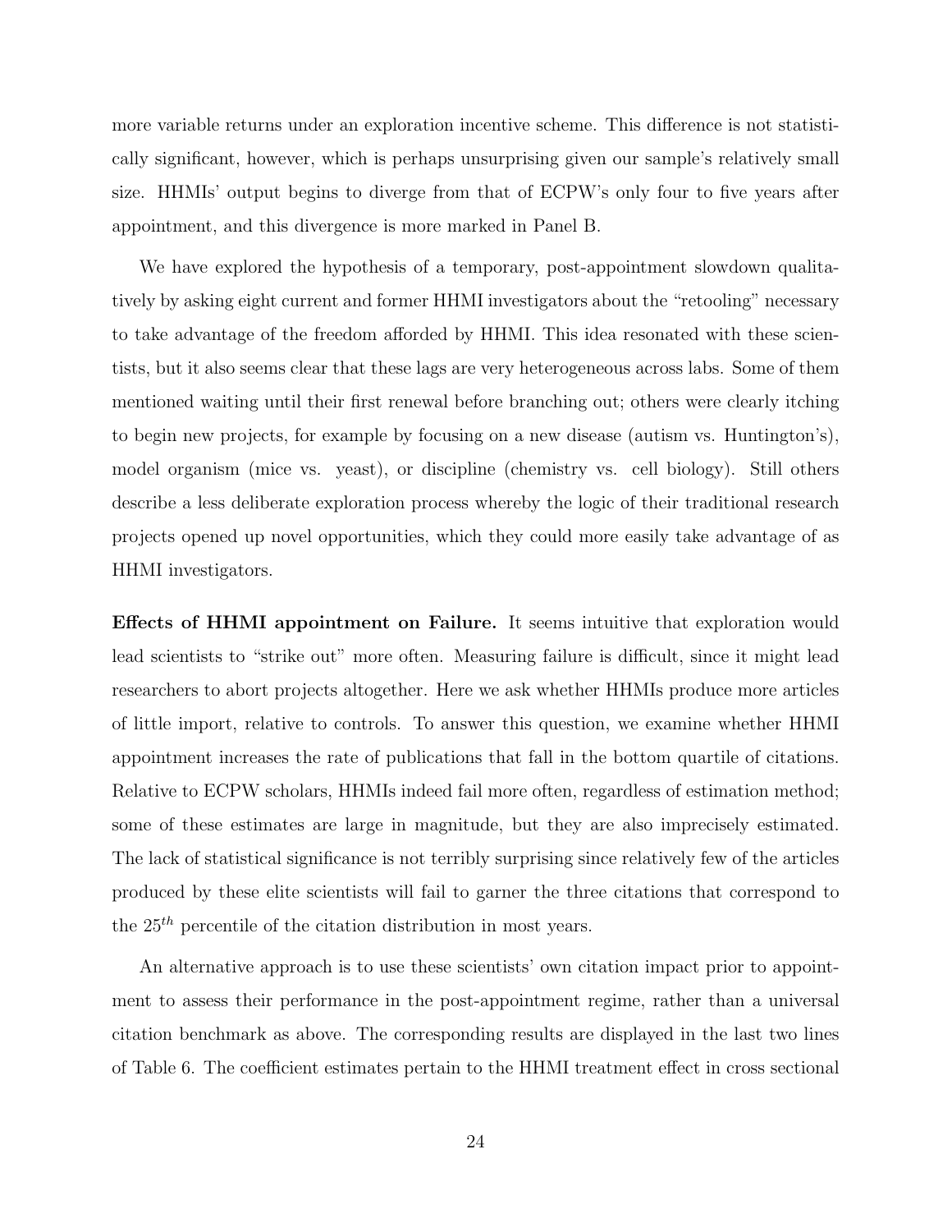more variable returns under an exploration incentive scheme. This difference is not statistically significant, however, which is perhaps unsurprising given our sample's relatively small size. HHMIs' output begins to diverge from that of ECPW's only four to five years after appointment, and this divergence is more marked in Panel B.

We have explored the hypothesis of a temporary, post-appointment slowdown qualitatively by asking eight current and former HHMI investigators about the "retooling" necessary to take advantage of the freedom afforded by HHMI. This idea resonated with these scientists, but it also seems clear that these lags are very heterogeneous across labs. Some of them mentioned waiting until their first renewal before branching out; others were clearly itching to begin new projects, for example by focusing on a new disease (autism vs. Huntington's), model organism (mice vs. yeast), or discipline (chemistry vs. cell biology). Still others describe a less deliberate exploration process whereby the logic of their traditional research projects opened up novel opportunities, which they could more easily take advantage of as HHMI investigators.

**Effects of HHMI appointment on Failure.** It seems intuitive that exploration would lead scientists to "strike out" more often. Measuring failure is difficult, since it might lead researchers to abort projects altogether. Here we ask whether HHMIs produce more articles of little import, relative to controls. To answer this question, we examine whether HHMI appointment increases the rate of publications that fall in the bottom quartile of citations. Relative to ECPW scholars, HHMIs indeed fail more often, regardless of estimation method; some of these estimates are large in magnitude, but they are also imprecisely estimated. The lack of statistical significance is not terribly surprising since relatively few of the articles produced by these elite scientists will fail to garner the three citations that correspond to the $25^{th}$ percentile of the citation distribution in most years.

An alternative approach is to use these scientists' own citation impact prior to appointment to assess their performance in the post-appointment regime, rather than a universal citation benchmark as above. The corresponding results are displayed in the last two lines of Table 6. The coefficient estimates pertain to the HHMI treatment effect in cross sectional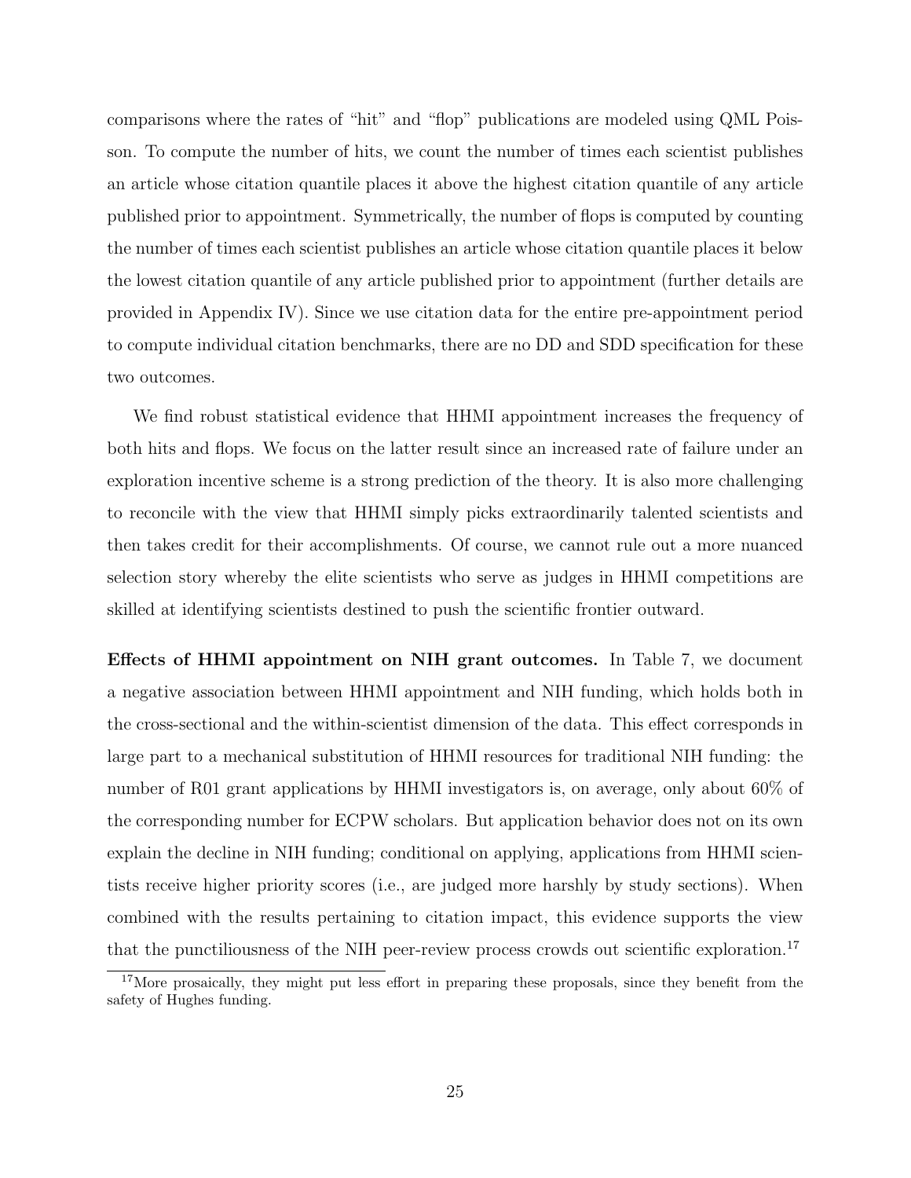comparisons where the rates of "hit" and "flop" publications are modeled using QML Poisson. To compute the number of hits, we count the number of times each scientist publishes an article whose citation quantile places it above the highest citation quantile of any article published prior to appointment. Symmetrically, the number of flops is computed by counting the number of times each scientist publishes an article whose citation quantile places it below the lowest citation quantile of any article published prior to appointment (further details are provided in Appendix IV). Since we use citation data for the entire pre-appointment period to compute individual citation benchmarks, there are no DD and SDD specification for these two outcomes.

We find robust statistical evidence that HHMI appointment increases the frequency of both hits and flops. We focus on the latter result since an increased rate of failure under an exploration incentive scheme is a strong prediction of the theory. It is also more challenging to reconcile with the view that HHMI simply picks extraordinarily talented scientists and then takes credit for their accomplishments. Of course, we cannot rule out a more nuanced selection story whereby the elite scientists who serve as judges in HHMI competitions are skilled at identifying scientists destined to push the scientific frontier outward.

**Effects of HHMI appointment on NIH grant outcomes.** In Table 7, we document a negative association between HHMI appointment and NIH funding, which holds both in the cross-sectional and the within-scientist dimension of the data. This effect corresponds in large part to a mechanical substitution of HHMI resources for traditional NIH funding: the number of R01 grant applications by HHMI investigators is, on average, only about 60% of the corresponding number for ECPW scholars. But application behavior does not on its own explain the decline in NIH funding; conditional on applying, applications from HHMI scientists receive higher priority scores (i.e., are judged more harshly by study sections). When combined with the results pertaining to citation impact, this evidence supports the view that the punctiliousness of the NIH peer-review process crowds out scientific exploration.[17]

[17] More prosaically, they might put less effort in preparing these proposals, since they benefit from the safety of Hughes funding.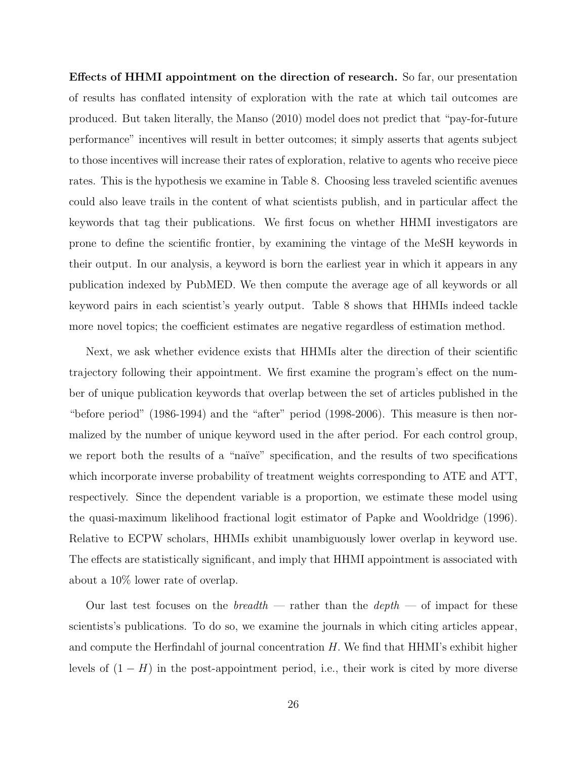**Effects of HHMI appointment on the direction of research.** So far, our presentation of results has conflated intensity of exploration with the rate at which tail outcomes are produced. But taken literally, the Manso (2010) model does not predict that "pay-for-future performance" incentives will result in better outcomes; it simply asserts that agents subject to those incentives will increase their rates of exploration, relative to agents who receive piece rates. This is the hypothesis we examine in Table 8. Choosing less traveled scientific avenues could also leave trails in the content of what scientists publish, and in particular affect the keywords that tag their publications. We first focus on whether HHMI investigators are prone to define the scientific frontier, by examining the vintage of the MeSH keywords in their output. In our analysis, a keyword is born the earliest year in which it appears in any publication indexed by PubMED. We then compute the average age of all keywords or all keyword pairs in each scientist's yearly output. Table 8 shows that HHMIs indeed tackle more novel topics; the coefficient estimates are negative regardless of estimation method.

Next, we ask whether evidence exists that HHMIs alter the direction of their scientific trajectory following their appointment. We first examine the program's effect on the number of unique publication keywords that overlap between the set of articles published in the "before period" (1986-1994) and the "after" period (1998-2006). This measure is then normalized by the number of unique keyword used in the after period. For each control group, we report both the results of a "naïve" specification, and the results of two specifications which incorporate inverse probability of treatment weights corresponding to ATE and ATT, respectively. Since the dependent variable is a proportion, we estimate these model using the quasi-maximum likelihood fractional logit estimator of Papke and Wooldridge (1996). Relative to ECPW scholars, HHMIs exhibit unambiguously lower overlap in keyword use. The effects are statistically significant, and imply that HHMI appointment is associated with about a 10% lower rate of overlap.

Our last test focuses on the *breadth* — rather than the *depth* — of impact for these scientists's publications. To do so, we examine the journals in which citing articles appear, and compute the Herfindahl of journal concentration $H$. We find that HHMI's exhibit higher levels of $(1 - H)$ in the post-appointment period, i.e., their work is cited by more diverse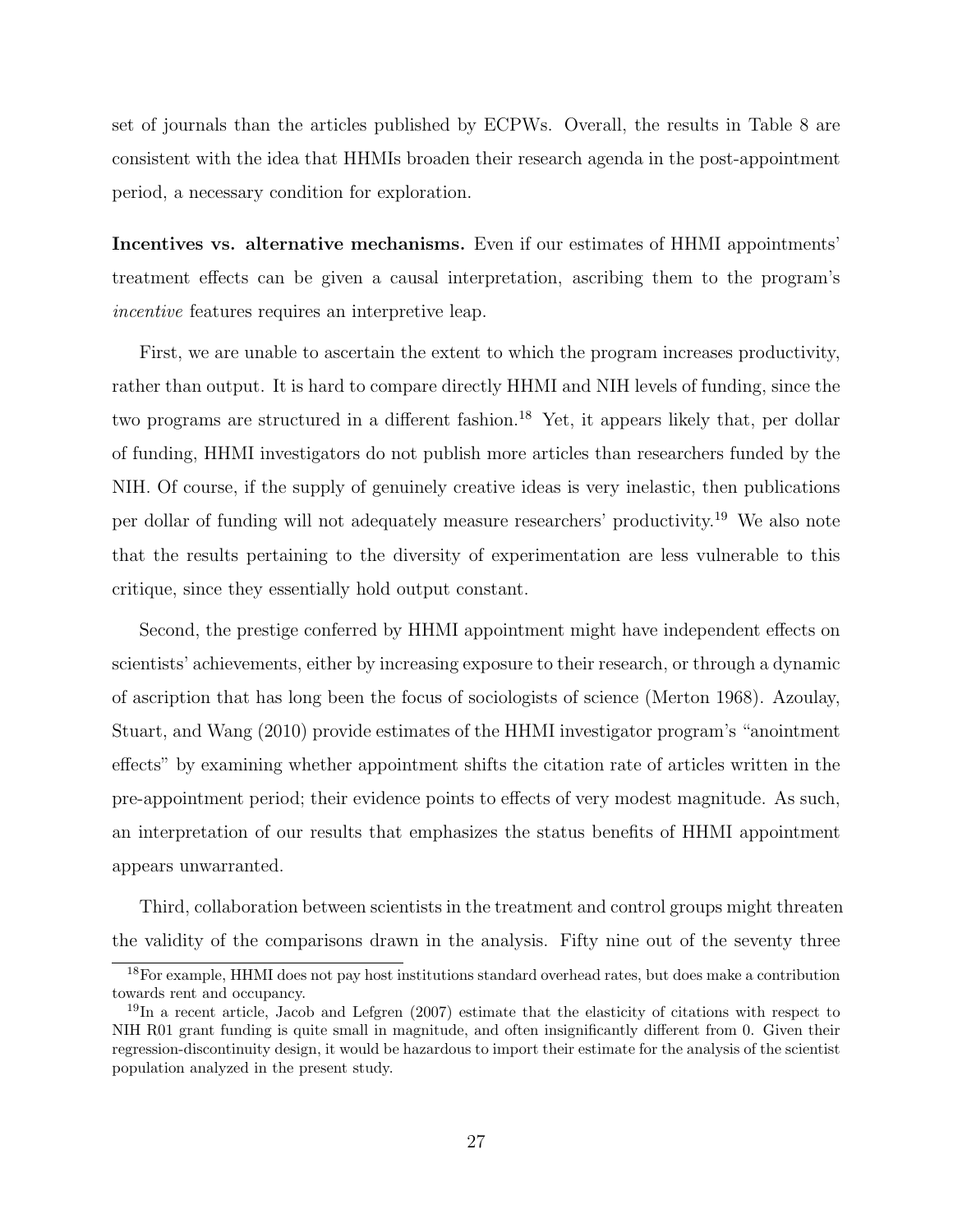set of journals than the articles published by ECPWs. Overall, the results in Table 8 are consistent with the idea that HHMIs broaden their research agenda in the post-appointment period, a necessary condition for exploration.

**Incentives vs. alternative mechanisms.** Even if our estimates of HHMI appointments' treatment effects can be given a causal interpretation, ascribing them to the program's *incentive* features requires an interpretive leap.

First, we are unable to ascertain the extent to which the program increases productivity, rather than output. It is hard to compare directly HHMI and NIH levels of funding, since the two programs are structured in a different fashion.[18] Yet, it appears likely that, per dollar of funding, HHMI investigators do not publish more articles than researchers funded by the NIH. Of course, if the supply of genuinely creative ideas is very inelastic, then publications per dollar of funding will not adequately measure researchers' productivity.[19] We also note that the results pertaining to the diversity of experimentation are less vulnerable to this critique, since they essentially hold output constant.

Second, the prestige conferred by HHMI appointment might have independent effects on scientists' achievements, either by increasing exposure to their research, or through a dynamic of ascription that has long been the focus of sociologists of science (Merton 1968). Azoulay, Stuart, and Wang (2010) provide estimates of the HHMI investigator program's "anointment effects" by examining whether appointment shifts the citation rate of articles written in the pre-appointment period; their evidence points to effects of very modest magnitude. As such, an interpretation of our results that emphasizes the status benefits of HHMI appointment appears unwarranted.

Third, collaboration between scientists in the treatment and control groups might threaten the validity of the comparisons drawn in the analysis. Fifty nine out of the seventy three

[18] For example, HHMI does not pay host institutions standard overhead rates, but does make a contribution towards rent and occupancy.

[19] In a recent article, Jacob and Lefgren (2007) estimate that the elasticity of citations with respect to NIH R01 grant funding is quite small in magnitude, and often insignificantly different from 0. Given their regression-discontinuity design, it would be hazardous to import their estimate for the analysis of the scientist population analyzed in the present study.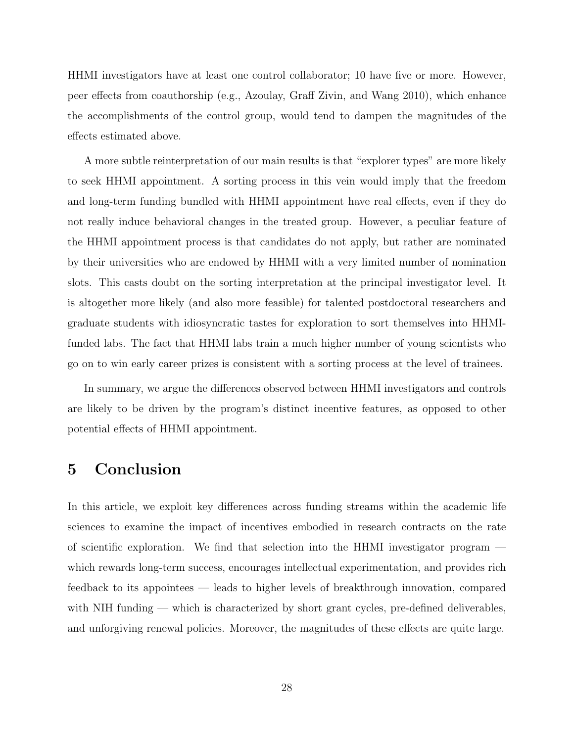HHMI investigators have at least one control collaborator; 10 have five or more. However, peer effects from coauthorship (e.g., Azoulay, Graff Zivin, and Wang 2010), which enhance the accomplishments of the control group, would tend to dampen the magnitudes of the effects estimated above.

A more subtle reinterpretation of our main results is that "explorer types" are more likely to seek HHMI appointment. A sorting process in this vein would imply that the freedom and long-term funding bundled with HHMI appointment have real effects, even if they do not really induce behavioral changes in the treated group. However, a peculiar feature of the HHMI appointment process is that candidates do not apply, but rather are nominated by their universities who are endowed by HHMI with a very limited number of nomination slots. This casts doubt on the sorting interpretation at the principal investigator level. It is altogether more likely (and also more feasible) for talented postdoctoral researchers and graduate students with idiosyncratic tastes for exploration to sort themselves into HHMI-funded labs. The fact that HHMI labs train a much higher number of young scientists who go on to win early career prizes is consistent with a sorting process at the level of trainees.

In summary, we argue the differences observed between HHMI investigators and controls are likely to be driven by the program's distinct incentive features, as opposed to other potential effects of HHMI appointment.

# 5 Conclusion

In this article, we exploit key differences across funding streams within the academic life sciences to examine the impact of incentives embodied in research contracts on the rate of scientific exploration. We find that selection into the HHMI investigator program — which rewards long-term success, encourages intellectual experimentation, and provides rich feedback to its appointees — leads to higher levels of breakthrough innovation, compared with NIH funding — which is characterized by short grant cycles, pre-defined deliverables, and unforgiving renewal policies. Moreover, the magnitudes of these effects are quite large.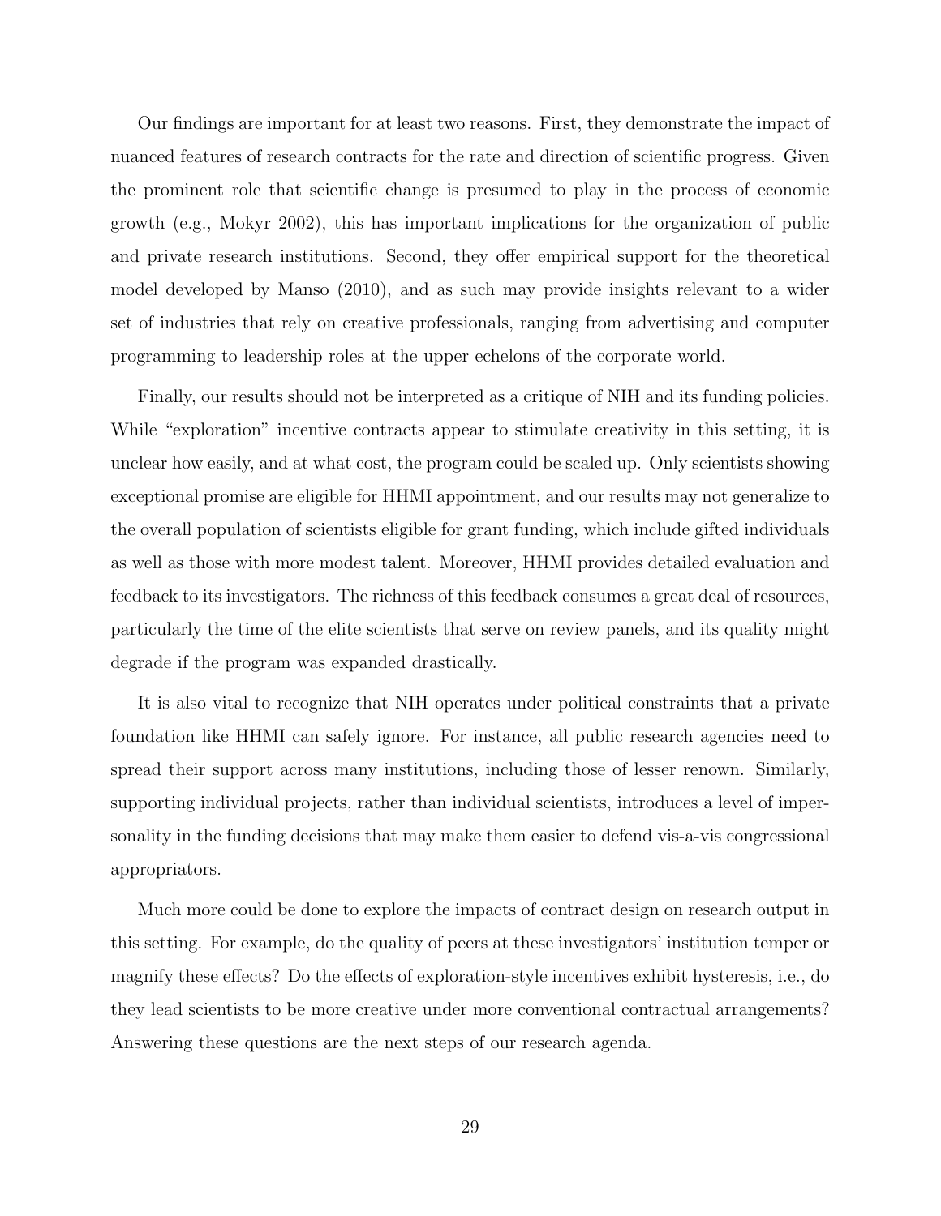Our findings are important for at least two reasons. First, they demonstrate the impact of nuanced features of research contracts for the rate and direction of scientific progress. Given the prominent role that scientific change is presumed to play in the process of economic growth (e.g., Mokyr 2002), this has important implications for the organization of public and private research institutions. Second, they offer empirical support for the theoretical model developed by Manso (2010), and as such may provide insights relevant to a wider set of industries that rely on creative professionals, ranging from advertising and computer programming to leadership roles at the upper echelons of the corporate world.

Finally, our results should not be interpreted as a critique of NIH and its funding policies. While "exploration" incentive contracts appear to stimulate creativity in this setting, it is unclear how easily, and at what cost, the program could be scaled up. Only scientists showing exceptional promise are eligible for HHMI appointment, and our results may not generalize to the overall population of scientists eligible for grant funding, which include gifted individuals as well as those with more modest talent. Moreover, HHMI provides detailed evaluation and feedback to its investigators. The richness of this feedback consumes a great deal of resources, particularly the time of the elite scientists that serve on review panels, and its quality might degrade if the program was expanded drastically.

It is also vital to recognize that NIH operates under political constraints that a private foundation like HHMI can safely ignore. For instance, all public research agencies need to spread their support across many institutions, including those of lesser renown. Similarly, supporting individual projects, rather than individual scientists, introduces a level of impersonality in the funding decisions that may make them easier to defend vis-a-vis congressional appropriators.

Much more could be done to explore the impacts of contract design on research output in this setting. For example, do the quality of peers at these investigators' institution temper or magnify these effects? Do the effects of exploration-style incentives exhibit hysteresis, i.e., do they lead scientists to be more creative under more conventional contractual arrangements? Answering these questions are the next steps of our research agenda.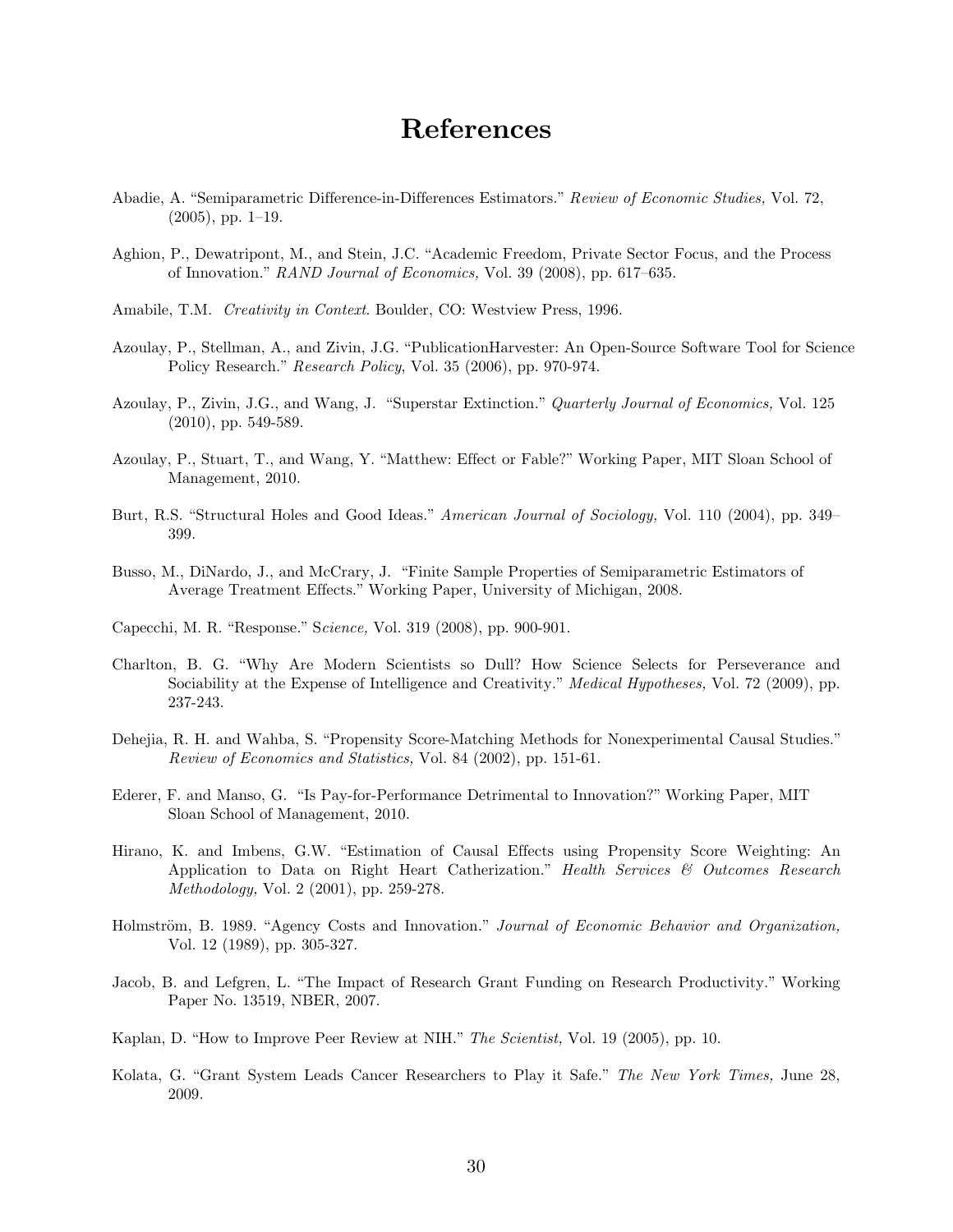# References

Abadie, A. "Semiparametric Difference-in-Differences Estimators." *Review of Economic Studies,* Vol. 72, (2005), pp. 1–19.

Aghion, P., Dewatripont, M., and Stein, J.C. "Academic Freedom, Private Sector Focus, and the Process of Innovation." *RAND Journal of Economics,* Vol. 39 (2008), pp. 617–635.

Amabile, T.M. *Creativity in Context*. Boulder, CO: Westview Press, 1996.

Azoulay, P., Stellman, A., and Zivin, J.G. "PublicationHarvester: An Open-Source Software Tool for Science Policy Research." *Research Policy*, Vol. 35 (2006), pp. 970-974.

Azoulay, P., Zivin, J.G., and Wang, J. "Superstar Extinction." *Quarterly Journal of Economics,* Vol. 125 (2010), pp. 549-589.

Azoulay, P., Stuart, T., and Wang, Y. "Matthew: Effect or Fable?" Working Paper, MIT Sloan School of Management, 2010.

Burt, R.S. "Structural Holes and Good Ideas." *American Journal of Sociology,* Vol. 110 (2004), pp. 349–399.

Busso, M., DiNardo, J., and McCrary, J. "Finite Sample Properties of Semiparametric Estimators of Average Treatment Effects." Working Paper, University of Michigan, 2008.

Capecchi, M. R. "Response." S*cience,* Vol. 319 (2008), pp. 900-901.

Charlton, B. G. "Why Are Modern Scientists so Dull? How Science Selects for Perseverance and Sociability at the Expense of Intelligence and Creativity." *Medical Hypotheses,* Vol. 72 (2009), pp. 237-243.

Dehejia, R. H. and Wahba, S. "Propensity Score-Matching Methods for Nonexperimental Causal Studies." *Review of Economics and Statistics,* Vol. 84 (2002), pp. 151-61.

Ederer, F. and Manso, G. "Is Pay-for-Performance Detrimental to Innovation?" Working Paper, MIT Sloan School of Management, 2010.

Hirano, K. and Imbens, G.W. "Estimation of Causal Effects using Propensity Score Weighting: An Application to Data on Right Heart Catherization." *Health Services & Outcomes Research Methodology,* Vol. 2 (2001), pp. 259-278.

Holmström, B. 1989. "Agency Costs and Innovation." *Journal of Economic Behavior and Organization,* Vol. 12 (1989), pp. 305-327.

Jacob, B. and Lefgren, L. "The Impact of Research Grant Funding on Research Productivity." Working Paper No. 13519, NBER, 2007.

Kaplan, D. "How to Improve Peer Review at NIH." *The Scientist,* Vol. 19 (2005), pp. 10.

Kolata, G. "Grant System Leads Cancer Researchers to Play it Safe." *The New York Times,* June 28, 2009.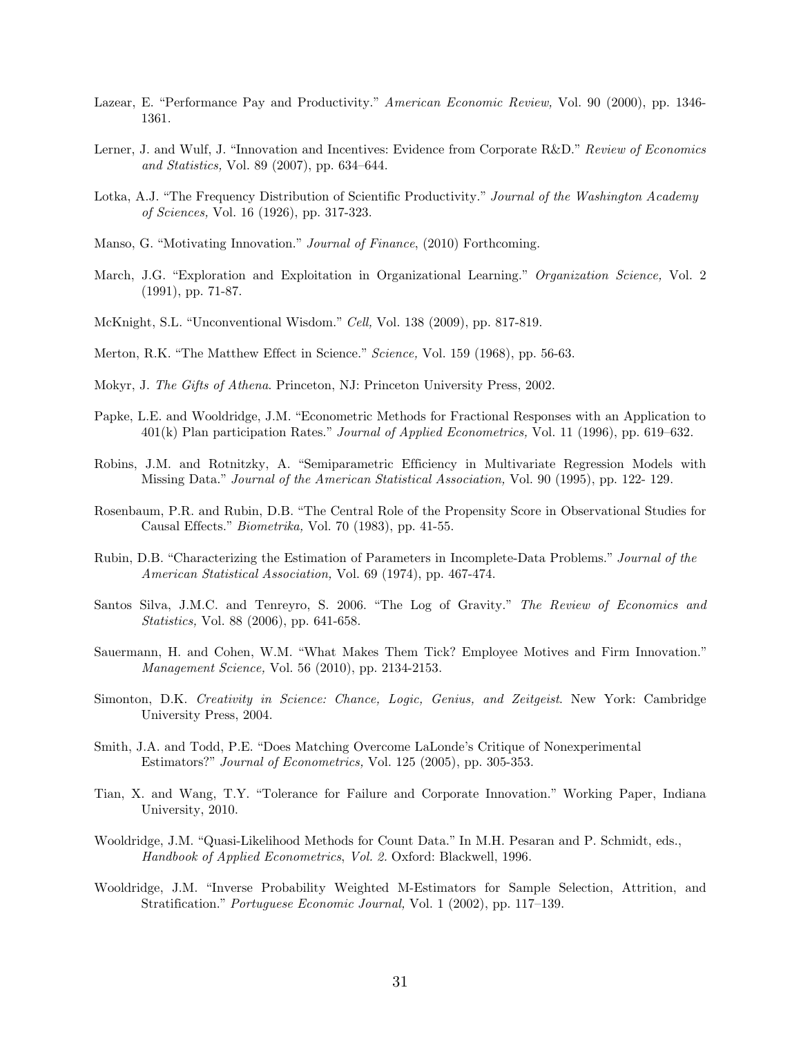Lazear, E. "Performance Pay and Productivity." *American Economic Review,* Vol. 90 (2000), pp. 1346-1361.

Lerner, J. and Wulf, J. "Innovation and Incentives: Evidence from Corporate R&D." *Review of Economics and Statistics,* Vol. 89 (2007), pp. 634–644.

Lotka, A.J. "The Frequency Distribution of Scientific Productivity." *Journal of the Washington Academy of Sciences,* Vol. 16 (1926), pp. 317-323.

Manso, G. "Motivating Innovation." *Journal of Finance*, (2010) Forthcoming.

March, J.G. "Exploration and Exploitation in Organizational Learning." *Organization Science,* Vol. 2 (1991), pp. 71-87.

McKnight, S.L. "Unconventional Wisdom." *Cell,* Vol. 138 (2009), pp. 817-819.

Merton, R.K. "The Matthew Effect in Science." *Science,* Vol. 159 (1968), pp. 56-63.

Mokyr, J. *The Gifts of Athena*. Princeton, NJ: Princeton University Press, 2002.

Papke, L.E. and Wooldridge, J.M. "Econometric Methods for Fractional Responses with an Application to 401(k) Plan participation Rates." *Journal of Applied Econometrics,* Vol. 11 (1996), pp. 619–632.

Robins, J.M. and Rotnitzky, A. "Semiparametric Efficiency in Multivariate Regression Models with Missing Data." *Journal of the American Statistical Association,* Vol. 90 (1995), pp. 122- 129.

Rosenbaum, P.R. and Rubin, D.B. "The Central Role of the Propensity Score in Observational Studies for Causal Effects." *Biometrika,* Vol. 70 (1983), pp. 41-55.

Rubin, D.B. "Characterizing the Estimation of Parameters in Incomplete-Data Problems." *Journal of the American Statistical Association,* Vol. 69 (1974), pp. 467-474.

Santos Silva, J.M.C. and Tenreyro, S. 2006. "The Log of Gravity." *The Review of Economics and Statistics,* Vol. 88 (2006), pp. 641-658.

Sauermann, H. and Cohen, W.M. "What Makes Them Tick? Employee Motives and Firm Innovation." *Management Science,* Vol. 56 (2010), pp. 2134-2153.

Simonton, D.K. *Creativity in Science: Chance, Logic, Genius, and Zeitgeist*. New York: Cambridge University Press, 2004.

Smith, J.A. and Todd, P.E. "Does Matching Overcome LaLonde's Critique of Nonexperimental Estimators?" *Journal of Econometrics,* Vol. 125 (2005), pp. 305-353.

Tian, X. and Wang, T.Y. "Tolerance for Failure and Corporate Innovation." Working Paper, Indiana University, 2010.

Wooldridge, J.M. "Quasi-Likelihood Methods for Count Data." In M.H. Pesaran and P. Schmidt, eds., *Handbook of Applied Econometrics*, *Vol. 2.* Oxford: Blackwell, 1996.

Wooldridge, J.M. "Inverse Probability Weighted M-Estimators for Sample Selection, Attrition, and Stratification." *Portuguese Economic Journal,* Vol. 1 (2002), pp. 117–139.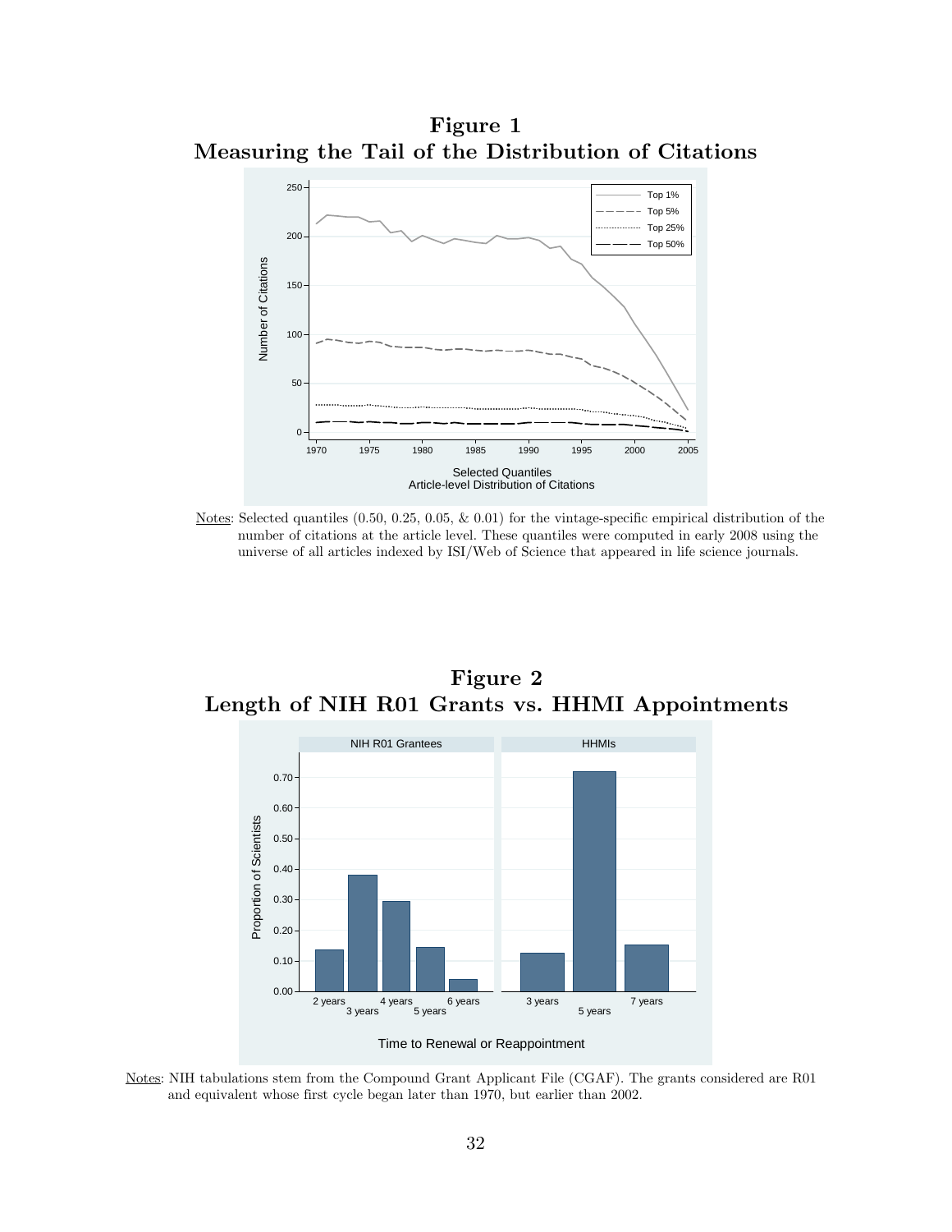**Figure 1**
**Measuring the Tail of the Distribution of Citations**

Notes: Selected quantiles (0.50, 0.25, 0.05, & 0.01) for the vintage-specific empirical distribution of the number of citations at the article level. These quantiles were computed in early 2008 using the universe of all articles indexed by ISI/Web of Science that appeared in life science journals.

**Figure 2**
**Length of NIH R01 Grants vs. HHMI Appointments**

Notes: NIH tabulations stem from the Compound Grant Applicant File (CGAF). The grants considered are R01 and equivalent whose first cycle began later than 1970, but earlier than 2002.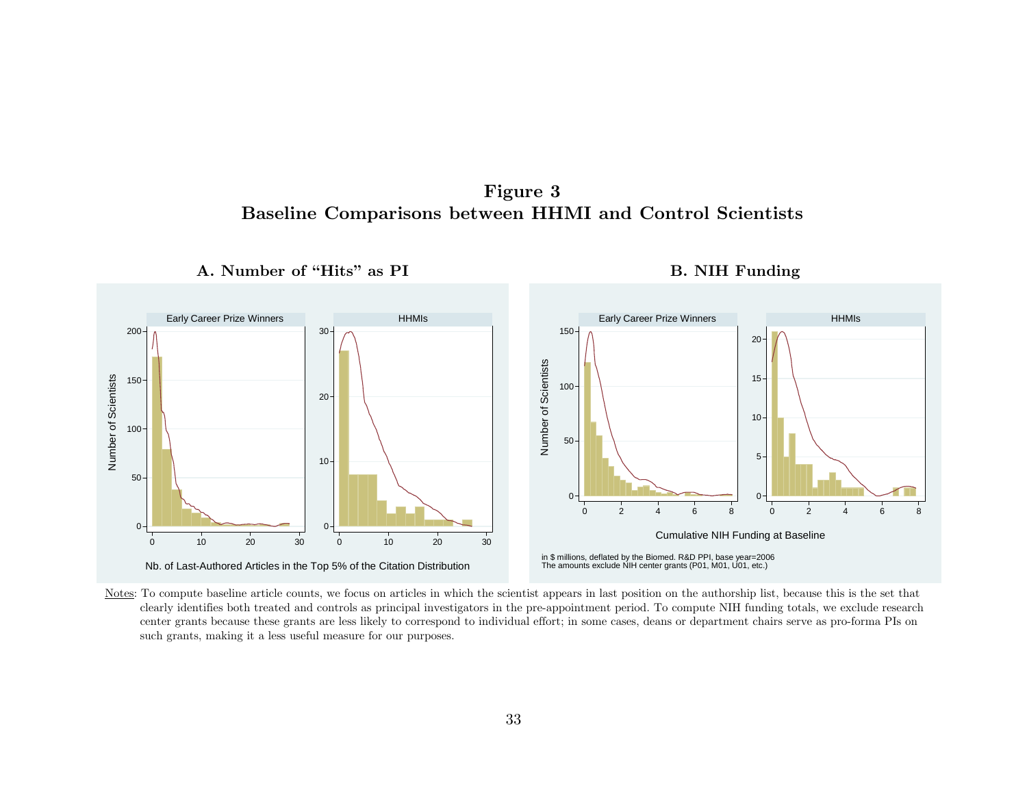**Figure 3**
**Baseline Comparisons between HHMI and Control Scientists**

**A. Number of "Hits" as PI**

Early Career Prize Winners | HHMIs

Number of Scientists

Nb. of Last-Authored Articles in the Top 5% of the Citation Distribution

**B. NIH Funding**

Early Career Prize Winners | HHMIs

Number of Scientists

Cumulative NIH Funding at Baseline

in $ millions, deflated by the Biomed. R&D PPI, base year=2006
The amounts exclude NIH center grants (P01, M01, U01, etc.)

Notes: To compute baseline article counts, we focus on articles in which the scientist appears in last position on the authorship list, because this is the set that clearly identifies both treated and controls as principal investigators in the pre-appointment period. To compute NIH funding totals, we exclude research center grants because these grants are less likely to correspond to individual effort; in some cases, deans or department chairs serve as pro-forma PIs on such grants, making it a less useful measure for our purposes.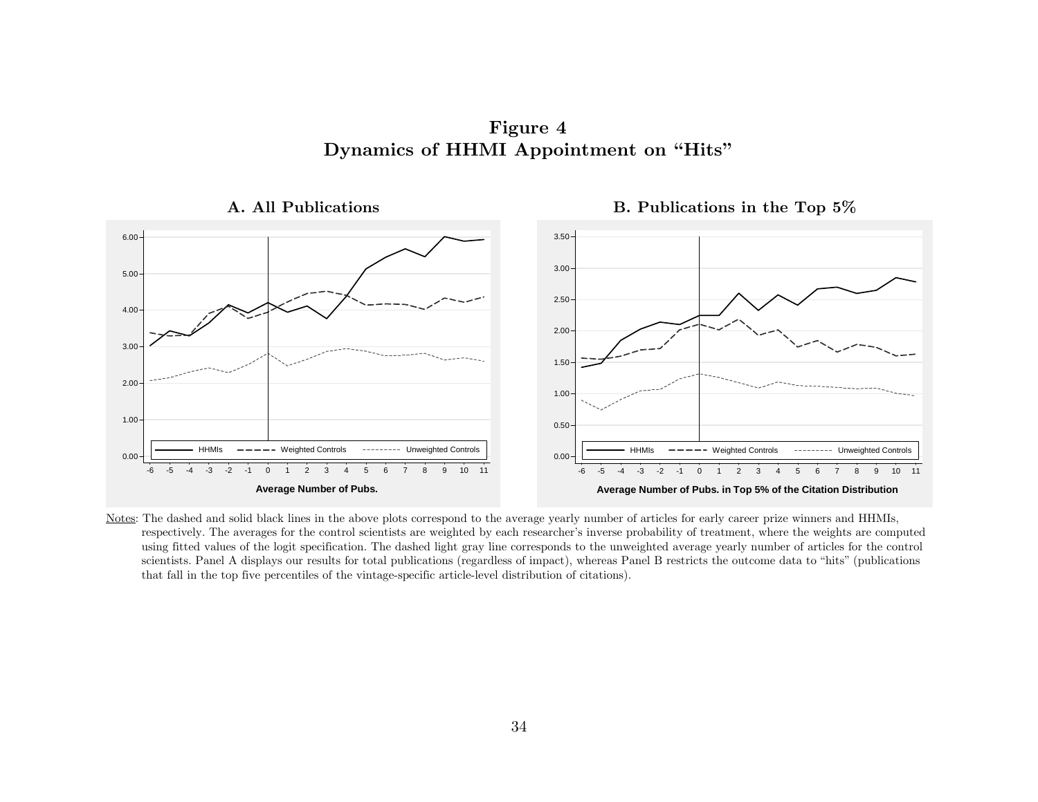# Figure 4
# Dynamics of HHMI Appointment on "Hits"

**A. All Publications**

**B. Publications in the Top 5%**

Notes: The dashed and solid black lines in the above plots correspond to the average yearly number of articles for early career prize winners and HHMIs, respectively. The averages for the control scientists are weighted by each researcher's inverse probability of treatment, where the weights are computed using fitted values of the logit specification. The dashed light gray line corresponds to the unweighted average yearly number of articles for the control scientists. Panel A displays our results for total publications (regardless of impact), whereas Panel B restricts the outcome data to "hits" (publications that fall in the top five percentiles of the vintage-specific article-level distribution of citations).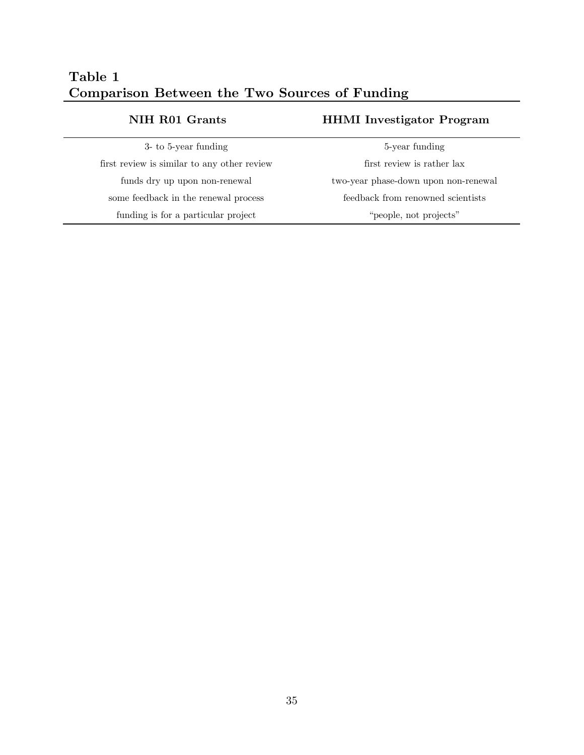**Table 1**
**Comparison Between the Two Sources of Funding**

| NIH R01 Grants | HHMI Investigator Program |
|---|---|
| 3- to 5-year funding | 5-year funding |
| first review is similar to any other review | first review is rather lax |
| funds dry up upon non-renewal | two-year phase-down upon non-renewal |
| some feedback in the renewal process | feedback from renowned scientists |
| funding is for a particular project | "people, not projects" |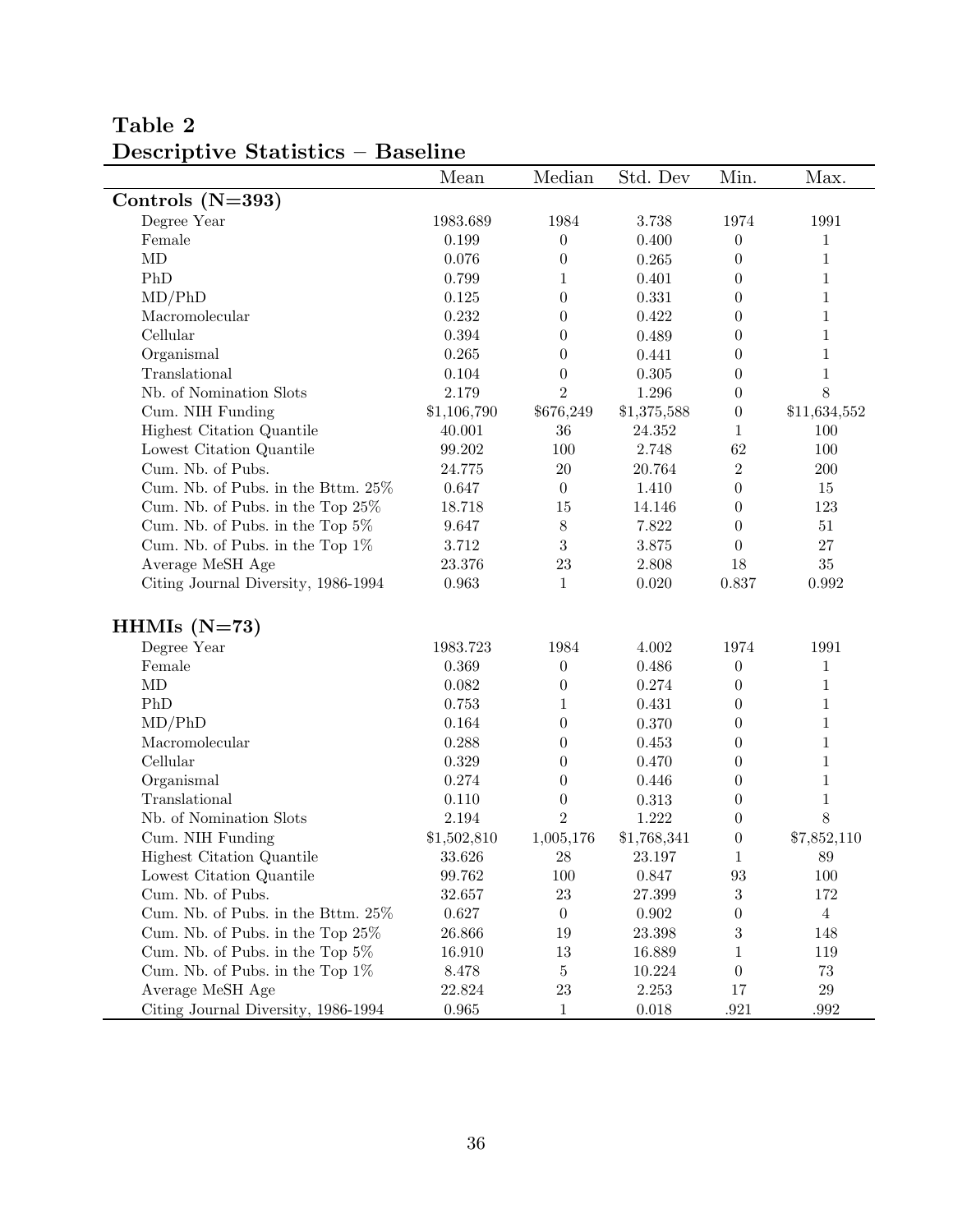**Table 2**
**Descriptive Statistics – Baseline**

| | Mean | Median | Std. Dev | Min. | Max. |
|---|---|---|---|---|---|
| **Controls (N=393)** | | | | | |
| Degree Year | 1983.689 | 1984 | 3.738 | 1974 | 1991 |
| Female | 0.199 | 0 | 0.400 | 0 | 1 |
| MD | 0.076 | 0 | 0.265 | 0 | 1 |
| PhD | 0.799 | 1 | 0.401 | 0 | 1 |
| MD/PhD | 0.125 | 0 | 0.331 | 0 | 1 |
| Macromolecular | 0.232 | 0 | 0.422 | 0 | 1 |
| Cellular | 0.394 | 0 | 0.489 | 0 | 1 |
| Organismal | 0.265 | 0 | 0.441 | 0 | 1 |
| Translational | 0.104 | 0 | 0.305 | 0 | 1 |
| Nb. of Nomination Slots | 2.179 | 2 | 1.296 | 0 | 8 |
| Cum. NIH Funding | $1,106,790 | $676,249 | $1,375,588 | 0 | $11,634,552 |
| Highest Citation Quantile | 40.001 | 36 | 24.352 | 1 | 100 |
| Lowest Citation Quantile | 99.202 | 100 | 2.748 | 62 | 100 |
| Cum. Nb. of Pubs. | 24.775 | 20 | 20.764 | 2 | 200 |
| Cum. Nb. of Pubs. in the Bttm. 25% | 0.647 | 0 | 1.410 | 0 | 15 |
| Cum. Nb. of Pubs. in the Top 25% | 18.718 | 15 | 14.146 | 0 | 123 |
| Cum. Nb. of Pubs. in the Top 5% | 9.647 | 8 | 7.822 | 0 | 51 |
| Cum. Nb. of Pubs. in the Top 1% | 3.712 | 3 | 3.875 | 0 | 27 |
| Average MeSH Age | 23.376 | 23 | 2.808 | 18 | 35 |
| Citing Journal Diversity, 1986-1994 | 0.963 | 1 | 0.020 | 0.837 | 0.992 |
| **HHMIs (N=73)** | | | | | |
| Degree Year | 1983.723 | 1984 | 4.002 | 1974 | 1991 |
| Female | 0.369 | 0 | 0.486 | 0 | 1 |
| MD | 0.082 | 0 | 0.274 | 0 | 1 |
| PhD | 0.753 | 1 | 0.431 | 0 | 1 |
| MD/PhD | 0.164 | 0 | 0.370 | 0 | 1 |
| Macromolecular | 0.288 | 0 | 0.453 | 0 | 1 |
| Cellular | 0.329 | 0 | 0.470 | 0 | 1 |
| Organismal | 0.274 | 0 | 0.446 | 0 | 1 |
| Translational | 0.110 | 0 | 0.313 | 0 | 1 |
| Nb. of Nomination Slots | 2.194 | 2 | 1.222 | 0 | 8 |
| Cum. NIH Funding | $1,502,810 | 1,005,176 | $1,768,341 | 0 | $7,852,110 |
| Highest Citation Quantile | 33.626 | 28 | 23.197 | 1 | 89 |
| Lowest Citation Quantile | 99.762 | 100 | 0.847 | 93 | 100 |
| Cum. Nb. of Pubs. | 32.657 | 23 | 27.399 | 3 | 172 |
| Cum. Nb. of Pubs. in the Bttm. 25% | 0.627 | 0 | 0.902 | 0 | 4 |
| Cum. Nb. of Pubs. in the Top 25% | 26.866 | 19 | 23.398 | 3 | 148 |
| Cum. Nb. of Pubs. in the Top 5% | 16.910 | 13 | 16.889 | 1 | 119 |
| Cum. Nb. of Pubs. in the Top 1% | 8.478 | 5 | 10.224 | 0 | 73 |
| Average MeSH Age | 22.824 | 23 | 2.253 | 17 | 29 |
| Citing Journal Diversity, 1986-1994 | 0.965 | 1 | 0.018 | .921 | .992 |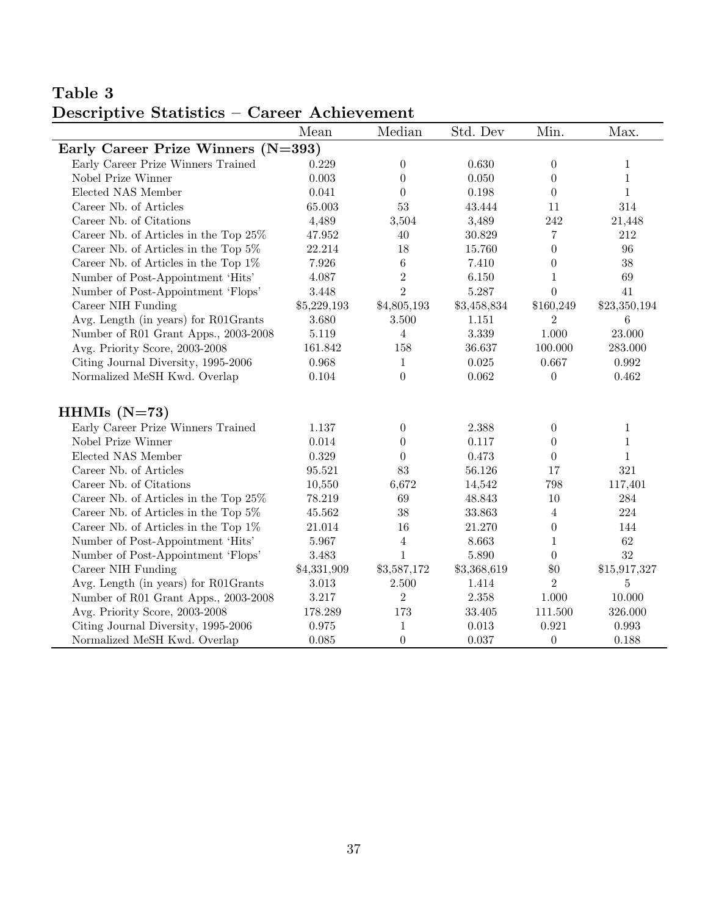## Table 3
## Descriptive Statistics – Career Achievement

| | Mean | Median | Std. Dev | Min. | Max. |
|---|---|---|---|---|---|
| **Early Career Prize Winners (N=393)** | | | | | |
| Early Career Prize Winners Trained | 0.229 | 0 | 0.630 | 0 | 1 |
| Nobel Prize Winner | 0.003 | 0 | 0.050 | 0 | 1 |
| Elected NAS Member | 0.041 | 0 | 0.198 | 0 | 1 |
| Career Nb. of Articles | 65.003 | 53 | 43.444 | 11 | 314 |
| Career Nb. of Citations | 4,489 | 3,504 | 3,489 | 242 | 21,448 |
| Career Nb. of Articles in the Top 25% | 47.952 | 40 | 30.829 | 7 | 212 |
| Career Nb. of Articles in the Top 5% | 22.214 | 18 | 15.760 | 0 | 96 |
| Career Nb. of Articles in the Top 1% | 7.926 | 6 | 7.410 | 0 | 38 |
| Number of Post-Appointment 'Hits' | 4.087 | 2 | 6.150 | 1 | 69 |
| Number of Post-Appointment 'Flops' | 3.448 | 2 | 5.287 | 0 | 41 |
| Career NIH Funding | $5,229,193 | $4,805,193 | $3,458,834 | $160,249 | $23,350,194 |
| Avg. Length (in years) for R01Grants | 3.680 | 3.500 | 1.151 | 2 | 6 |
| Number of R01 Grant Apps., 2003-2008 | 5.119 | 4 | 3.339 | 1.000 | 23.000 |
| Avg. Priority Score, 2003-2008 | 161.842 | 158 | 36.637 | 100.000 | 283.000 |
| Citing Journal Diversity, 1995-2006 | 0.968 | 1 | 0.025 | 0.667 | 0.992 |
| Normalized MeSH Kwd. Overlap | 0.104 | 0 | 0.062 | 0 | 0.462 |
| **HHMIs (N=73)** | | | | | |
| Early Career Prize Winners Trained | 1.137 | 0 | 2.388 | 0 | 1 |
| Nobel Prize Winner | 0.014 | 0 | 0.117 | 0 | 1 |
| Elected NAS Member | 0.329 | 0 | 0.473 | 0 | 1 |
| Career Nb. of Articles | 95.521 | 83 | 56.126 | 17 | 321 |
| Career Nb. of Citations | 10,550 | 6,672 | 14,542 | 798 | 117,401 |
| Career Nb. of Articles in the Top 25% | 78.219 | 69 | 48.843 | 10 | 284 |
| Career Nb. of Articles in the Top 5% | 45.562 | 38 | 33.863 | 4 | 224 |
| Career Nb. of Articles in the Top 1% | 21.014 | 16 | 21.270 | 0 | 144 |
| Number of Post-Appointment 'Hits' | 5.967 | 4 | 8.663 | 1 | 62 |
| Number of Post-Appointment 'Flops' | 3.483 | 1 | 5.890 | 0 | 32 |
| Career NIH Funding | $4,331,909 | $3,587,172 | $3,368,619 | $0 | $15,917,327 |
| Avg. Length (in years) for R01Grants | 3.013 | 2.500 | 1.414 | 2 | 5 |
| Number of R01 Grant Apps., 2003-2008 | 3.217 | 2 | 2.358 | 1.000 | 10.000 |
| Avg. Priority Score, 2003-2008 | 178.289 | 173 | 33.405 | 111.500 | 326.000 |
| Citing Journal Diversity, 1995-2006 | 0.975 | 1 | 0.013 | 0.921 | 0.993 |
| Normalized MeSH Kwd. Overlap | 0.085 | 0 | 0.037 | 0 | 0.188 |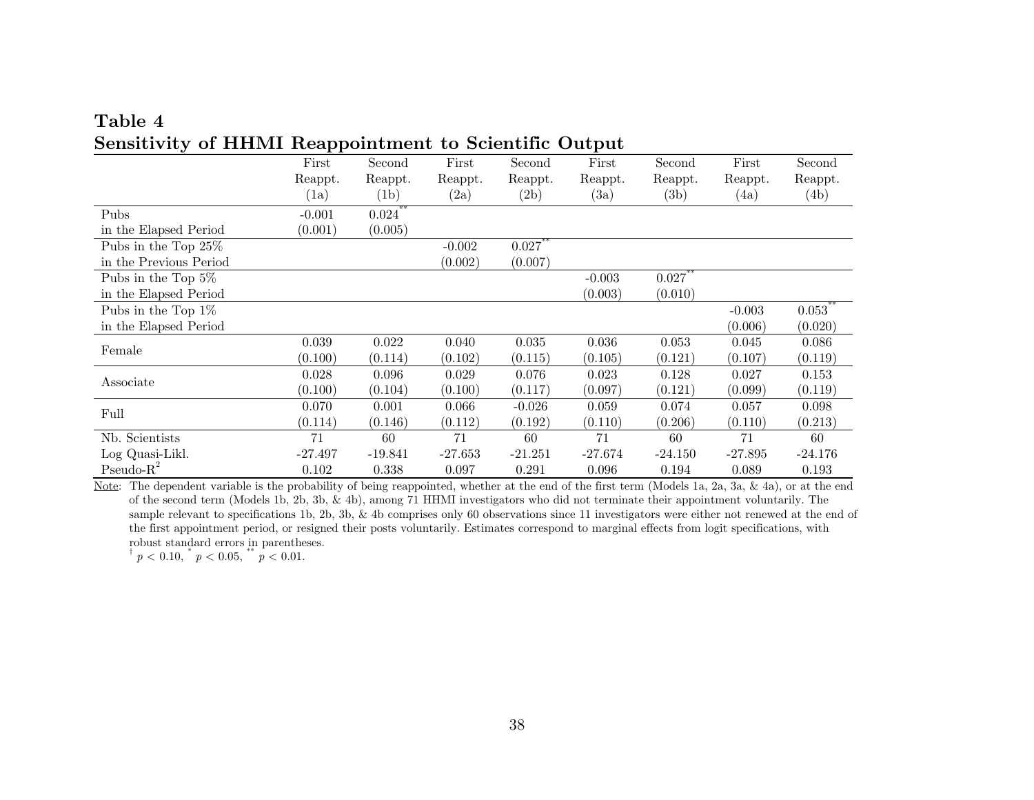**Table 4**
**Sensitivity of HHMI Reappointment to Scientific Output**

| | First Reappt. (1a) | Second Reappt. (1b) | First Reappt. (2a) | Second Reappt. (2b) | First Reappt. (3a) | Second Reappt. (3b) | First Reappt. (4a) | Second Reappt. (4b) |
|---|---|---|---|---|---|---|---|---|
| Pubs in the Elapsed Period | -0.001 | $0.024^{**}$ | | | | | | |
| | (0.001) | (0.005) | | | | | | |
| Pubs in the Top 25% in the Previous Period | | | -0.002 | $0.027^{**}$ | | | | |
| | | | (0.002) | (0.007) | | | | |
| Pubs in the Top 5% in the Elapsed Period | | | | | -0.003 | $0.027^{**}$ | | |
| | | | | | (0.003) | (0.010) | | |
| Pubs in the Top 1% in the Elapsed Period | | | | | | | -0.003 | $0.053^{**}$ |
| | | | | | | | (0.006) | (0.020) |
| Female | 0.039 | 0.022 | 0.040 | 0.035 | 0.036 | 0.053 | 0.045 | 0.086 |
| | (0.100) | (0.114) | (0.102) | (0.115) | (0.105) | (0.121) | (0.107) | (0.119) |
| Associate | 0.028 | 0.096 | 0.029 | 0.076 | 0.023 | 0.128 | 0.027 | 0.153 |
| | (0.100) | (0.104) | (0.100) | (0.117) | (0.097) | (0.121) | (0.099) | (0.119) |
| Full | 0.070 | 0.001 | 0.066 | -0.026 | 0.059 | 0.074 | 0.057 | 0.098 |
| | (0.114) | (0.146) | (0.112) | (0.192) | (0.110) | (0.206) | (0.110) | (0.213) |
| Nb. Scientists | 71 | 60 | 71 | 60 | 71 | 60 | 71 | 60 |
| Log Quasi-Likl. | -27.497 | -19.841 | -27.653 | -21.251 | -27.674 | -24.150 | -27.895 | -24.176 |
| Pseudo-$R^2$ | 0.102 | 0.338 | 0.097 | 0.291 | 0.096 | 0.194 | 0.089 | 0.193 |

Note: The dependent variable is the probability of being reappointed, whether at the end of the first term (Models 1a, 2a, 3a, & 4a), or at the end of the second term (Models 1b, 2b, 3b, & 4b), among 71 HHMI investigators who did not terminate their appointment voluntarily. The sample relevant to specifications 1b, 2b, 3b, & 4b comprises only 60 observations since 11 investigators were either not renewed at the end of the first appointment period, or resigned their posts voluntarily. Estimates correspond to marginal effects from logit specifications, with robust standard errors in parentheses.

$^{\dagger}$ $p < 0.10$, $^{*}$ $p < 0.05$, $^{**}$ $p < 0.01$.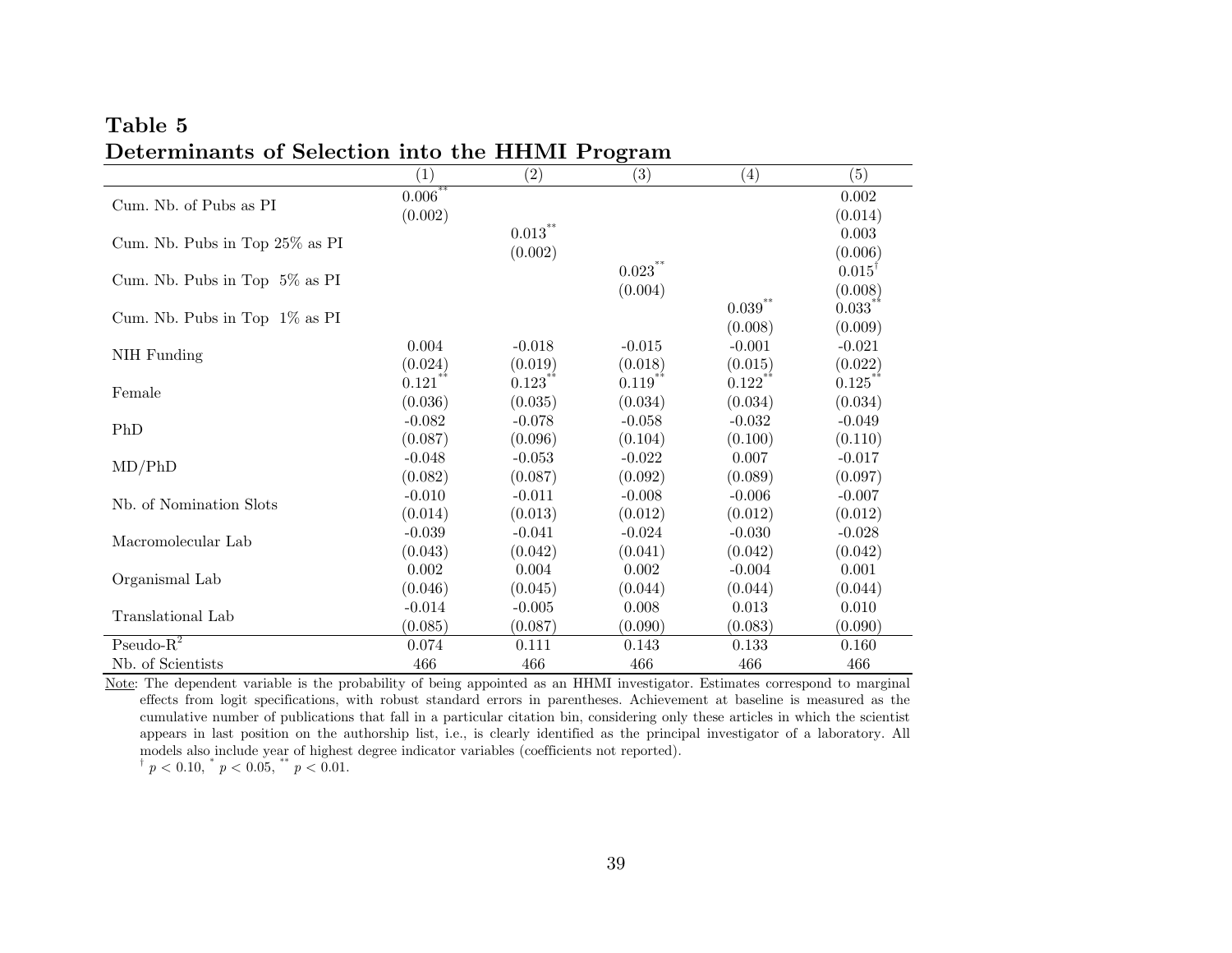**Table 5**
**Determinants of Selection into the HHMI Program**

| | (1) | (2) | (3) | (4) | (5) |
|---|---|---|---|---|---|
| Cum. Nb. of Pubs as PI | 0.006** | | | | 0.002 |
| | (0.002) | | | | (0.014) |
| Cum. Nb. Pubs in Top 25% as PI | | 0.013** | | | 0.003 |
| | | (0.002) | | | (0.006) |
| Cum. Nb. Pubs in Top 5% as PI | | | 0.023** | | 0.015† |
| | | | (0.004) | | (0.008) |
| Cum. Nb. Pubs in Top 1% as PI | | | | 0.039** | 0.033** |
| | | | | (0.008) | (0.009) |
| NIH Funding | 0.004 | -0.018 | -0.015 | -0.001 | -0.021 |
| | (0.024) | (0.019) | (0.018) | (0.015) | (0.022) |
| Female | 0.121** | 0.123** | 0.119** | 0.122** | 0.125** |
| | (0.036) | (0.035) | (0.034) | (0.034) | (0.034) |
| PhD | -0.082 | -0.078 | -0.058 | -0.032 | -0.049 |
| | (0.087) | (0.096) | (0.104) | (0.100) | (0.110) |
| MD/PhD | -0.048 | -0.053 | -0.022 | 0.007 | -0.017 |
| | (0.082) | (0.087) | (0.092) | (0.089) | (0.097) |
| Nb. of Nomination Slots | -0.010 | -0.011 | -0.008 | -0.006 | -0.007 |
| | (0.014) | (0.013) | (0.012) | (0.012) | (0.012) |
| Macromolecular Lab | -0.039 | -0.041 | -0.024 | -0.030 | -0.028 |
| | (0.043) | (0.042) | (0.041) | (0.042) | (0.042) |
| Organismal Lab | 0.002 | 0.004 | 0.002 | -0.004 | 0.001 |
| | (0.046) | (0.045) | (0.044) | (0.044) | (0.044) |
| Translational Lab | -0.014 | -0.005 | 0.008 | 0.013 | 0.010 |
| | (0.085) | (0.087) | (0.090) | (0.083) | (0.090) |
| Pseudo-$R^2$ | 0.074 | 0.111 | 0.143 | 0.133 | 0.160 |
| Nb. of Scientists | 466 | 466 | 466 | 466 | 466 |

Note: The dependent variable is the probability of being appointed as an HHMI investigator. Estimates correspond to marginal effects from logit specifications, with robust standard errors in parentheses. Achievement at baseline is measured as the cumulative number of publications that fall in a particular citation bin, considering only these articles in which the scientist appears in last position on the authorship list, i.e., is clearly identified as the principal investigator of a laboratory. All models also include year of highest degree indicator variables (coefficients not reported).

† $p < 0.10$, * $p < 0.05$, ** $p < 0.01$.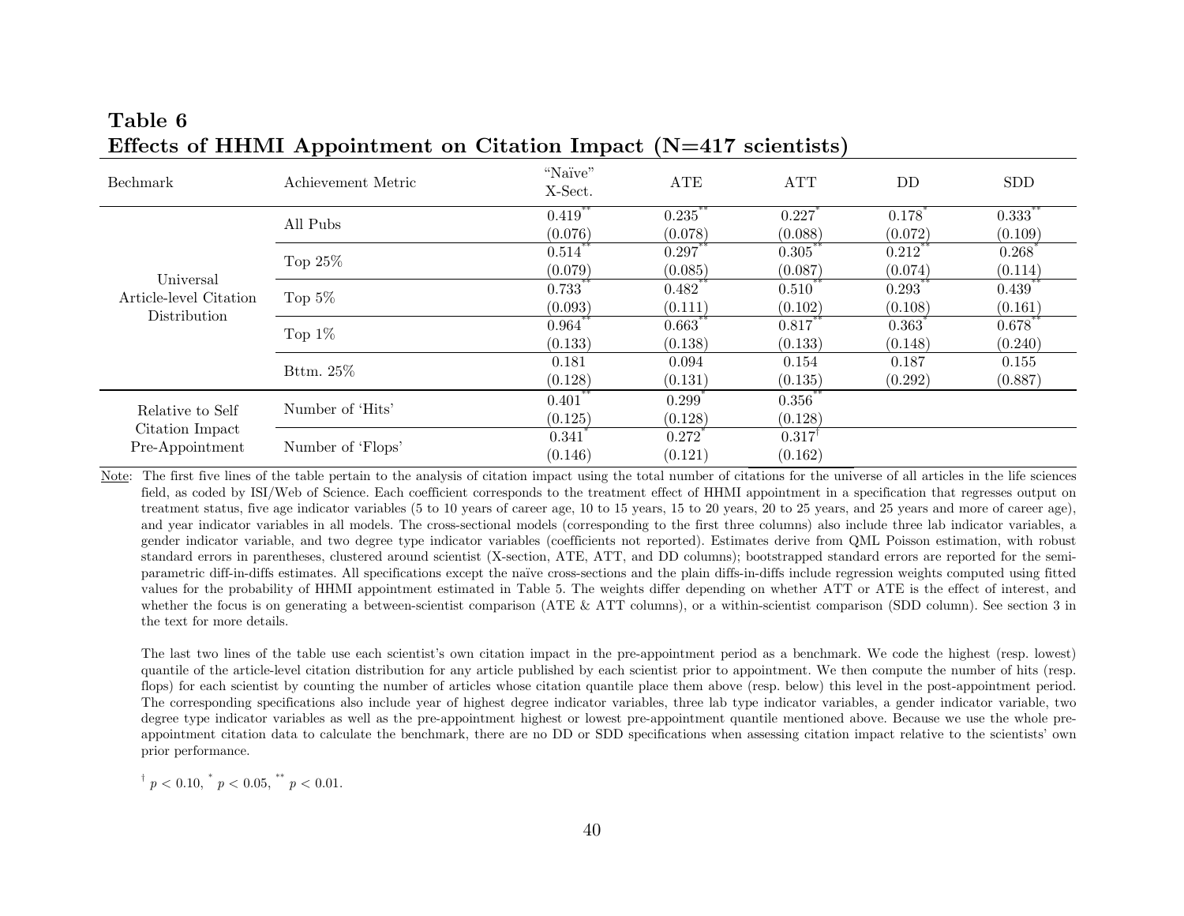**Table 6**
**Effects of HHMI Appointment on Citation Impact (N=417 scientists)**

| Bechmark | Achievement Metric | "Naïve" X-Sect. | ATE | ATT | DD | SDD |
|---|---|---|---|---|---|---|
| Universal Article-level Citation Distribution | All Pubs | 0.419** | 0.235** | 0.227* | 0.178* | 0.333** |
| | | (0.076) | (0.078) | (0.088) | (0.072) | (0.109) |
| | Top 25% | 0.514** | 0.297** | 0.305** | 0.212** | 0.268* |
| | | (0.079) | (0.085) | (0.087) | (0.074) | (0.114) |
| | Top 5% | 0.733** | 0.482** | 0.510** | 0.293** | 0.439** |
| | | (0.093) | (0.111) | (0.102) | (0.108) | (0.161) |
| | Top 1% | 0.964** | 0.663** | 0.817** | 0.363* | 0.678** |
| | | (0.133) | (0.138) | (0.133) | (0.148) | (0.240) |
| | Bttm. 25% | 0.181 | 0.094 | 0.154 | 0.187 | 0.155 |
| | | (0.128) | (0.131) | (0.135) | (0.292) | (0.887) |
| Relative to Self Citation Impact Pre-Appointment | Number of 'Hits' | 0.401** | 0.299* | 0.356** | | |
| | | (0.125) | (0.128) | (0.128) | | |
| | Number of 'Flops' | 0.341* | 0.272* | 0.317† | | |
| | | (0.146) | (0.121) | (0.162) | | |

Note: The first five lines of the table pertain to the analysis of citation impact using the total number of citations for the universe of all articles in the life sciences field, as coded by ISI/Web of Science. Each coefficient corresponds to the treatment effect of HHMI appointment in a specification that regresses output on treatment status, five age indicator variables (5 to 10 years of career age, 10 to 15 years, 15 to 20 years, 20 to 25 years, and 25 years and more of career age), and year indicator variables in all models. The cross-sectional models (corresponding to the first three columns) also include three lab indicator variables, a gender indicator variable, and two degree type indicator variables (coefficients not reported). Estimates derive from QML Poisson estimation, with robust standard errors in parentheses, clustered around scientist (X-section, ATE, ATT, and DD columns); bootstrapped standard errors are reported for the semi-parametric diff-in-diffs estimates. All specifications except the naïve cross-sections and the plain diffs-in-diffs include regression weights computed using fitted values for the probability of HHMI appointment estimated in Table 5. The weights differ depending on whether ATT or ATE is the effect of interest, and whether the focus is on generating a between-scientist comparison (ATE & ATT columns), or a within-scientist comparison (SDD column). See section 3 in the text for more details.

The last two lines of the table use each scientist's own citation impact in the pre-appointment period as a benchmark. We code the highest (resp. lowest) quantile of the article-level citation distribution for any article published by each scientist prior to appointment. We then compute the number of hits (resp. flops) for each scientist by counting the number of articles whose citation quantile place them above (resp. below) this level in the post-appointment period. The corresponding specifications also include year of highest degree indicator variables, three lab type indicator variables, a gender indicator variable, two degree type indicator variables as well as the pre-appointment highest or lowest pre-appointment quantile mentioned above. Because we use the whole pre-appointment citation data to calculate the benchmark, there are no DD or SDD specifications when assessing citation impact relative to the scientists' own prior performance.

† $p < 0.10$, * $p < 0.05$, ** $p < 0.01$.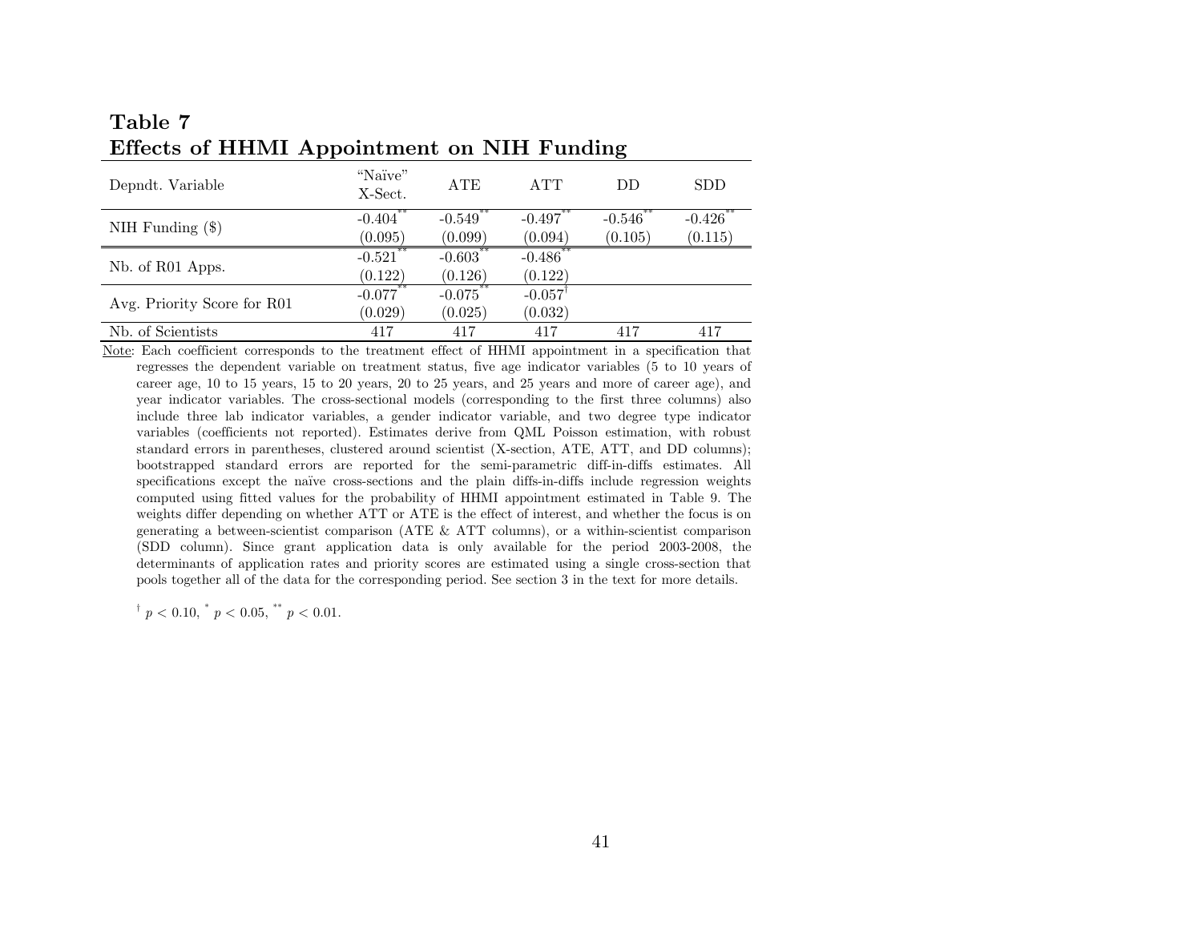**Table 7**
**Effects of HHMI Appointment on NIH Funding**

| Depndt. Variable | "Naïve" X-Sect. | ATE | ATT | DD | SDD |
|---|---|---|---|---|---|
| NIH Funding ($) | -0.404** | -0.549** | -0.497** | -0.546** | -0.426** |
| | (0.095) | (0.099) | (0.094) | (0.105) | (0.115) |
| Nb. of R01 Apps. | -0.521** | -0.603** | -0.486** | | |
| | (0.122) | (0.126) | (0.122) | | |
| Avg. Priority Score for R01 | -0.077** | -0.075** | -0.057† | | |
| | (0.029) | (0.025) | (0.032) | | |
| Nb. of Scientists | 417 | 417 | 417 | 417 | 417 |

Note: Each coefficient corresponds to the treatment effect of HHMI appointment in a specification that regresses the dependent variable on treatment status, five age indicator variables (5 to 10 years of career age, 10 to 15 years, 15 to 20 years, 20 to 25 years, and 25 years and more of career age), and year indicator variables. The cross-sectional models (corresponding to the first three columns) also include three lab indicator variables, a gender indicator variable, and two degree type indicator variables (coefficients not reported). Estimates derive from QML Poisson estimation, with robust standard errors in parentheses, clustered around scientist (X-section, ATE, ATT, and DD columns); bootstrapped standard errors are reported for the semi-parametric diff-in-diffs estimates. All specifications except the naïve cross-sections and the plain diffs-in-diffs include regression weights computed using fitted values for the probability of HHMI appointment estimated in Table 9. The weights differ depending on whether ATT or ATE is the effect of interest, and whether the focus is on generating a between-scientist comparison (ATE & ATT columns), or a within-scientist comparison (SDD column). Since grant application data is only available for the period 2003-2008, the determinants of application rates and priority scores are estimated using a single cross-section that pools together all of the data for the corresponding period. See section 3 in the text for more details.

† $p < 0.10$, * $p < 0.05$, ** $p < 0.01$.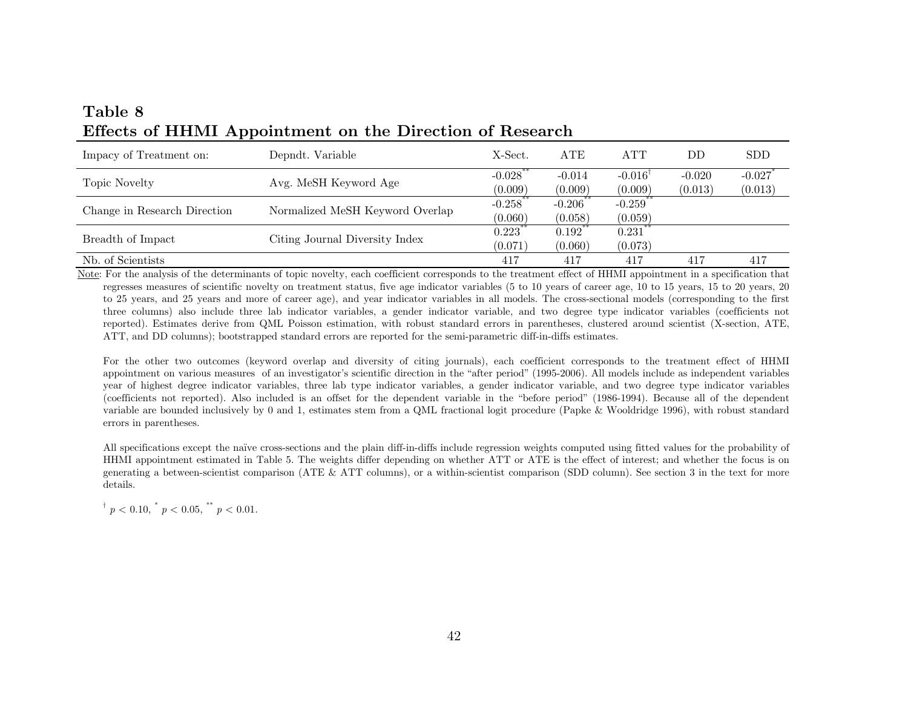## Table 8
## Effects of HHMI Appointment on the Direction of Research

| Impact of Treatment on: | Depndt. Variable | X-Sect. | ATE | ATT | DD | SDD |
|---|---|---|---|---|---|---|
| Topic Novelty | Avg. MeSH Keyword Age | -0.028** | -0.014 | -0.016† | -0.020 | -0.027* |
| | | (0.009) | (0.009) | (0.009) | (0.013) | (0.013) |
| Change in Research Direction | Normalized MeSH Keyword Overlap | -0.258** | -0.206** | -0.259** | | |
| | | (0.060) | (0.058) | (0.059) | | |
| Breadth of Impact | Citing Journal Diversity Index | 0.223** | 0.192** | 0.231** | | |
| | | (0.071) | (0.060) | (0.073) | | |
| Nb. of Scientists | | 417 | 417 | 417 | 417 | 417 |

Note: For the analysis of the determinants of topic novelty, each coefficient corresponds to the treatment effect of HHMI appointment in a specification that regresses measures of scientific novelty on treatment status, five age indicator variables (5 to 10 years of career age, 10 to 15 years, 15 to 20 years, 20 to 25 years, and 25 years and more of career age), and year indicator variables in all models. The cross-sectional models (corresponding to the first three columns) also include three lab indicator variables, a gender indicator variable, and two degree type indicator variables (coefficients not reported). Estimates derive from QML Poisson estimation, with robust standard errors in parentheses, clustered around scientist (X-section, ATE, ATT, and DD columns); bootstrapped standard errors are reported for the semi-parametric diff-in-diffs estimates.

For the other two outcomes (keyword overlap and diversity of citing journals), each coefficient corresponds to the treatment effect of HHMI appointment on various measures of an investigator's scientific direction in the "after period" (1995-2006). All models include as independent variables year of highest degree indicator variables, three lab type indicator variables, a gender indicator variable, and two degree type indicator variables (coefficients not reported). Also included is an offset for the dependent variable in the "before period" (1986-1994). Because all of the dependent variable are bounded inclusively by 0 and 1, estimates stem from a QML fractional logit procedure (Papke & Wooldridge 1996), with robust standard errors in parentheses.

All specifications except the naïve cross-sections and the plain diff-in-diffs include regression weights computed using fitted values for the probability of HHMI appointment estimated in Table 5. The weights differ depending on whether ATT or ATE is the effect of interest; and whether the focus is on generating a between-scientist comparison (ATE & ATT columns), or a within-scientist comparison (SDD column). See section 3 in the text for more details.

† $p < 0.10$, * $p < 0.05$, ** $p < 0.01$.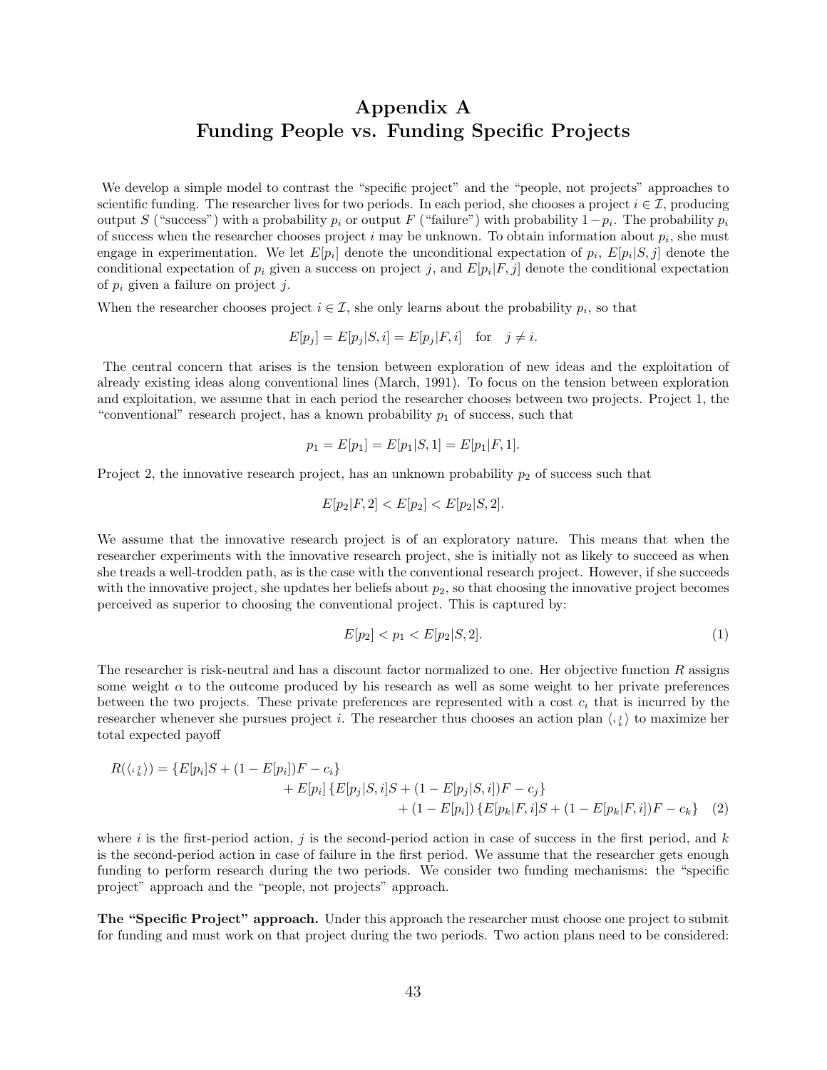# Appendix A
# Funding People vs. Funding Specific Projects

We develop a simple model to contrast the "specific project" and the "people, not projects" approaches to scientific funding. The researcher lives for two periods. In each period, she chooses a project $i \in \mathcal{I}$, producing output $S$ ("success") with a probability $p_i$ or output $F$ ("failure") with probability $1-p_i$. The probability $p_i$ of success when the researcher chooses project $i$ may be unknown. To obtain information about $p_i$, she must engage in experimentation. We let $E[p_i]$ denote the unconditional expectation of $p_i$, $E[p_i|S,j]$ denote the conditional expectation of $p_i$ given a success on project $j$, and $E[p_i|F,j]$ denote the conditional expectation of $p_i$ given a failure on project $j$.

When the researcher chooses project $i \in \mathcal{I}$, she only learns about the probability $p_i$, so that

$$E[p_j] = E[p_j|S,i] = E[p_j|F,i] \quad \text{for} \quad j \neq i.$$

The central concern that arises is the tension between exploration of new ideas and the exploitation of already existing ideas along conventional lines (March, 1991). To focus on the tension between exploration and exploitation, we assume that in each period the researcher chooses between two projects. Project 1, the "conventional" research project, has a known probability $p_1$ of success, such that

$$p_1 = E[p_1] = E[p_1|S,1] = E[p_1|F,1].$$

Project 2, the innovative research project, has an unknown probability $p_2$ of success such that

$$E[p_2|F,2] < E[p_2] < E[p_2|S,2].$$

We assume that the innovative research project is of an exploratory nature. This means that when the researcher experiments with the innovative research project, she is initially not as likely to succeed as when she treads a well-trodden path, as is the case with the conventional research project. However, if she succeeds with the innovative project, she updates her beliefs about $p_2$, so that choosing the innovative project becomes perceived as superior to choosing the conventional project. This is captured by:

$$E[p_2] < p_1 < E[p_2|S,2]. \tag{1}$$

The researcher is risk-neutral and has a discount factor normalized to one. Her objective function $R$ assigns some weight $\alpha$ to the outcome produced by his research as well as some weight to her private preferences between the two projects. These private preferences are represented with a cost $c_i$ that is incurred by the researcher whenever she pursues project $i$. The researcher thus chooses an action plan $\langle {}_i {}^j_k \rangle$ to maximize her total expected payoff

$$\begin{aligned} R(\langle {}_i {}^j_k \rangle) = \{E[p_i]S + (1-E[p_i])F - c_i\} \\ + E[p_i]\{E[p_j|S,i]S + (1-E[p_j|S,i])F - c_j\} \\ + (1-E[p_i])\{E[p_k|F,i]S + (1-E[p_k|F,i])F - c_k\} \end{aligned} \tag{2}$$

where $i$ is the first-period action, $j$ is the second-period action in case of success in the first period, and $k$ is the second-period action in case of failure in the first period. We assume that the researcher gets enough funding to perform research during the two periods. We consider two funding mechanisms: the "specific project" approach and the "people, not projects" approach.

**The "Specific Project" approach.** Under this approach the researcher must choose one project to submit for funding and must work on that project during the two periods. Two action plans need to be considered: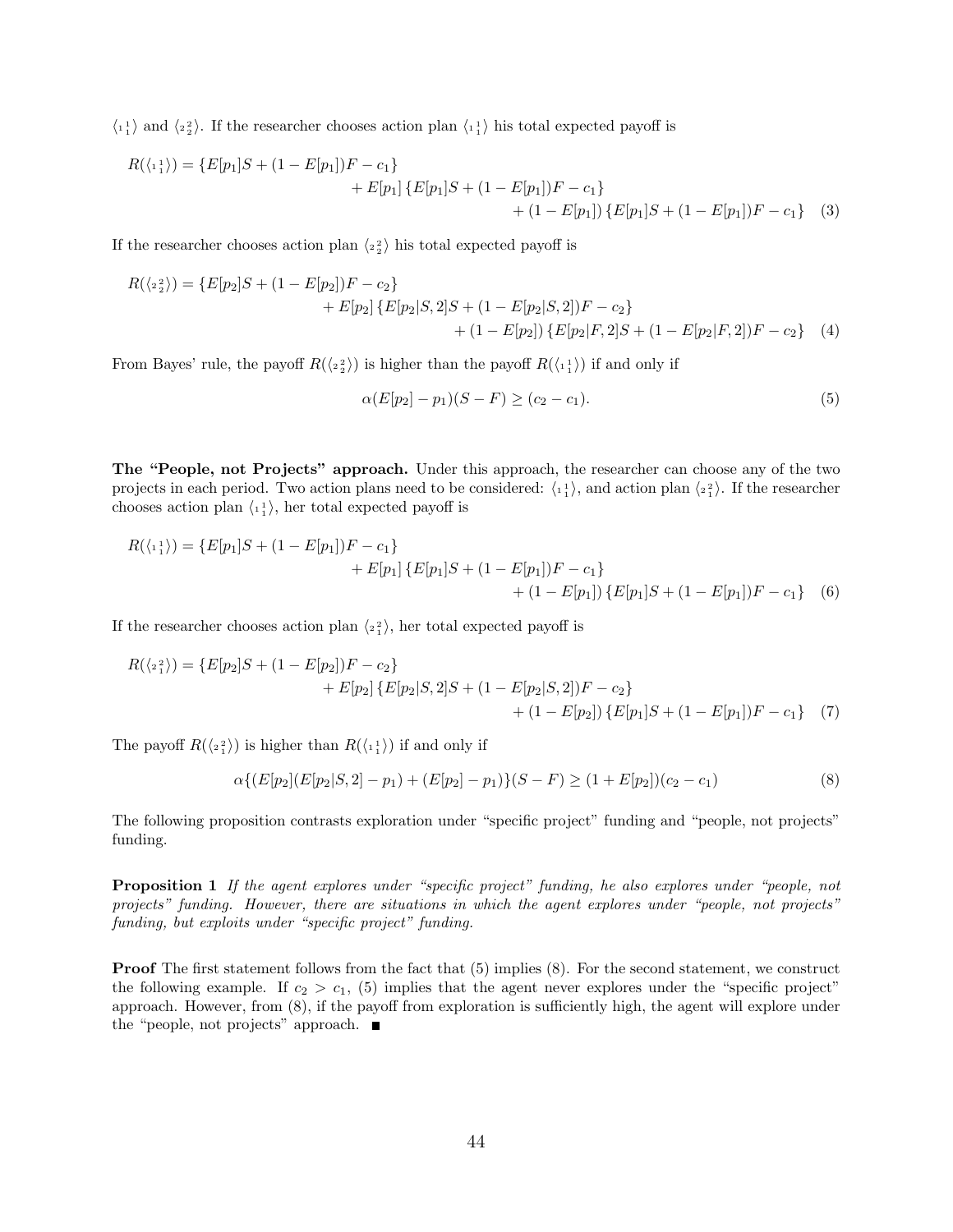$\langle {}_1{}^1_1 \rangle$ and $\langle {}_2{}^2_2 \rangle$. If the researcher chooses action plan $\langle {}_1{}^1_1 \rangle$ his total expected payoff is

$$
\begin{aligned}
R(\langle {}_1{}^1_1 \rangle) = \{E[p_1]S + (1 - E[p_1])F - c_1\} \\
+ E[p_1]\{E[p_1]S + (1 - E[p_1])F - c_1\} \\
+ (1 - E[p_1])\{E[p_1]S + (1 - E[p_1])F - c_1\} \quad (3)
\end{aligned}
$$

If the researcher chooses action plan $\langle {}_2{}^2_2 \rangle$ his total expected payoff is

$$
\begin{aligned}
R(\langle {}_2{}^2_2 \rangle) = \{E[p_2]S + (1 - E[p_2])F - c_2\} \\
+ E[p_2]\{E[p_2|S,2]S + (1 - E[p_2|S,2])F - c_2\} \\
+ (1 - E[p_2])\{E[p_2|F,2]S + (1 - E[p_2|F,2])F - c_2\} \quad (4)
\end{aligned}
$$

From Bayes' rule, the payoff $R(\langle {}_2{}^2_2 \rangle)$ is higher than the payoff $R(\langle {}_1{}^1_1 \rangle)$ if and only if

$$
\alpha(E[p_2] - p_1)(S - F) \geq (c_2 - c_1). \quad (5)
$$

**The "People, not Projects" approach.** Under this approach, the researcher can choose any of the two projects in each period. Two action plans need to be considered: $\langle {}_1{}^1_1 \rangle$, and action plan $\langle {}_2{}^2_1 \rangle$. If the researcher chooses action plan $\langle {}_1{}^1_1 \rangle$, her total expected payoff is

$$
\begin{aligned}
R(\langle {}_1{}^1_1 \rangle) = \{E[p_1]S + (1 - E[p_1])F - c_1\} \\
+ E[p_1]\{E[p_1]S + (1 - E[p_1])F - c_1\} \\
+ (1 - E[p_1])\{E[p_1]S + (1 - E[p_1])F - c_1\} \quad (6)
\end{aligned}
$$

If the researcher chooses action plan $\langle {}_2{}^2_1 \rangle$, her total expected payoff is

$$
\begin{aligned}
R(\langle {}_2{}^2_1 \rangle) = \{E[p_2]S + (1 - E[p_2])F - c_2\} \\
+ E[p_2]\{E[p_2|S,2]S + (1 - E[p_2|S,2])F - c_2\} \\
+ (1 - E[p_2])\{E[p_1]S + (1 - E[p_1])F - c_1\} \quad (7)
\end{aligned}
$$

The payoff $R(\langle {}_2{}^2_1 \rangle)$ is higher than $R(\langle {}_1{}^1_1 \rangle)$ if and only if

$$
\alpha\{(E[p_2](E[p_2|S,2] - p_1) + (E[p_2] - p_1)\}(S - F) \geq (1 + E[p_2])(c_2 - c_1) \quad (8)
$$

The following proposition contrasts exploration under "specific project" funding and "people, not projects" funding.

**Proposition 1** *If the agent explores under "specific project" funding, he also explores under "people, not projects" funding. However, there are situations in which the agent explores under "people, not projects" funding, but exploits under "specific project" funding.*

**Proof** The first statement follows from the fact that (5) implies (8). For the second statement, we construct the following example. If $c_2 > c_1$, (5) implies that the agent never explores under the "specific project" approach. However, from (8), if the payoff from exploration is sufficiently high, the agent will explore under the "people, not projects" approach. ■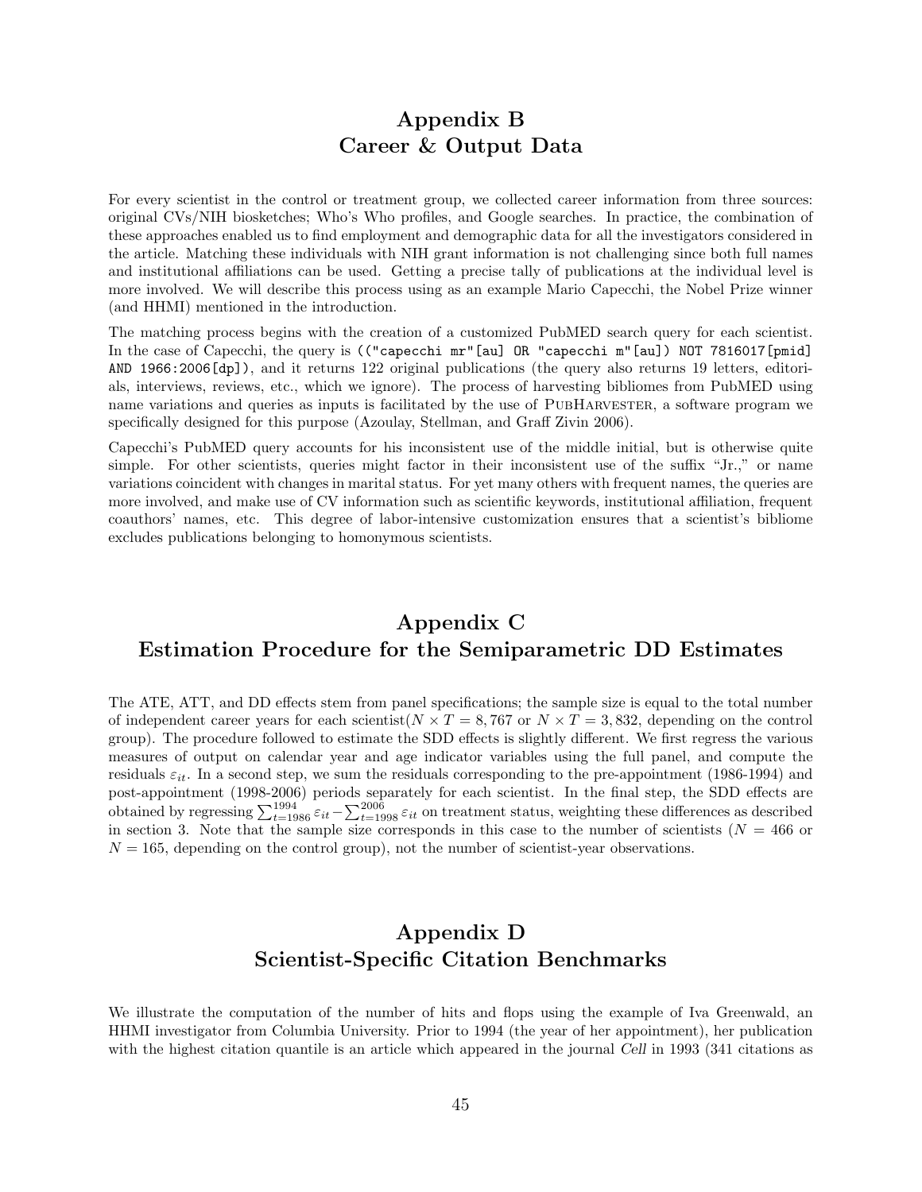# Appendix B
# Career & Output Data

For every scientist in the control or treatment group, we collected career information from three sources: original CVs/NIH biosketches; Who's Who profiles, and Google searches. In practice, the combination of these approaches enabled us to find employment and demographic data for all the investigators considered in the article. Matching these individuals with NIH grant information is not challenging since both full names and institutional affiliations can be used. Getting a precise tally of publications at the individual level is more involved. We will describe this process using as an example Mario Capecchi, the Nobel Prize winner (and HHMI) mentioned in the introduction.

The matching process begins with the creation of a customized PubMED search query for each scientist. In the case of Capecchi, the query is `(("capecchi mr"[au] OR "capecchi m"[au]) NOT 7816017[pmid] AND 1966:2006[dp])`, and it returns 122 original publications (the query also returns 19 letters, editorials, interviews, reviews, etc., which we ignore). The process of harvesting bibliomes from PubMED using name variations and queries as inputs is facilitated by the use of PubHarvester, a software program we specifically designed for this purpose (Azoulay, Stellman, and Graff Zivin 2006).

Capecchi's PubMED query accounts for his inconsistent use of the middle initial, but is otherwise quite simple. For other scientists, queries might factor in their inconsistent use of the suffix "Jr.," or name variations coincident with changes in marital status. For yet many others with frequent names, the queries are more involved, and make use of CV information such as scientific keywords, institutional affiliation, frequent coauthors' names, etc. This degree of labor-intensive customization ensures that a scientist's bibliome excludes publications belonging to homonymous scientists.

# Appendix C
# Estimation Procedure for the Semiparametric DD Estimates

The ATE, ATT, and DD effects stem from panel specifications; the sample size is equal to the total number of independent career years for each scientist($N \times T = 8,767$ or $N \times T = 3,832$, depending on the control group). The procedure followed to estimate the SDD effects is slightly different. We first regress the various measures of output on calendar year and age indicator variables using the full panel, and compute the residuals $\varepsilon_{it}$. In a second step, we sum the residuals corresponding to the pre-appointment (1986-1994) and post-appointment (1998-2006) periods separately for each scientist. In the final step, the SDD effects are obtained by regressing $\sum_{t=1986}^{1994} \varepsilon_{it} - \sum_{t=1998}^{2006} \varepsilon_{it}$ on treatment status, weighting these differences as described in section 3. Note that the sample size corresponds in this case to the number of scientists ($N = 466$ or $N = 165$, depending on the control group), not the number of scientist-year observations.

# Appendix D
# Scientist-Specific Citation Benchmarks

We illustrate the computation of the number of hits and flops using the example of Iva Greenwald, an HHMI investigator from Columbia University. Prior to 1994 (the year of her appointment), her publication with the highest citation quantile is an article which appeared in the journal *Cell* in 1993 (341 citations as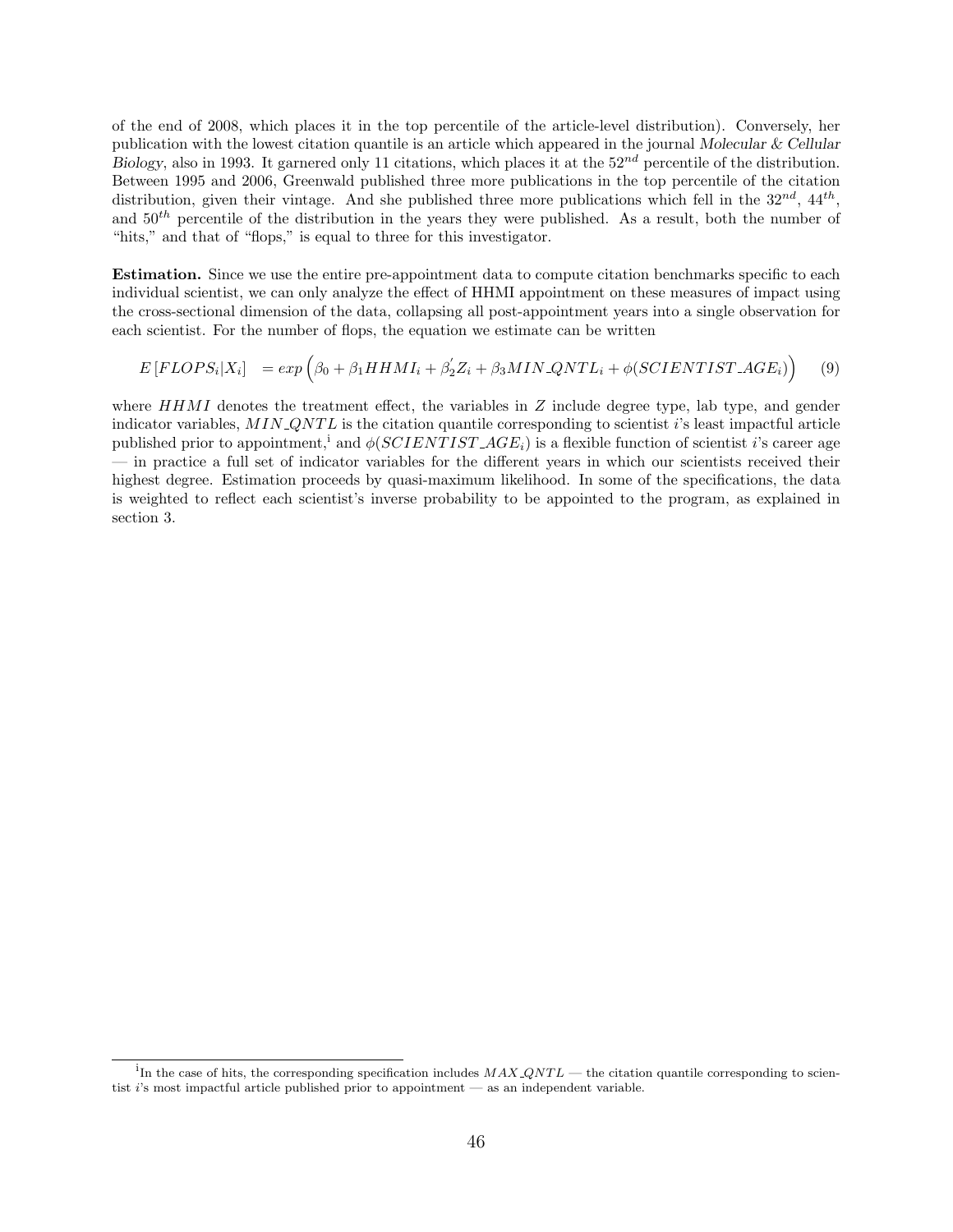of the end of 2008, which places it in the top percentile of the article-level distribution). Conversely, her publication with the lowest citation quantile is an article which appeared in the journal *Molecular & Cellular Biology*, also in 1993. It garnered only 11 citations, which places it at the $52^{nd}$ percentile of the distribution. Between 1995 and 2006, Greenwald published three more publications in the top percentile of the citation distribution, given their vintage. And she published three more publications which fell in the $32^{nd}$, $44^{th}$, and $50^{th}$ percentile of the distribution in the years they were published. As a result, both the number of "hits," and that of "flops," is equal to three for this investigator.

**Estimation.** Since we use the entire pre-appointment data to compute citation benchmarks specific to each individual scientist, we can only analyze the effect of HHMI appointment on these measures of impact using the cross-sectional dimension of the data, collapsing all post-appointment years into a single observation for each scientist. For the number of flops, the equation we estimate can be written

$$E\left[FLOPS_i|X_i\right] \;\; = exp\left(\beta_0 + \beta_1 HHMI_i + \beta_2^{'} Z_i + \beta_3 MIN\_QNTL_i + \phi(SCIENTIST\_AGE_i)\right) \qquad (9)$$

where $HHMI$ denotes the treatment effect, the variables in $Z$ include degree type, lab type, and gender indicator variables, $MIN\_QNTL$ is the citation quantile corresponding to scientist $i$'s least impactful article published prior to appointment,[i] and $\phi(SCIENTIST\_AGE_i)$ is a flexible function of scientist $i$'s career age — in practice a full set of indicator variables for the different years in which our scientists received their highest degree. Estimation proceeds by quasi-maximum likelihood. In some of the specifications, the data is weighted to reflect each scientist's inverse probability to be appointed to the program, as explained in section 3.

[i] In the case of hits, the corresponding specification includes $MAX\_QNTL$ — the citation quantile corresponding to scientist $i$'s most impactful article published prior to appointment — as an independent variable.